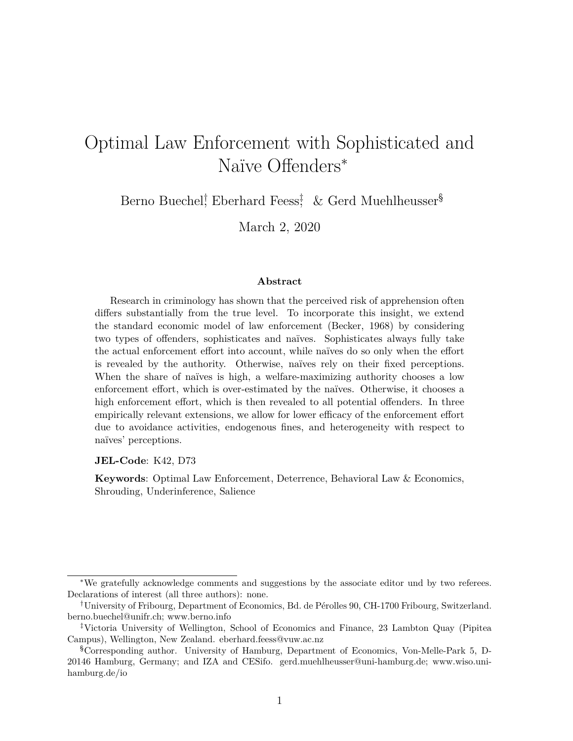# Optimal Law Enforcement with Sophisticated and Naïve Offenders[*]

Berno Buechel[†], Eberhard Feess[‡] & Gerd Muehlheusser[§]

March 2, 2020

**Abstract**

Research in criminology has shown that the perceived risk of apprehension often differs substantially from the true level. To incorporate this insight, we extend the standard economic model of law enforcement (Becker, 1968) by considering two types of offenders, sophisticates and naïves. Sophisticates always fully take the actual enforcement effort into account, while naïves do so only when the effort is revealed by the authority. Otherwise, naïves rely on their fixed perceptions. When the share of naïves is high, a welfare-maximizing authority chooses a low enforcement effort, which is over-estimated by the naïves. Otherwise, it chooses a high enforcement effort, which is then revealed to all potential offenders. In three empirically relevant extensions, we allow for lower efficacy of the enforcement effort due to avoidance activities, endogenous fines, and heterogeneity with respect to naïves' perceptions.

**JEL-Code**: K42, D73

**Keywords**: Optimal Law Enforcement, Deterrence, Behavioral Law & Economics, Shrouding, Underinference, Salience

---

[*] We gratefully acknowledge comments and suggestions by the associate editor und by two referees. Declarations of interest (all three authors): none.

[†] University of Fribourg, Department of Economics, Bd. de Pérolles 90, CH-1700 Fribourg, Switzerland. berno.buechel@unifr.ch; www.berno.info

[‡] Victoria University of Wellington, School of Economics and Finance, 23 Lambton Quay (Pipitea Campus), Wellington, New Zealand. eberhard.feess@vuw.ac.nz

[§] Corresponding author. University of Hamburg, Department of Economics, Von-Melle-Park 5, D-20146 Hamburg, Germany; and IZA and CESifo. gerd.muehlheusser@uni-hamburg.de; www.wiso.uni-hamburg.de/io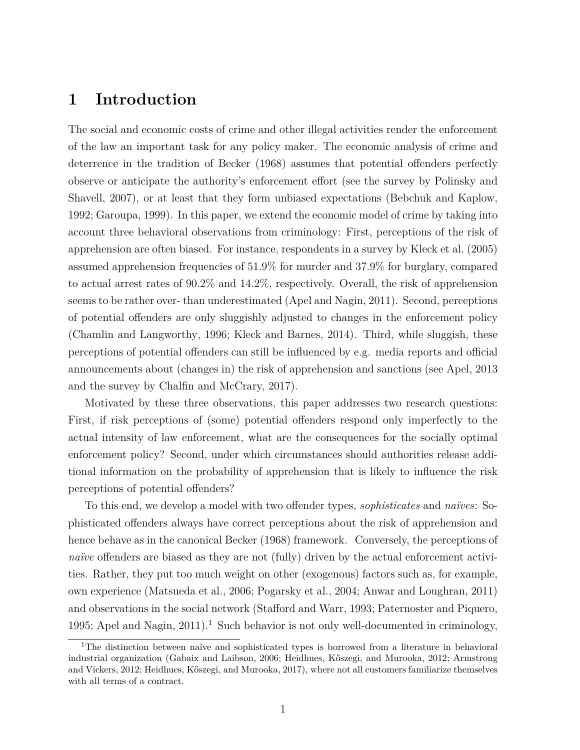# 1 Introduction

The social and economic costs of crime and other illegal activities render the enforcement of the law an important task for any policy maker. The economic analysis of crime and deterrence in the tradition of Becker (1968) assumes that potential offenders perfectly observe or anticipate the authority's enforcement effort (see the survey by Polinsky and Shavell, 2007), or at least that they form unbiased expectations (Bebchuk and Kaplow, 1992; Garoupa, 1999). In this paper, we extend the economic model of crime by taking into account three behavioral observations from criminology: First, perceptions of the risk of apprehension are often biased. For instance, respondents in a survey by Kleck et al. (2005) assumed apprehension frequencies of 51.9% for murder and 37.9% for burglary, compared to actual arrest rates of 90.2% and 14.2%, respectively. Overall, the risk of apprehension seems to be rather over- than underestimated (Apel and Nagin, 2011). Second, perceptions of potential offenders are only sluggishly adjusted to changes in the enforcement policy (Chamlin and Langworthy, 1996; Kleck and Barnes, 2014). Third, while sluggish, these perceptions of potential offenders can still be influenced by e.g. media reports and official announcements about (changes in) the risk of apprehension and sanctions (see Apel, 2013 and the survey by Chalfin and McCrary, 2017).

Motivated by these three observations, this paper addresses two research questions: First, if risk perceptions of (some) potential offenders respond only imperfectly to the actual intensity of law enforcement, what are the consequences for the socially optimal enforcement policy? Second, under which circumstances should authorities release additional information on the probability of apprehension that is likely to influence the risk perceptions of potential offenders?

To this end, we develop a model with two offender types, *sophisticates* and *naïves*: Sophisticated offenders always have correct perceptions about the risk of apprehension and hence behave as in the canonical Becker (1968) framework. Conversely, the perceptions of *naïve* offenders are biased as they are not (fully) driven by the actual enforcement activities. Rather, they put too much weight on other (exogenous) factors such as, for example, own experience (Matsueda et al., 2006; Pogarsky et al., 2004; Anwar and Loughran, 2011) and observations in the social network (Stafford and Warr, 1993; Paternoster and Piquero, 1995; Apel and Nagin, 2011).[1] Such behavior is not only well-documented in criminology,

[1] The distinction between naïve and sophisticated types is borrowed from a literature in behavioral industrial organization (Gabaix and Laibson, 2006; Heidhues, Kőszegi, and Murooka, 2012; Armstrong and Vickers, 2012; Heidhues, Kőszegi, and Murooka, 2017), where not all customers familiarize themselves with all terms of a contract.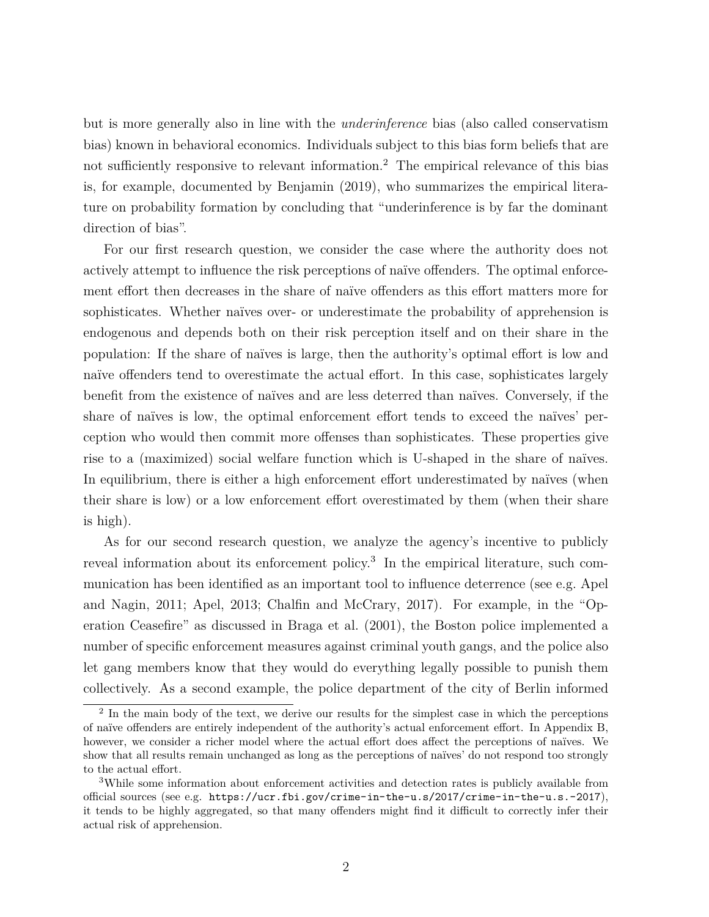but is more generally also in line with the *underinference* bias (also called conservatism bias) known in behavioral economics. Individuals subject to this bias form beliefs that are not sufficiently responsive to relevant information.[2] The empirical relevance of this bias is, for example, documented by Benjamin (2019), who summarizes the empirical literature on probability formation by concluding that "underinference is by far the dominant direction of bias".

For our first research question, we consider the case where the authority does not actively attempt to influence the risk perceptions of naïve offenders. The optimal enforcement effort then decreases in the share of naïve offenders as this effort matters more for sophisticates. Whether naïves over- or underestimate the probability of apprehension is endogenous and depends both on their risk perception itself and on their share in the population: If the share of naïves is large, then the authority's optimal effort is low and naïve offenders tend to overestimate the actual effort. In this case, sophisticates largely benefit from the existence of naïves and are less deterred than naïves. Conversely, if the share of naïves is low, the optimal enforcement effort tends to exceed the naïves' perception who would then commit more offenses than sophisticates. These properties give rise to a (maximized) social welfare function which is U-shaped in the share of naïves. In equilibrium, there is either a high enforcement effort underestimated by naïves (when their share is low) or a low enforcement effort overestimated by them (when their share is high).

As for our second research question, we analyze the agency's incentive to publicly reveal information about its enforcement policy.[3] In the empirical literature, such communication has been identified as an important tool to influence deterrence (see e.g. Apel and Nagin, 2011; Apel, 2013; Chalfin and McCrary, 2017). For example, in the "Operation Ceasefire" as discussed in Braga et al. (2001), the Boston police implemented a number of specific enforcement measures against criminal youth gangs, and the police also let gang members know that they would do everything legally possible to punish them collectively. As a second example, the police department of the city of Berlin informed

[2] In the main body of the text, we derive our results for the simplest case in which the perceptions of naïve offenders are entirely independent of the authority's actual enforcement effort. In Appendix B, however, we consider a richer model where the actual effort does affect the perceptions of naïves. We show that all results remain unchanged as long as the perceptions of naïves' do not respond too strongly to the actual effort.

[3] While some information about enforcement activities and detection rates is publicly available from official sources (see e.g. https://ucr.fbi.gov/crime-in-the-u.s/2017/crime-in-the-u.s.-2017), it tends to be highly aggregated, so that many offenders might find it difficult to correctly infer their actual risk of apprehension.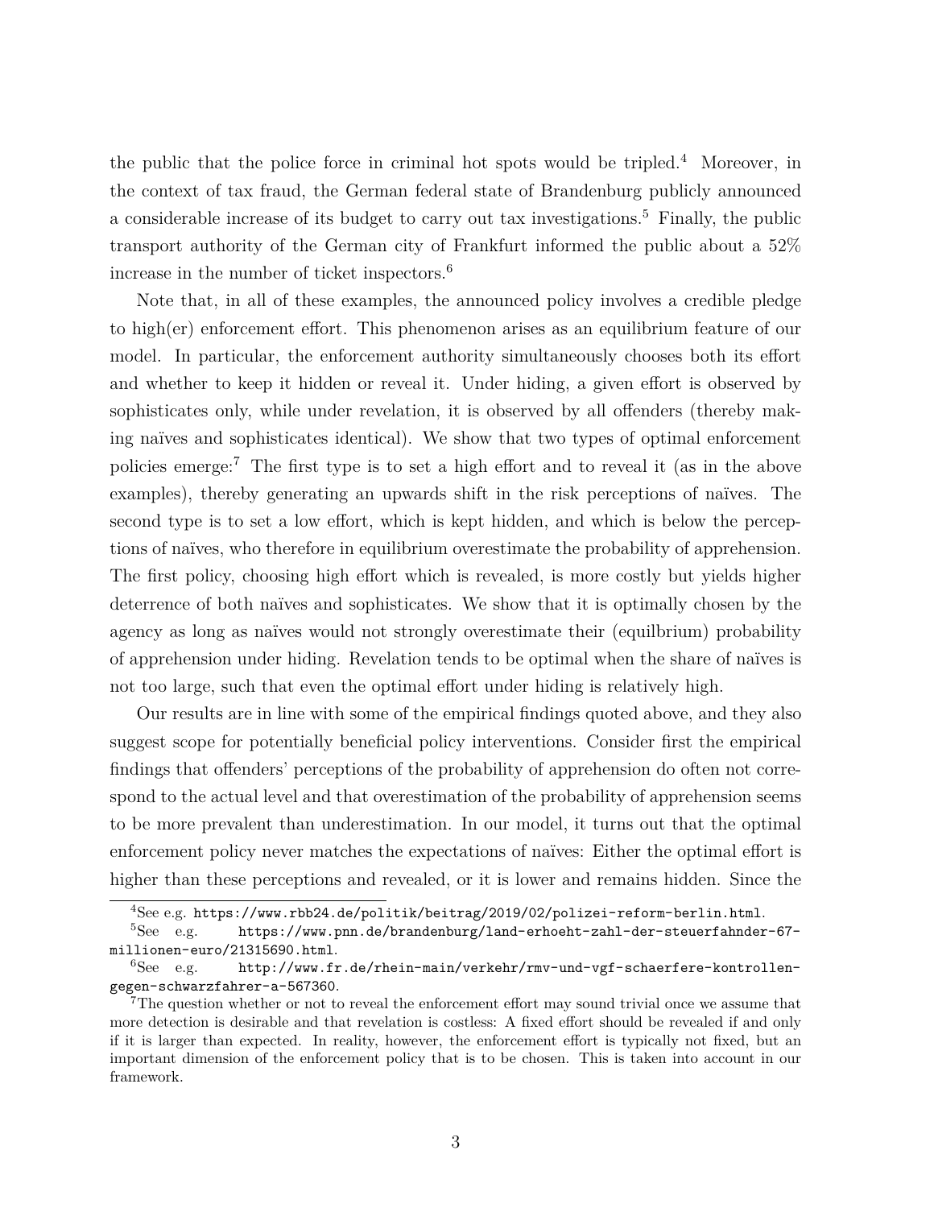the public that the police force in criminal hot spots would be tripled.[4] Moreover, in the context of tax fraud, the German federal state of Brandenburg publicly announced a considerable increase of its budget to carry out tax investigations.[5] Finally, the public transport authority of the German city of Frankfurt informed the public about a 52% increase in the number of ticket inspectors.[6]

Note that, in all of these examples, the announced policy involves a credible pledge to high(er) enforcement effort. This phenomenon arises as an equilibrium feature of our model. In particular, the enforcement authority simultaneously chooses both its effort and whether to keep it hidden or reveal it. Under hiding, a given effort is observed by sophisticates only, while under revelation, it is observed by all offenders (thereby making naïves and sophisticates identical). We show that two types of optimal enforcement policies emerge:[7] The first type is to set a high effort and to reveal it (as in the above examples), thereby generating an upwards shift in the risk perceptions of naïves. The second type is to set a low effort, which is kept hidden, and which is below the perceptions of naïves, who therefore in equilibrium overestimate the probability of apprehension. The first policy, choosing high effort which is revealed, is more costly but yields higher deterrence of both naïves and sophisticates. We show that it is optimally chosen by the agency as long as naïves would not strongly overestimate their (equlibrium) probability of apprehension under hiding. Revelation tends to be optimal when the share of naïves is not too large, such that even the optimal effort under hiding is relatively high.

Our results are in line with some of the empirical findings quoted above, and they also suggest scope for potentially beneficial policy interventions. Consider first the empirical findings that offenders' perceptions of the probability of apprehension do often not correspond to the actual level and that overestimation of the probability of apprehension seems to be more prevalent than underestimation. In our model, it turns out that the optimal enforcement policy never matches the expectations of naïves: Either the optimal effort is higher than these perceptions and revealed, or it is lower and remains hidden. Since the

---

[4] See e.g. https://www.rbb24.de/politik/beitrag/2019/02/polizei-reform-berlin.html.

[5] See e.g. https://www.pnn.de/brandenburg/land-erhoeht-zahl-der-steuerfahnder-67-millionen-euro/21315690.html.

[6] See e.g. http://www.fr.de/rhein-main/verkehr/rmv-und-vgf-schaerfere-kontrollen-gegen-schwarzfahrer-a-567360.

[7] The question whether or not to reveal the enforcement effort may sound trivial once we assume that more detection is desirable and that revelation is costless: A fixed effort should be revealed if and only if it is larger than expected. In reality, however, the enforcement effort is typically not fixed, but an important dimension of the enforcement policy that is to be chosen. This is taken into account in our framework.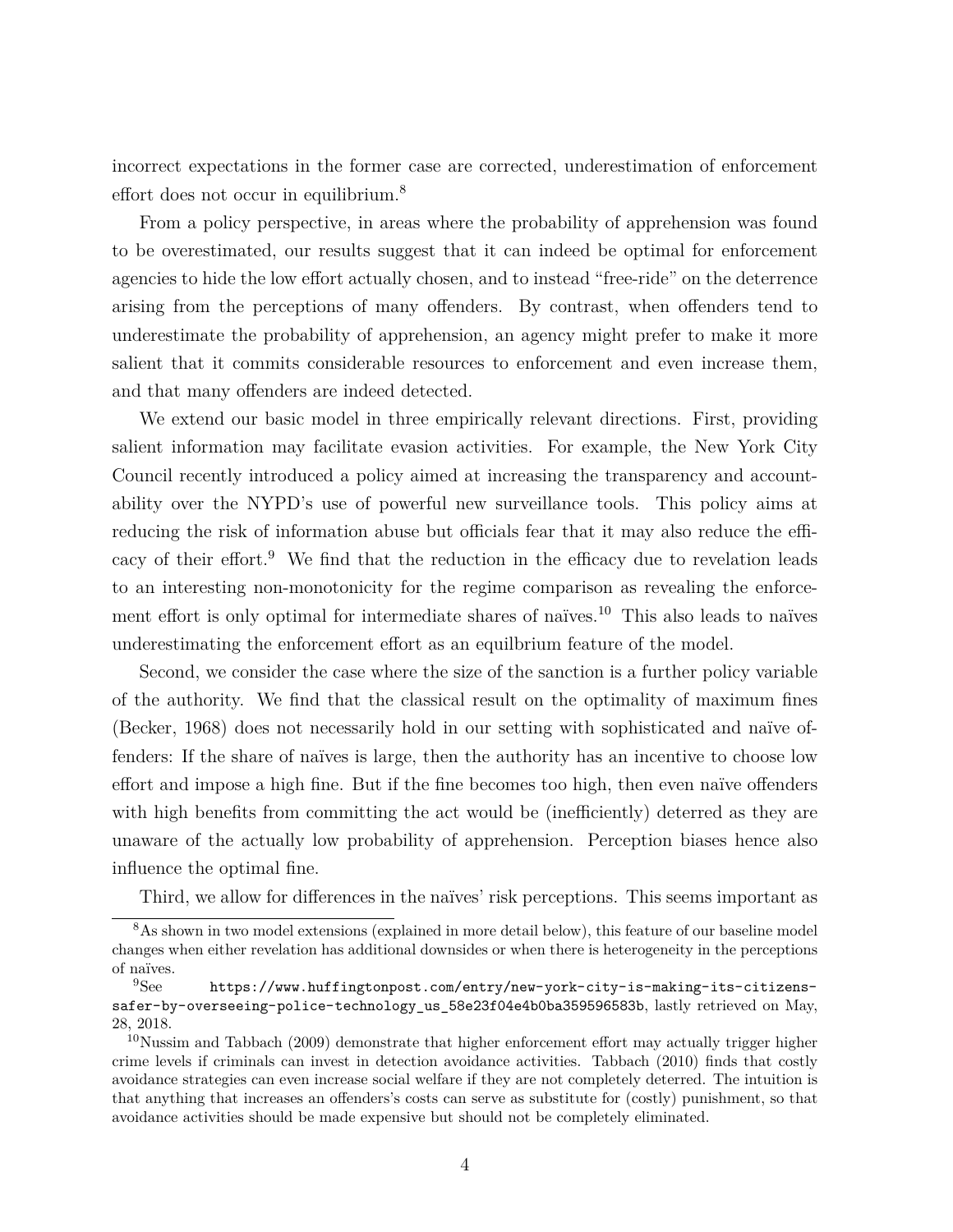incorrect expectations in the former case are corrected, underestimation of enforcement effort does not occur in equilibrium.[8]

From a policy perspective, in areas where the probability of apprehension was found to be overestimated, our results suggest that it can indeed be optimal for enforcement agencies to hide the low effort actually chosen, and to instead "free-ride" on the deterrence arising from the perceptions of many offenders. By contrast, when offenders tend to underestimate the probability of apprehension, an agency might prefer to make it more salient that it commits considerable resources to enforcement and even increase them, and that many offenders are indeed detected.

We extend our basic model in three empirically relevant directions. First, providing salient information may facilitate evasion activities. For example, the New York City Council recently introduced a policy aimed at increasing the transparency and accountability over the NYPD's use of powerful new surveillance tools. This policy aims at reducing the risk of information abuse but officials fear that it may also reduce the efficacy of their effort.[9] We find that the reduction in the efficacy due to revelation leads to an interesting non-monotonicity for the regime comparison as revealing the enforcement effort is only optimal for intermediate shares of naïves.[10] This also leads to naïves underestimating the enforcement effort as an equilibrium feature of the model.

Second, we consider the case where the size of the sanction is a further policy variable of the authority. We find that the classical result on the optimality of maximum fines (Becker, 1968) does not necessarily hold in our setting with sophisticated and naïve offenders: If the share of naïves is large, then the authority has an incentive to choose low effort and impose a high fine. But if the fine becomes too high, then even naïve offenders with high benefits from committing the act would be (inefficiently) deterred as they are unaware of the actually low probability of apprehension. Perception biases hence also influence the optimal fine.

Third, we allow for differences in the naïves' risk perceptions. This seems important as

[8] As shown in two model extensions (explained in more detail below), this feature of our baseline model changes when either revelation has additional downsides or when there is heterogeneity in the perceptions of naïves.

[9] See https://www.huffingtonpost.com/entry/new-york-city-is-making-its-citizens-safer-by-overseeing-police-technology_us_58e23f04e4b0ba359596583b, lastly retrieved on May, 28, 2018.

[10] Nussim and Tabbach (2009) demonstrate that higher enforcement effort may actually trigger higher crime levels if criminals can invest in detection avoidance activities. Tabbach (2010) finds that costly avoidance strategies can even increase social welfare if they are not completely deterred. The intuition is that anything that increases an offenders's costs can serve as substitute for (costly) punishment, so that avoidance activities should be made expensive but should not be completely eliminated.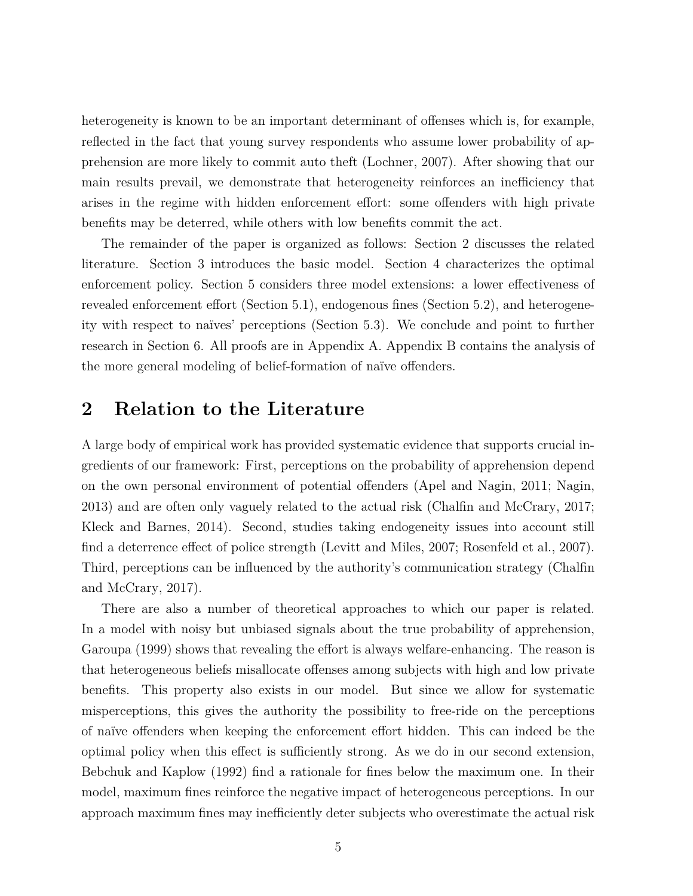heterogeneity is known to be an important determinant of offenses which is, for example, reflected in the fact that young survey respondents who assume lower probability of apprehension are more likely to commit auto theft (Lochner, 2007). After showing that our main results prevail, we demonstrate that heterogeneity reinforces an inefficiency that arises in the regime with hidden enforcement effort: some offenders with high private benefits may be deterred, while others with low benefits commit the act.

The remainder of the paper is organized as follows: Section 2 discusses the related literature. Section 3 introduces the basic model. Section 4 characterizes the optimal enforcement policy. Section 5 considers three model extensions: a lower effectiveness of revealed enforcement effort (Section 5.1), endogenous fines (Section 5.2), and heterogeneity with respect to naïves' perceptions (Section 5.3). We conclude and point to further research in Section 6. All proofs are in Appendix A. Appendix B contains the analysis of the more general modeling of belief-formation of naïve offenders.

## 2 Relation to the Literature

A large body of empirical work has provided systematic evidence that supports crucial ingredients of our framework: First, perceptions on the probability of apprehension depend on the own personal environment of potential offenders (Apel and Nagin, 2011; Nagin, 2013) and are often only vaguely related to the actual risk (Chalfin and McCrary, 2017; Kleck and Barnes, 2014). Second, studies taking endogeneity issues into account still find a deterrence effect of police strength (Levitt and Miles, 2007; Rosenfeld et al., 2007). Third, perceptions can be influenced by the authority's communication strategy (Chalfin and McCrary, 2017).

There are also a number of theoretical approaches to which our paper is related. In a model with noisy but unbiased signals about the true probability of apprehension, Garoupa (1999) shows that revealing the effort is always welfare-enhancing. The reason is that heterogeneous beliefs misallocate offenses among subjects with high and low private benefits. This property also exists in our model. But since we allow for systematic misperceptions, this gives the authority the possibility to free-ride on the perceptions of naïve offenders when keeping the enforcement effort hidden. This can indeed be the optimal policy when this effect is sufficiently strong. As we do in our second extension, Bebchuk and Kaplow (1992) find a rationale for fines below the maximum one. In their model, maximum fines reinforce the negative impact of heterogeneous perceptions. In our approach maximum fines may inefficiently deter subjects who overestimate the actual risk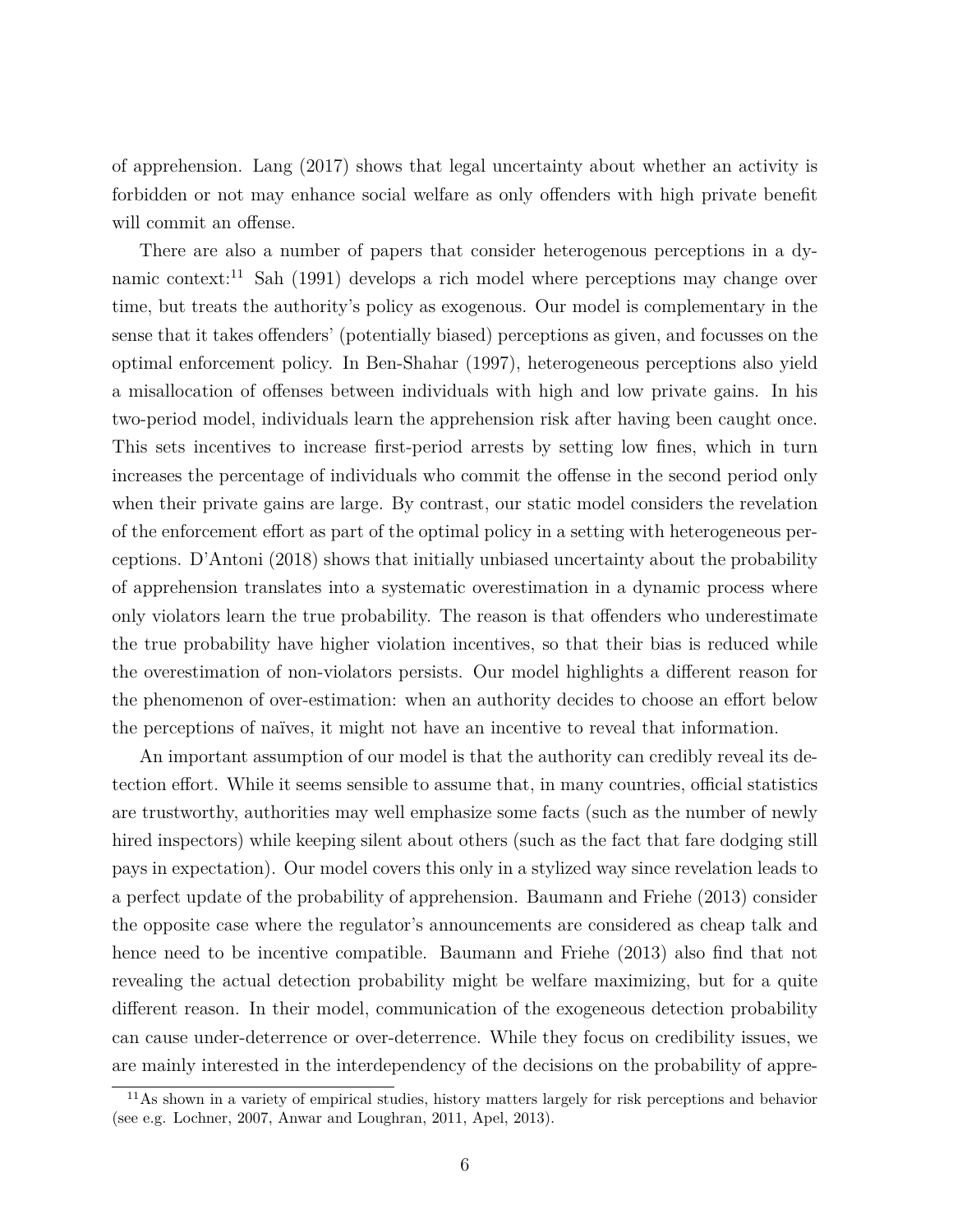of apprehension. Lang (2017) shows that legal uncertainty about whether an activity is forbidden or not may enhance social welfare as only offenders with high private benefit will commit an offense.

There are also a number of papers that consider heterogenous perceptions in a dynamic context:[11] Sah (1991) develops a rich model where perceptions may change over time, but treats the authority's policy as exogenous. Our model is complementary in the sense that it takes offenders' (potentially biased) perceptions as given, and focusses on the optimal enforcement policy. In Ben-Shahar (1997), heterogeneous perceptions also yield a misallocation of offenses between individuals with high and low private gains. In his two-period model, individuals learn the apprehension risk after having been caught once. This sets incentives to increase first-period arrests by setting low fines, which in turn increases the percentage of individuals who commit the offense in the second period only when their private gains are large. By contrast, our static model considers the revelation of the enforcement effort as part of the optimal policy in a setting with heterogeneous perceptions. D'Antoni (2018) shows that initially unbiased uncertainty about the probability of apprehension translates into a systematic overestimation in a dynamic process where only violators learn the true probability. The reason is that offenders who underestimate the true probability have higher violation incentives, so that their bias is reduced while the overestimation of non-violators persists. Our model highlights a different reason for the phenomenon of over-estimation: when an authority decides to choose an effort below the perceptions of naïves, it might not have an incentive to reveal that information.

An important assumption of our model is that the authority can credibly reveal its detection effort. While it seems sensible to assume that, in many countries, official statistics are trustworthy, authorities may well emphasize some facts (such as the number of newly hired inspectors) while keeping silent about others (such as the fact that fare dodging still pays in expectation). Our model covers this only in a stylized way since revelation leads to a perfect update of the probability of apprehension. Baumann and Friehe (2013) consider the opposite case where the regulator's announcements are considered as cheap talk and hence need to be incentive compatible. Baumann and Friehe (2013) also find that not revealing the actual detection probability might be welfare maximizing, but for a quite different reason. In their model, communication of the exogeneous detection probability can cause under-deterrence or over-deterrence. While they focus on credibility issues, we are mainly interested in the interdependency of the decisions on the probability of appre-

[11] As shown in a variety of empirical studies, history matters largely for risk perceptions and behavior (see e.g. Lochner, 2007, Anwar and Loughran, 2011, Apel, 2013).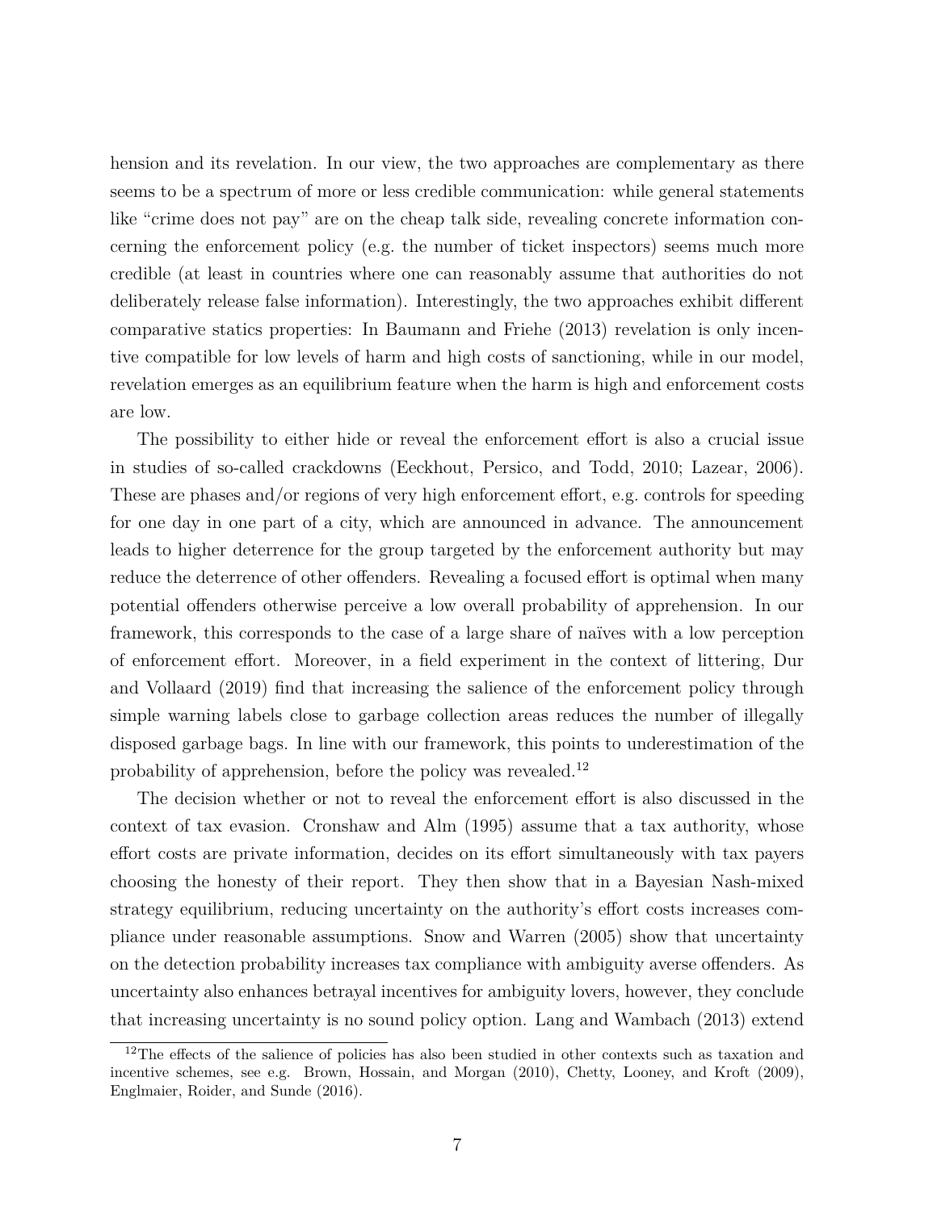hension and its revelation. In our view, the two approaches are complementary as there seems to be a spectrum of more or less credible communication: while general statements like "crime does not pay" are on the cheap talk side, revealing concrete information concerning the enforcement policy (e.g. the number of ticket inspectors) seems much more credible (at least in countries where one can reasonably assume that authorities do not deliberately release false information). Interestingly, the two approaches exhibit different comparative statics properties: In Baumann and Friehe (2013) revelation is only incentive compatible for low levels of harm and high costs of sanctioning, while in our model, revelation emerges as an equilibrium feature when the harm is high and enforcement costs are low.

The possibility to either hide or reveal the enforcement effort is also a crucial issue in studies of so-called crackdowns (Eeckhout, Persico, and Todd, 2010; Lazear, 2006). These are phases and/or regions of very high enforcement effort, e.g. controls for speeding for one day in one part of a city, which are announced in advance. The announcement leads to higher deterrence for the group targeted by the enforcement authority but may reduce the deterrence of other offenders. Revealing a focused effort is optimal when many potential offenders otherwise perceive a low overall probability of apprehension. In our framework, this corresponds to the case of a large share of naïves with a low perception of enforcement effort. Moreover, in a field experiment in the context of littering, Dur and Vollaard (2019) find that increasing the salience of the enforcement policy through simple warning labels close to garbage collection areas reduces the number of illegally disposed garbage bags. In line with our framework, this points to underestimation of the probability of apprehension, before the policy was revealed.[12]

The decision whether or not to reveal the enforcement effort is also discussed in the context of tax evasion. Cronshaw and Alm (1995) assume that a tax authority, whose effort costs are private information, decides on its effort simultaneously with tax payers choosing the honesty of their report. They then show that in a Bayesian Nash-mixed strategy equilibrium, reducing uncertainty on the authority's effort costs increases compliance under reasonable assumptions. Snow and Warren (2005) show that uncertainty on the detection probability increases tax compliance with ambiguity averse offenders. As uncertainty also enhances betrayal incentives for ambiguity lovers, however, they conclude that increasing uncertainty is no sound policy option. Lang and Wambach (2013) extend

[12] The effects of the salience of policies has also been studied in other contexts such as taxation and incentive schemes, see e.g. Brown, Hossain, and Morgan (2010), Chetty, Looney, and Kroft (2009), Englmaier, Roider, and Sunde (2016).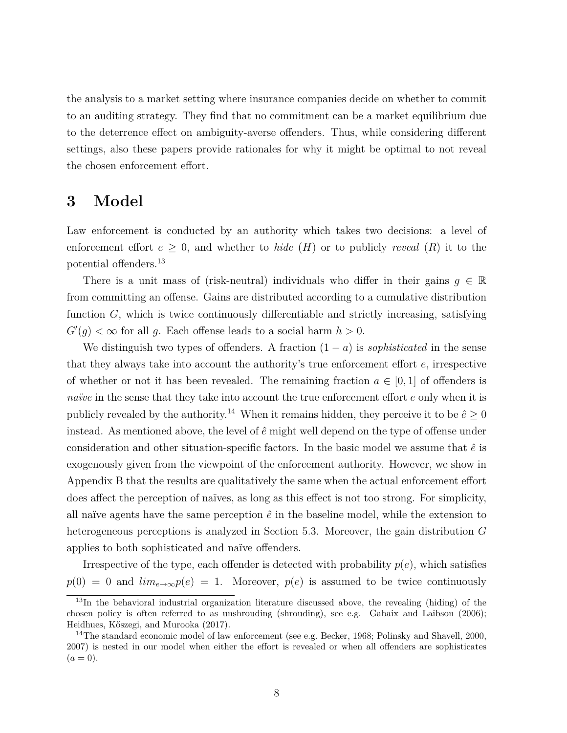the analysis to a market setting where insurance companies decide on whether to commit to an auditing strategy. They find that no commitment can be a market equilibrium due to the deterrence effect on ambiguity-averse offenders. Thus, while considering different settings, also these papers provide rationales for why it might be optimal to not reveal the chosen enforcement effort.

# 3 Model

Law enforcement is conducted by an authority which takes two decisions: a level of enforcement effort $e \geq 0$, and whether to *hide* ($H$) or to publicly *reveal* ($R$) it to the potential offenders.[13]

There is a unit mass of (risk-neutral) individuals who differ in their gains $g \in \mathbb{R}$ from committing an offense. Gains are distributed according to a cumulative distribution function $G$, which is twice continuously differentiable and strictly increasing, satisfying $G'(g) < \infty$ for all $g$. Each offense leads to a social harm $h > 0$.

We distinguish two types of offenders. A fraction $(1 - a)$ is *sophisticated* in the sense that they always take into account the authority's true enforcement effort $e$, irrespective of whether or not it has been revealed. The remaining fraction $a \in [0, 1]$ of offenders is *naïve* in the sense that they take into account the true enforcement effort $e$ only when it is publicly revealed by the authority.[14] When it remains hidden, they perceive it to be $\hat{e} \geq 0$ instead. As mentioned above, the level of $\hat{e}$ might well depend on the type of offense under consideration and other situation-specific factors. In the basic model we assume that $\hat{e}$ is exogenously given from the viewpoint of the enforcement authority. However, we show in Appendix B that the results are qualitatively the same when the actual enforcement effort does affect the perception of naïves, as long as this effect is not too strong. For simplicity, all naïve agents have the same perception $\hat{e}$ in the baseline model, while the extension to heterogeneous perceptions is analyzed in Section 5.3. Moreover, the gain distribution $G$ applies to both sophisticated and naïve offenders.

Irrespective of the type, each offender is detected with probability $p(e)$, which satisfies $p(0) = 0$ and $lim_{e \to \infty} p(e) = 1$. Moreover, $p(e)$ is assumed to be twice continuously

[13] In the behavioral industrial organization literature discussed above, the revealing (hiding) of the chosen policy is often referred to as unshrouding (shrouding), see e.g. Gabaix and Laibson (2006); Heidhues, Kőszegi, and Murooka (2017).

[14] The standard economic model of law enforcement (see e.g. Becker, 1968; Polinsky and Shavell, 2000, 2007) is nested in our model when either the effort is revealed or when all offenders are sophisticates ($a = 0$).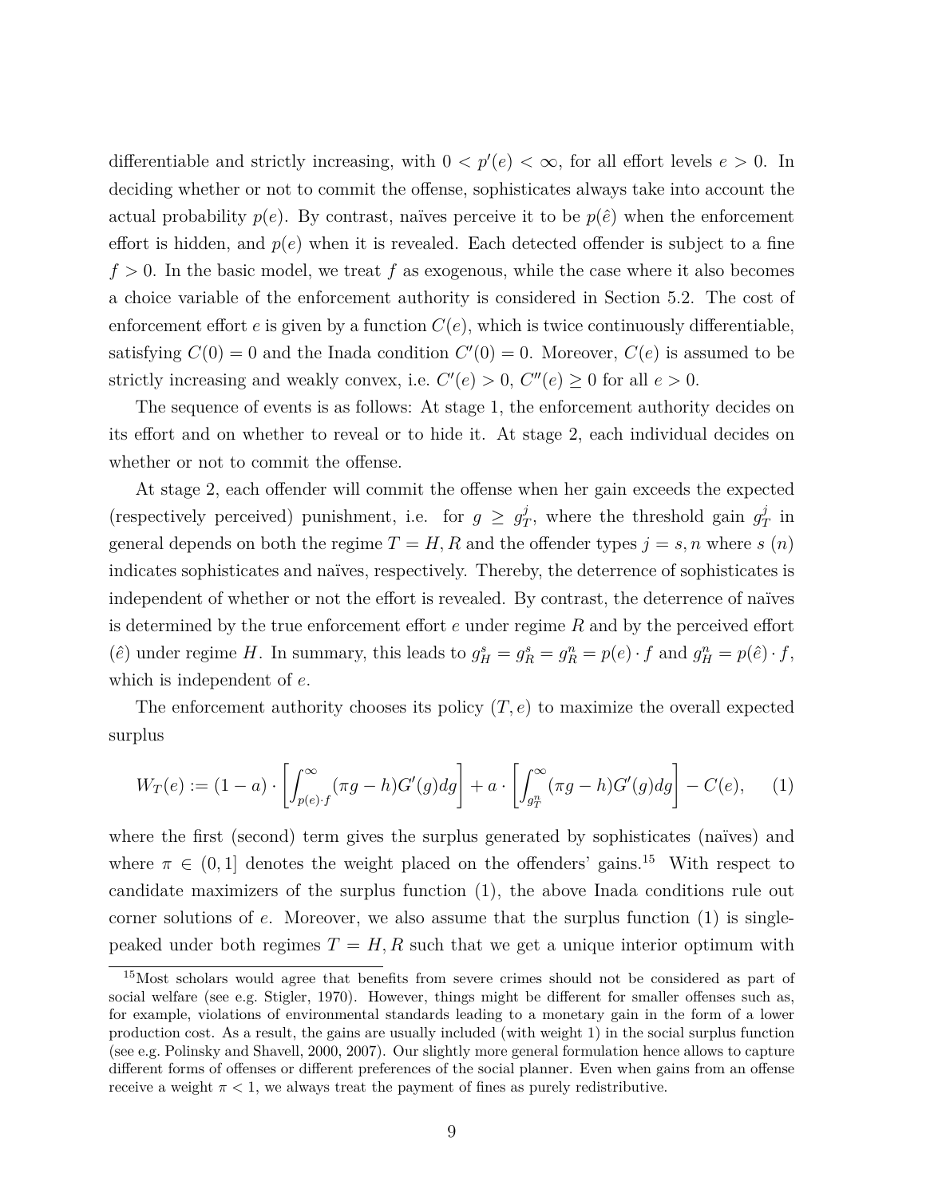differentiable and strictly increasing, with $0 < p'(e) < \infty$, for all effort levels $e > 0$. In deciding whether or not to commit the offense, sophisticates always take into account the actual probability $p(e)$. By contrast, naïves perceive it to be $p(\hat{e})$ when the enforcement effort is hidden, and $p(e)$ when it is revealed. Each detected offender is subject to a fine $f > 0$. In the basic model, we treat $f$ as exogenous, while the case where it also becomes a choice variable of the enforcement authority is considered in Section 5.2. The cost of enforcement effort $e$ is given by a function $C(e)$, which is twice continuously differentiable, satisfying $C(0) = 0$ and the Inada condition $C'(0) = 0$. Moreover, $C(e)$ is assumed to be strictly increasing and weakly convex, i.e. $C'(e) > 0$, $C''(e) \geq 0$ for all $e > 0$.

The sequence of events is as follows: At stage 1, the enforcement authority decides on its effort and on whether to reveal or to hide it. At stage 2, each individual decides on whether or not to commit the offense.

At stage 2, each offender will commit the offense when her gain exceeds the expected (respectively perceived) punishment, i.e. for $g \geq g_T^j$, where the threshold gain $g_T^j$ in general depends on both the regime $T = H, R$ and the offender types $j = s, n$ where $s$ ($n$) indicates sophisticates and naïves, respectively. Thereby, the deterrence of sophisticates is independent of whether or not the effort is revealed. By contrast, the deterrence of naïves is determined by the true enforcement effort $e$ under regime $R$ and by the perceived effort ($\hat{e}$) under regime $H$. In summary, this leads to $g_H^s = g_R^s = g_R^n = p(e) \cdot f$ and $g_H^n = p(\hat{e}) \cdot f$, which is independent of $e$.

The enforcement authority chooses its policy $(T, e)$ to maximize the overall expected surplus

$$W_T(e) := (1 - a) \cdot \left[ \int_{p(e) \cdot f}^{\infty} (\pi g - h) G'(g) dg \right] + a \cdot \left[ \int_{g_T^n}^{\infty} (\pi g - h) G'(g) dg \right] - C(e), \quad (1)$$

where the first (second) term gives the surplus generated by sophisticates (naïves) and where $\pi \in (0, 1]$ denotes the weight placed on the offenders' gains.[15] With respect to candidate maximizers of the surplus function (1), the above Inada conditions rule out corner solutions of $e$. Moreover, we also assume that the surplus function (1) is single-peaked under both regimes $T = H, R$ such that we get a unique interior optimum with

[15] Most scholars would agree that benefits from severe crimes should not be considered as part of social welfare (see e.g. Stigler, 1970). However, things might be different for smaller offenses such as, for example, violations of environmental standards leading to a monetary gain in the form of a lower production cost. As a result, the gains are usually included (with weight 1) in the social surplus function (see e.g. Polinsky and Shavell, 2000, 2007). Our slightly more general formulation hence allows to capture different forms of offenses or different preferences of the social planner. Even when gains from an offense receive a weight $\pi < 1$, we always treat the payment of fines as purely redistributive.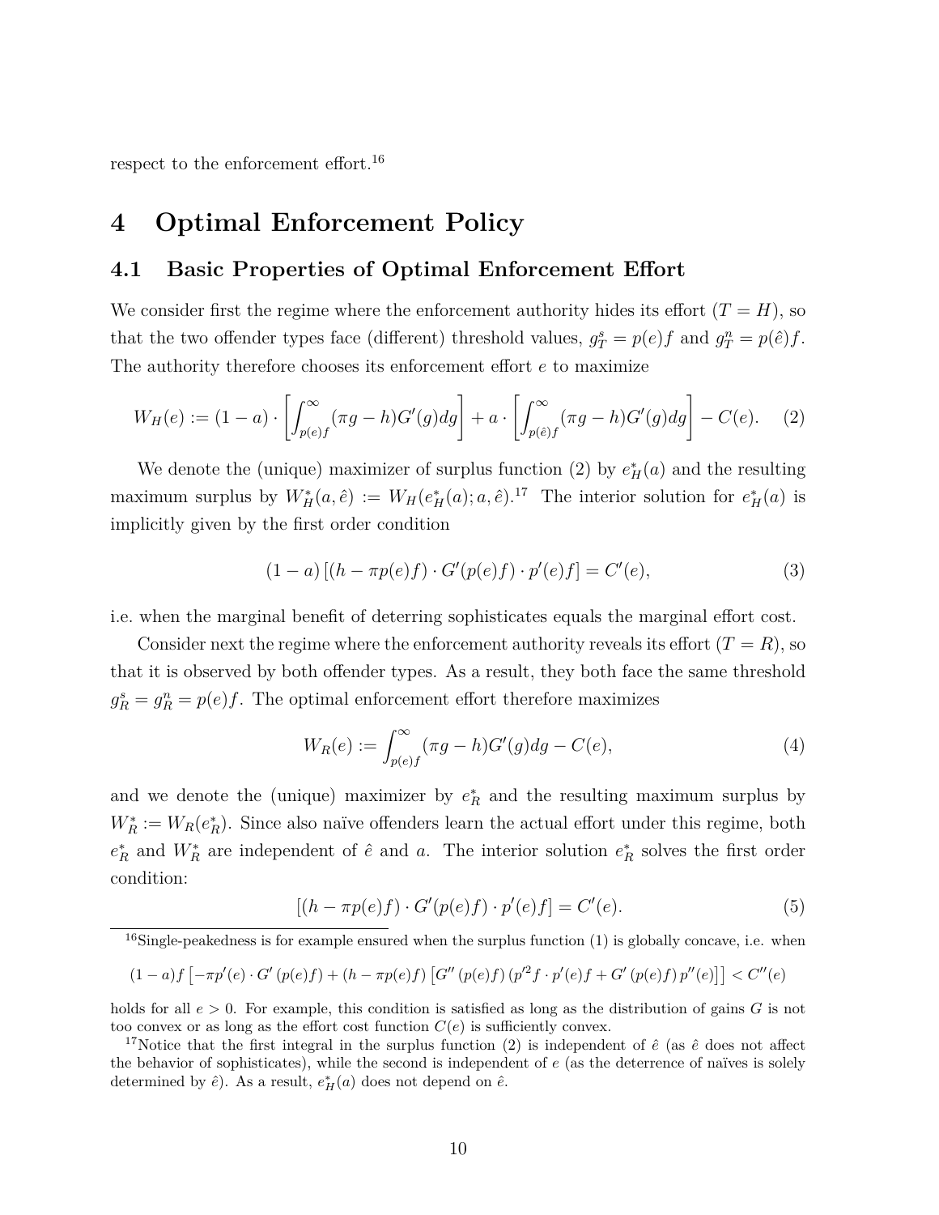respect to the enforcement effort.[16]

# 4 Optimal Enforcement Policy

## 4.1 Basic Properties of Optimal Enforcement Effort

We consider first the regime where the enforcement authority hides its effort ($T = H$), so that the two offender types face (different) threshold values, $g_T^s = p(e)f$ and $g_T^n = p(\hat{e})f$. The authority therefore chooses its enforcement effort $e$ to maximize

$$W_H(e) := (1-a) \cdot \left[ \int_{p(e)f}^{\infty} (\pi g - h) G'(g) dg \right] + a \cdot \left[ \int_{p(\hat{e})f}^{\infty} (\pi g - h) G'(g) dg \right] - C(e). \quad (2)$$

We denote the (unique) maximizer of surplus function (2) by $e_H^*(a)$ and the resulting maximum surplus by $W_H^*(a, \hat{e}) := W_H(e_H^*(a); a, \hat{e})$.[17] The interior solution for $e_H^*(a)$ is implicitly given by the first order condition

$$(1-a) \left[ (h - \pi p(e) f) \cdot G'(p(e)f) \cdot p'(e) f \right] = C'(e), \quad (3)$$

i.e. when the marginal benefit of deterring sophisticates equals the marginal effort cost.

Consider next the regime where the enforcement authority reveals its effort ($T = R$), so that it is observed by both offender types. As a result, they both face the same threshold $g_R^s = g_R^n = p(e)f$. The optimal enforcement effort therefore maximizes

$$W_R(e) := \int_{p(e)f}^{\infty} (\pi g - h) G'(g) dg - C(e), \quad (4)$$

and we denote the (unique) maximizer by $e_R^*$ and the resulting maximum surplus by $W_R^* := W_R(e_R^*)$. Since also naïve offenders learn the actual effort under this regime, both $e_R^*$ and $W_R^*$ are independent of $\hat{e}$ and $a$. The interior solution $e_R^*$ solves the first order condition:

$$\left[ (h - \pi p(e) f) \cdot G'(p(e)f) \cdot p'(e) f \right] = C'(e). \quad (5)$$

[16] Single-peakedness is for example ensured when the surplus function (1) is globally concave, i.e. when

$$(1-a) f \left[ -\pi p'(e) \cdot G'(p(e)f) + (h - \pi p(e) f) \left[ G''(p(e)f) (p'^2 f \cdot p'(e) f + G'(p(e)f) p''(e) \right] \right] < C''(e)$$

holds for all $e > 0$. For example, this condition is satisfied as long as the distribution of gains $G$ is not too convex or as long as the effort cost function $C(e)$ is sufficiently convex.

[17] Notice that the first integral in the surplus function (2) is independent of $\hat{e}$ (as $\hat{e}$ does not affect the behavior of sophisticates), while the second is independent of $e$ (as the deterrence of naïves is solely determined by $\hat{e}$). As a result, $e_H^*(a)$ does not depend on $\hat{e}$.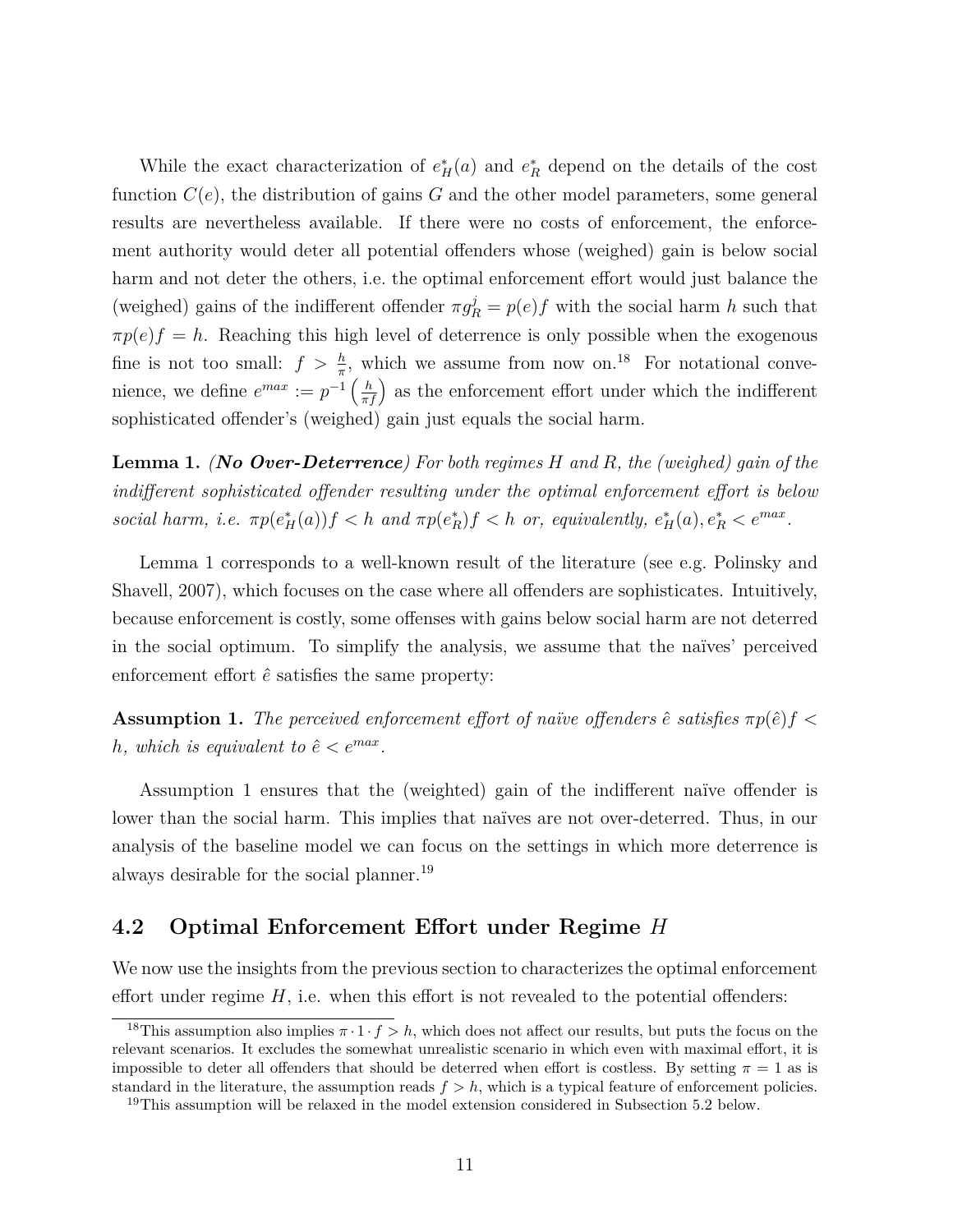While the exact characterization of $e_H^*(a)$ and $e_R^*$ depend on the details of the cost function $C(e)$, the distribution of gains $G$ and the other model parameters, some general results are nevertheless available. If there were no costs of enforcement, the enforcement authority would deter all potential offenders whose (weighed) gain is below social harm and not deter the others, i.e. the optimal enforcement effort would just balance the (weighed) gains of the indifferent offender $\pi g_R^j = p(e)f$ with the social harm $h$ such that $\pi p(e)f = h$. Reaching this high level of deterrence is only possible when the exogenous fine is not too small: $f > \frac{h}{\pi}$, which we assume from now on.[18] For notational convenience, we define $e^{max} := p^{-1}\left(\frac{h}{\pi f}\right)$ as the enforcement effort under which the indifferent sophisticated offender's (weighed) gain just equals the social harm.

**Lemma 1.** ***(No Over-Deterrence)*** *For both regimes $H$ and $R$, the (weighed) gain of the indifferent sophisticated offender resulting under the optimal enforcement effort is below social harm, i.e. $\pi p(e_H^*(a))f < h$ and $\pi p(e_R^*)f < h$ or, equivalently, $e_H^*(a), e_R^* < e^{max}$.*

Lemma 1 corresponds to a well-known result of the literature (see e.g. Polinsky and Shavell, 2007), which focuses on the case where all offenders are sophisticates. Intuitively, because enforcement is costly, some offenses with gains below social harm are not deterred in the social optimum. To simplify the analysis, we assume that the naïves' perceived enforcement effort $\hat{e}$ satisfies the same property:

**Assumption 1.** *The perceived enforcement effort of naïve offenders $\hat{e}$ satisfies $\pi p(\hat{e})f < h$, which is equivalent to $\hat{e} < e^{max}$.*

Assumption 1 ensures that the (weighted) gain of the indifferent naïve offender is lower than the social harm. This implies that naïves are not over-deterred. Thus, in our analysis of the baseline model we can focus on the settings in which more deterrence is always desirable for the social planner.[19]

## 4.2 Optimal Enforcement Effort under Regime $H$

We now use the insights from the previous section to characterizes the optimal enforcement effort under regime $H$, i.e. when this effort is not revealed to the potential offenders:

[18] This assumption also implies $\pi \cdot 1 \cdot f > h$, which does not affect our results, but puts the focus on the relevant scenarios. It excludes the somewhat unrealistic scenario in which even with maximal effort, it is impossible to deter all offenders that should be deterred when effort is costless. By setting $\pi = 1$ as is standard in the literature, the assumption reads $f > h$, which is a typical feature of enforcement policies.

[19] This assumption will be relaxed in the model extension considered in Subsection 5.2 below.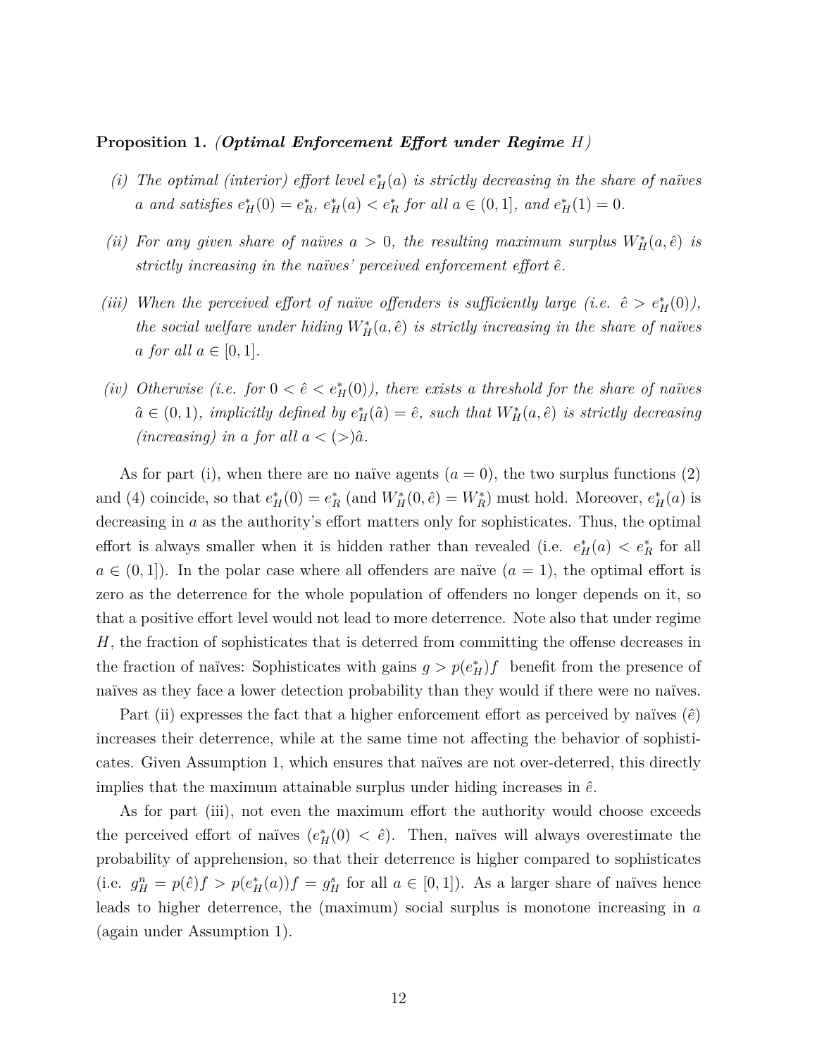**Proposition 1.** ***(Optimal Enforcement Effort under Regime*** $H$***)***

*(i) The optimal (interior) effort level* $e_H^*(a)$ *is strictly decreasing in the share of naïves* $a$ *and satisfies* $e_H^*(0) = e_R^*$*,* $e_H^*(a) < e_R^*$ *for all* $a \in (0, 1]$*, and* $e_H^*(1) = 0$*.*

*(ii) For any given share of naïves* $a > 0$*, the resulting maximum surplus* $W_H^*(a, \hat{e})$ *is strictly increasing in the naïves' perceived enforcement effort* $\hat{e}$*.*

*(iii) When the perceived effort of naïve offenders is sufficiently large (i.e.* $\hat{e} > e_H^*(0)$*), the social welfare under hiding* $W_H^*(a, \hat{e})$ *is strictly increasing in the share of naïves* $a$ *for all* $a \in [0, 1]$*.*

*(iv) Otherwise (i.e. for* $0 < \hat{e} < e_H^*(0)$*), there exists a threshold for the share of naïves* $\hat{a} \in (0, 1)$*, implicitly defined by* $e_H^*(\hat{a}) = \hat{e}$*, such that* $W_H^*(a, \hat{e})$ *is strictly decreasing (increasing) in* $a$ *for all* $a < (>)\hat{a}$*.*

As for part (i), when there are no naïve agents ($a = 0$), the two surplus functions (2) and (4) coincide, so that $e_H^*(0) = e_R^*$ (and $W_H^*(0, \hat{e}) = W_R^*$) must hold. Moreover, $e_H^*(a)$ is decreasing in $a$ as the authority's effort matters only for sophisticates. Thus, the optimal effort is always smaller when it is hidden rather than revealed (i.e. $e_H^*(a) < e_R^*$ for all $a \in (0, 1]$). In the polar case where all offenders are naïve ($a = 1$), the optimal effort is zero as the deterrence for the whole population of offenders no longer depends on it, so that a positive effort level would not lead to more deterrence. Note also that under regime $H$, the fraction of sophisticates that is deterred from committing the offense decreases in the fraction of naïves: Sophisticates with gains $g > p(e_H^*)f$ benefit from the presence of naïves as they face a lower detection probability than they would if there were no naïves.

Part (ii) expresses the fact that a higher enforcement effort as perceived by naïves ($\hat{e}$) increases their deterrence, while at the same time not affecting the behavior of sophisticates. Given Assumption 1, which ensures that naïves are not over-deterred, this directly implies that the maximum attainable surplus under hiding increases in $\hat{e}$.

As for part (iii), not even the maximum effort the authority would choose exceeds the perceived effort of naïves ($e_H^*(0) < \hat{e}$). Then, naïves will always overestimate the probability of apprehension, so that their deterrence is higher compared to sophisticates (i.e. $g_H^n = p(\hat{e})f > p(e_H^*(a))f = g_H^s$ for all $a \in [0, 1]$). As a larger share of naïves hence leads to higher deterrence, the (maximum) social surplus is monotone increasing in $a$ (again under Assumption 1).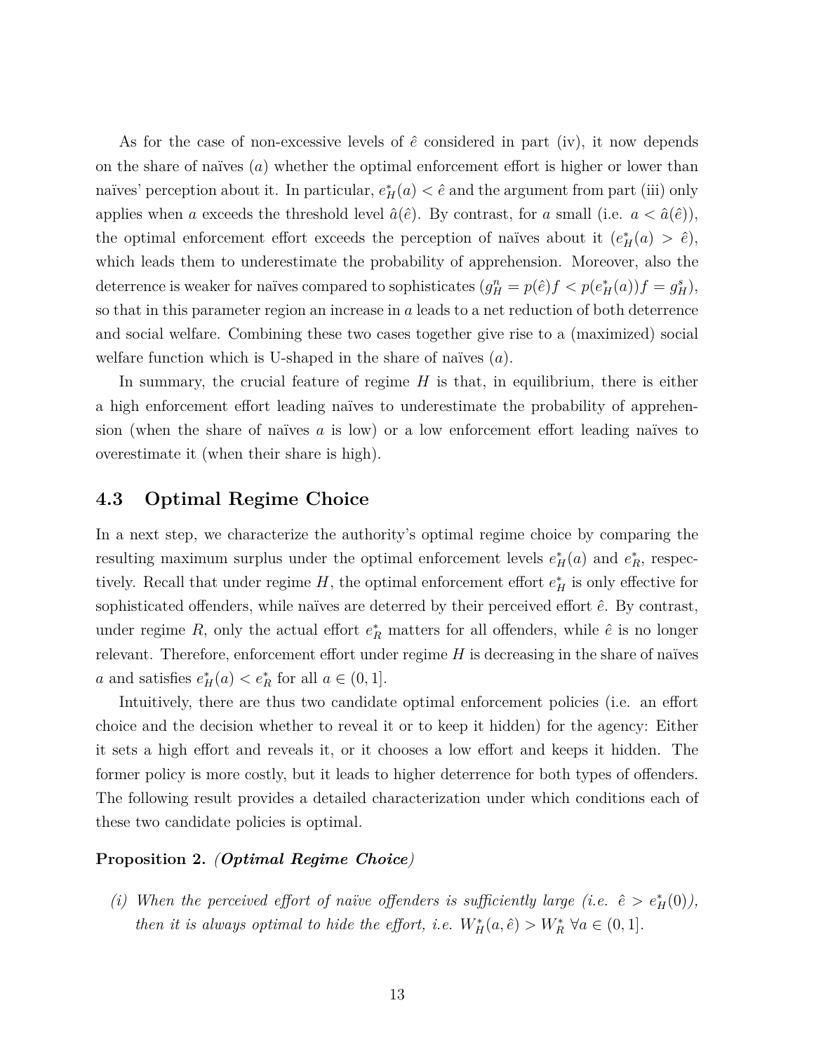As for the case of non-excessive levels of $\hat{e}$ considered in part (iv), it now depends on the share of naïves ($a$) whether the optimal enforcement effort is higher or lower than naïves' perception about it. In particular, $e^*_H(a) < \hat{e}$ and the argument from part (iii) only applies when $a$ exceeds the threshold level $\hat{a}(\hat{e})$. By contrast, for $a$ small (i.e. $a < \hat{a}(\hat{e})$), the optimal enforcement effort exceeds the perception of naïves about it ($e^*_H(a) > \hat{e}$), which leads them to underestimate the probability of apprehension. Moreover, also the deterrence is weaker for naïves compared to sophisticates ($g^n_H = p(\hat{e})f < p(e^*_H(a))f = g^s_H$), so that in this parameter region an increase in $a$ leads to a net reduction of both deterrence and social welfare. Combining these two cases together give rise to a (maximized) social welfare function which is U-shaped in the share of naïves ($a$).

In summary, the crucial feature of regime $H$ is that, in equilibrium, there is either a high enforcement effort leading naïves to underestimate the probability of apprehension (when the share of naïves $a$ is low) or a low enforcement effort leading naïves to overestimate it (when their share is high).

## 4.3 Optimal Regime Choice

In a next step, we characterize the authority's optimal regime choice by comparing the resulting maximum surplus under the optimal enforcement levels $e^*_H(a)$ and $e^*_R$, respectively. Recall that under regime $H$, the optimal enforcement effort $e^*_H$ is only effective for sophisticated offenders, while naïves are deterred by their perceived effort $\hat{e}$. By contrast, under regime $R$, only the actual effort $e^*_R$ matters for all offenders, while $\hat{e}$ is no longer relevant. Therefore, enforcement effort under regime $H$ is decreasing in the share of naïves $a$ and satisfies $e^*_H(a) < e^*_R$ for all $a \in (0, 1]$.

Intuitively, there are thus two candidate optimal enforcement policies (i.e. an effort choice and the decision whether to reveal it or to keep it hidden) for the agency: Either it sets a high effort and reveals it, or it chooses a low effort and keeps it hidden. The former policy is more costly, but it leads to higher deterrence for both types of offenders. The following result provides a detailed characterization under which conditions each of these two candidate policies is optimal.

**Proposition 2.** ***(Optimal Regime Choice)***

*(i) When the perceived effort of naïve offenders is sufficiently large (i.e. $\hat{e} > e^*_H(0)$), then it is always optimal to hide the effort, i.e. $W^*_H(a, \hat{e}) > W^*_R$ $\forall a \in (0, 1]$.*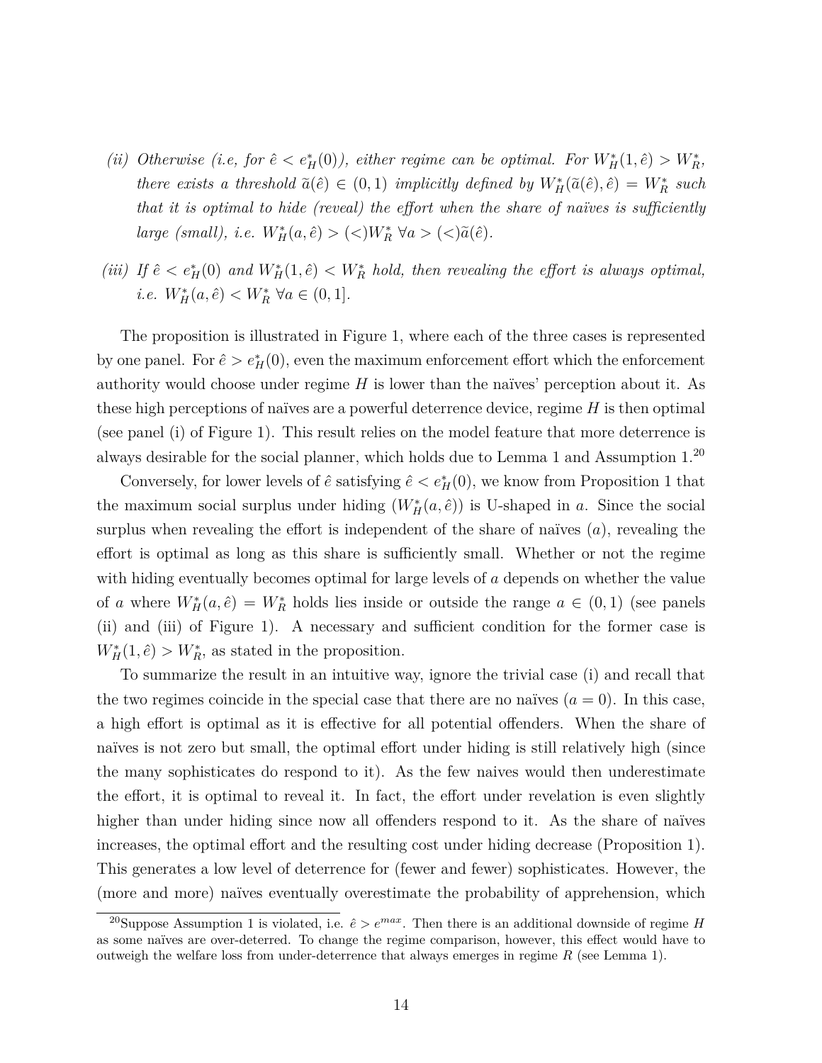*(ii) Otherwise (i.e, for $\hat{e} < e^*_H(0)$), either regime can be optimal. For $W^*_H(1, \hat{e}) > W^*_R$, there exists a threshold $\tilde{a}(\hat{e}) \in (0, 1)$ implicitly defined by $W^*_H(\tilde{a}(\hat{e}), \hat{e}) = W^*_R$ such that it is optimal to hide (reveal) the effort when the share of naïves is sufficiently large (small), i.e. $W^*_H(a, \hat{e}) > (<) W^*_R \ \forall a > (<) \tilde{a}(\hat{e})$.*

*(iii) If $\hat{e} < e^*_H(0)$ and $W^*_H(1, \hat{e}) < W^*_R$ hold, then revealing the effort is always optimal, i.e. $W^*_H(a, \hat{e}) < W^*_R \ \forall a \in (0, 1]$.*

The proposition is illustrated in Figure 1, where each of the three cases is represented by one panel. For $\hat{e} > e^*_H(0)$, even the maximum enforcement effort which the enforcement authority would choose under regime $H$ is lower than the naïves' perception about it. As these high perceptions of naïves are a powerful deterrence device, regime $H$ is then optimal (see panel (i) of Figure 1). This result relies on the model feature that more deterrence is always desirable for the social planner, which holds due to Lemma 1 and Assumption 1.[20]

Conversely, for lower levels of $\hat{e}$ satisfying $\hat{e} < e^*_H(0)$, we know from Proposition 1 that the maximum social surplus under hiding ($W^*_H(a, \hat{e})$) is U-shaped in $a$. Since the social surplus when revealing the effort is independent of the share of naïves ($a$), revealing the effort is optimal as long as this share is sufficiently small. Whether or not the regime with hiding eventually becomes optimal for large levels of $a$ depends on whether the value of $a$ where $W^*_H(a, \hat{e}) = W^*_R$ holds lies inside or outside the range $a \in (0, 1)$ (see panels (ii) and (iii) of Figure 1). A necessary and sufficient condition for the former case is $W^*_H(1, \hat{e}) > W^*_R$, as stated in the proposition.

To summarize the result in an intuitive way, ignore the trivial case (i) and recall that the two regimes coincide in the special case that there are no naïves ($a = 0$). In this case, a high effort is optimal as it is effective for all potential offenders. When the share of naïves is not zero but small, the optimal effort under hiding is still relatively high (since the many sophisticates do respond to it). As the few naives would then underestimate the effort, it is optimal to reveal it. In fact, the effort under revelation is even slightly higher than under hiding since now all offenders respond to it. As the share of naïves increases, the optimal effort and the resulting cost under hiding decrease (Proposition 1). This generates a low level of deterrence for (fewer and fewer) sophisticates. However, the (more and more) naïves eventually overestimate the probability of apprehension, which

[20] Suppose Assumption 1 is violated, i.e. $\hat{e} > e^{max}$. Then there is an additional downside of regime $H$ as some naïves are over-deterred. To change the regime comparison, however, this effect would have to outweigh the welfare loss from under-deterrence that always emerges in regime $R$ (see Lemma 1).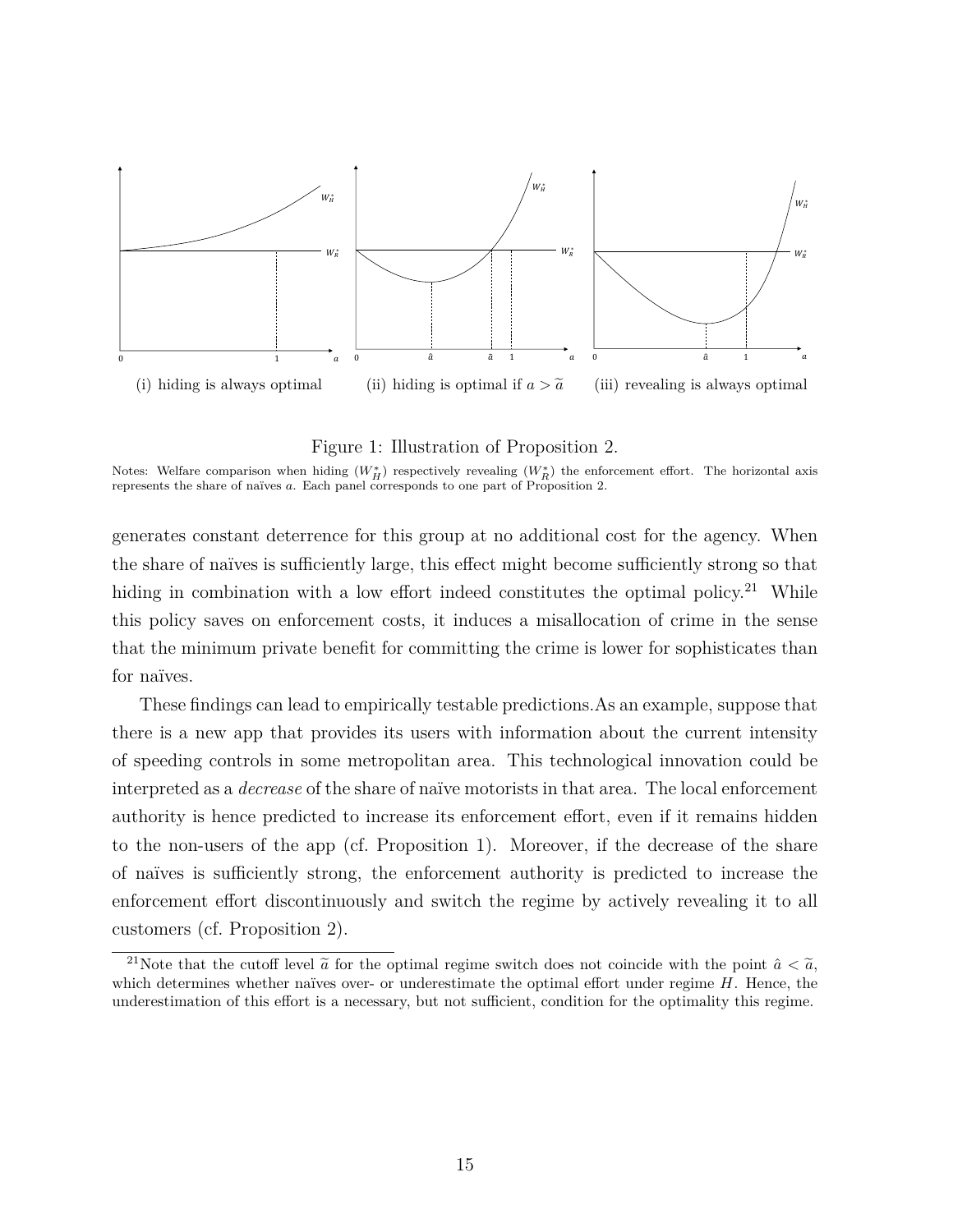(i) hiding is always optimal (ii) hiding is optimal if $a > \widetilde{a}$ (iii) revealing is always optimal

Figure 1: Illustration of Proposition 2.

Notes: Welfare comparison when hiding ($W_H^*$) respectively revealing ($W_R^*$) the enforcement effort. The horizontal axis represents the share of naïves $a$. Each panel corresponds to one part of Proposition 2.

generates constant deterrence for this group at no additional cost for the agency. When the share of naïves is sufficiently large, this effect might become sufficiently strong so that hiding in combination with a low effort indeed constitutes the optimal policy.[21] While this policy saves on enforcement costs, it induces a misallocation of crime in the sense that the minimum private benefit for committing the crime is lower for sophisticates than for naïves.

These findings can lead to empirically testable predictions.As an example, suppose that there is a new app that provides its users with information about the current intensity of speeding controls in some metropolitan area. This technological innovation could be interpreted as a *decrease* of the share of naïve motorists in that area. The local enforcement authority is hence predicted to increase its enforcement effort, even if it remains hidden to the non-users of the app (cf. Proposition 1). Moreover, if the decrease of the share of naïves is sufficiently strong, the enforcement authority is predicted to increase the enforcement effort discontinuously and switch the regime by actively revealing it to all customers (cf. Proposition 2).

[21] Note that the cutoff level $\widetilde{a}$ for the optimal regime switch does not coincide with the point $\hat{a} < \widetilde{a}$, which determines whether naïves over- or underestimate the optimal effort under regime $H$. Hence, the underestimation of this effort is a necessary, but not sufficient, condition for the optimality this regime.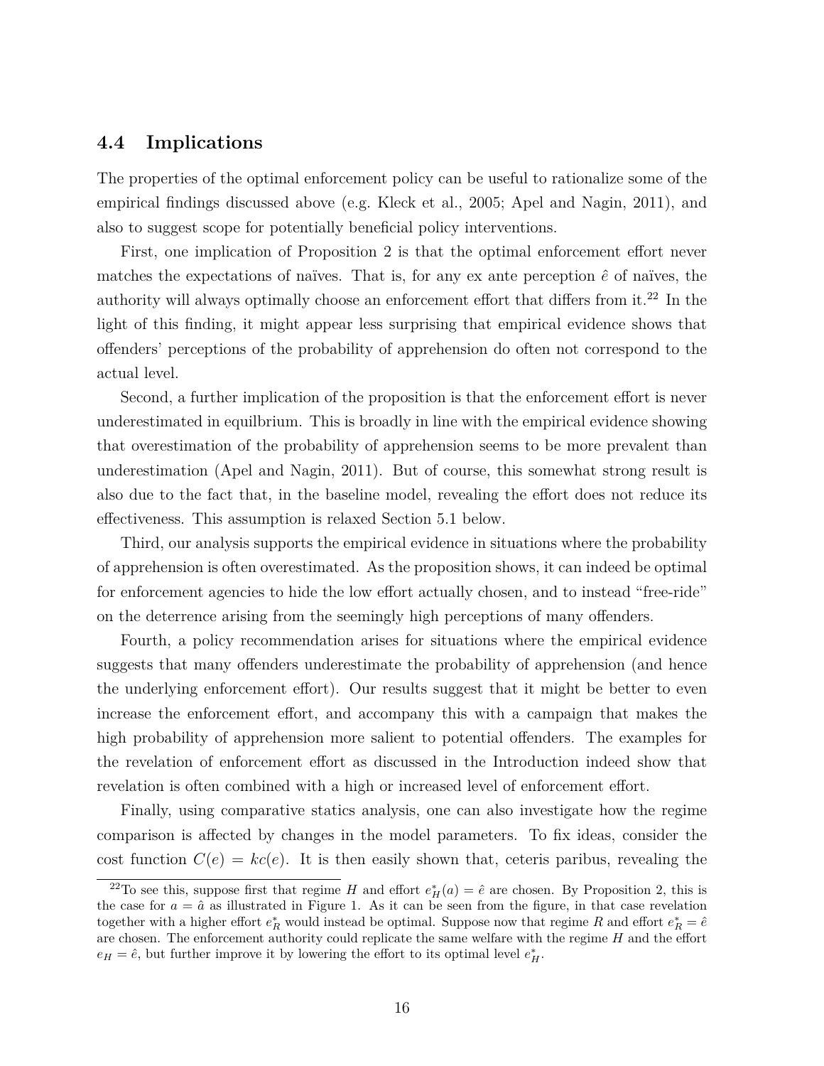### 4.4 Implications

The properties of the optimal enforcement policy can be useful to rationalize some of the empirical findings discussed above (e.g. Kleck et al., 2005; Apel and Nagin, 2011), and also to suggest scope for potentially beneficial policy interventions.

First, one implication of Proposition 2 is that the optimal enforcement effort never matches the expectations of naïves. That is, for any ex ante perception $\hat{e}$ of naïves, the authority will always optimally choose an enforcement effort that differs from it.[22] In the light of this finding, it might appear less surprising that empirical evidence shows that offenders' perceptions of the probability of apprehension do often not correspond to the actual level.

Second, a further implication of the proposition is that the enforcement effort is never underestimated in equilbrium. This is broadly in line with the empirical evidence showing that overestimation of the probability of apprehension seems to be more prevalent than underestimation (Apel and Nagin, 2011). But of course, this somewhat strong result is also due to the fact that, in the baseline model, revealing the effort does not reduce its effectiveness. This assumption is relaxed Section 5.1 below.

Third, our analysis supports the empirical evidence in situations where the probability of apprehension is often overestimated. As the proposition shows, it can indeed be optimal for enforcement agencies to hide the low effort actually chosen, and to instead "free-ride" on the deterrence arising from the seemingly high perceptions of many offenders.

Fourth, a policy recommendation arises for situations where the empirical evidence suggests that many offenders underestimate the probability of apprehension (and hence the underlying enforcement effort). Our results suggest that it might be better to even increase the enforcement effort, and accompany this with a campaign that makes the high probability of apprehension more salient to potential offenders. The examples for the revelation of enforcement effort as discussed in the Introduction indeed show that revelation is often combined with a high or increased level of enforcement effort.

Finally, using comparative statics analysis, one can also investigate how the regime comparison is affected by changes in the model parameters. To fix ideas, consider the cost function $C(e) = kc(e)$. It is then easily shown that, ceteris paribus, revealing the

[22] To see this, suppose first that regime $H$ and effort $e_H^*(a) = \hat{e}$ are chosen. By Proposition 2, this is the case for $a = \hat{a}$ as illustrated in Figure 1. As it can be seen from the figure, in that case revelation together with a higher effort $e_R^*$ would instead be optimal. Suppose now that regime $R$ and effort $e_R^* = \hat{e}$ are chosen. The enforcement authority could replicate the same welfare with the regime $H$ and the effort $e_H = \hat{e}$, but further improve it by lowering the effort to its optimal level $e_H^*$.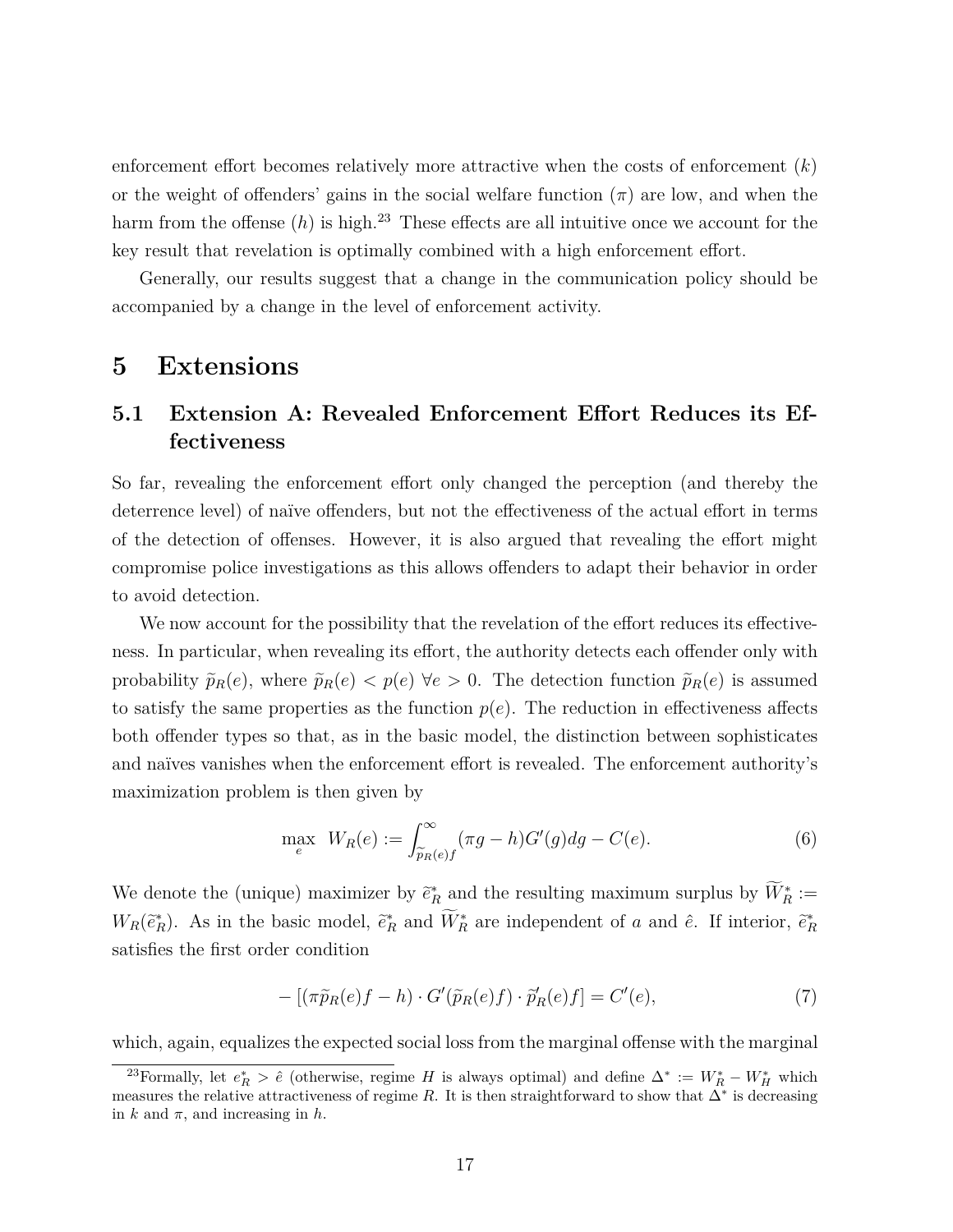enforcement effort becomes relatively more attractive when the costs of enforcement ($k$) or the weight of offenders' gains in the social welfare function ($\pi$) are low, and when the harm from the offense ($h$) is high.[23] These effects are all intuitive once we account for the key result that revelation is optimally combined with a high enforcement effort.

Generally, our results suggest that a change in the communication policy should be accompanied by a change in the level of enforcement activity.

# 5 Extensions

## 5.1 Extension A: Revealed Enforcement Effort Reduces its Effectiveness

So far, revealing the enforcement effort only changed the perception (and thereby the deterrence level) of naïve offenders, but not the effectiveness of the actual effort in terms of the detection of offenses. However, it is also argued that revealing the effort might compromise police investigations as this allows offenders to adapt their behavior in order to avoid detection.

We now account for the possibility that the revelation of the effort reduces its effectiveness. In particular, when revealing its effort, the authority detects each offender only with probability $\widetilde{p}_R(e)$, where $\widetilde{p}_R(e) < p(e)\ \forall e > 0$. The detection function $\widetilde{p}_R(e)$ is assumed to satisfy the same properties as the function $p(e)$. The reduction in effectiveness affects both offender types so that, as in the basic model, the distinction between sophisticates and naïves vanishes when the enforcement effort is revealed. The enforcement authority's maximization problem is then given by

$$\max_{e}\ W_R(e) := \int_{\widetilde{p}_R(e)f}^{\infty} (\pi g - h)G'(g)dg - C(e). \tag{6}$$

We denote the (unique) maximizer by $\widetilde{e}_R^*$ and the resulting maximum surplus by $\widetilde{W}_R^* := W_R(\widetilde{e}_R^*)$. As in the basic model, $\widetilde{e}_R^*$ and $\widetilde{W}_R^*$ are independent of $a$ and $\hat{e}$. If interior, $\widetilde{e}_R^*$ satisfies the first order condition

$$-\left[(\pi\widetilde{p}_R(e)f - h)\cdot G'(\widetilde{p}_R(e)f)\cdot \widetilde{p}_R'(e)f\right] = C'(e), \tag{7}$$

which, again, equalizes the expected social loss from the marginal offense with the marginal

[23] Formally, let $e_R^* > \hat{e}$ (otherwise, regime $H$ is always optimal) and define $\Delta^* := W_R^* - W_H^*$ which measures the relative attractiveness of regime $R$. It is then straightforward to show that $\Delta^*$ is decreasing in $k$ and $\pi$, and increasing in $h$.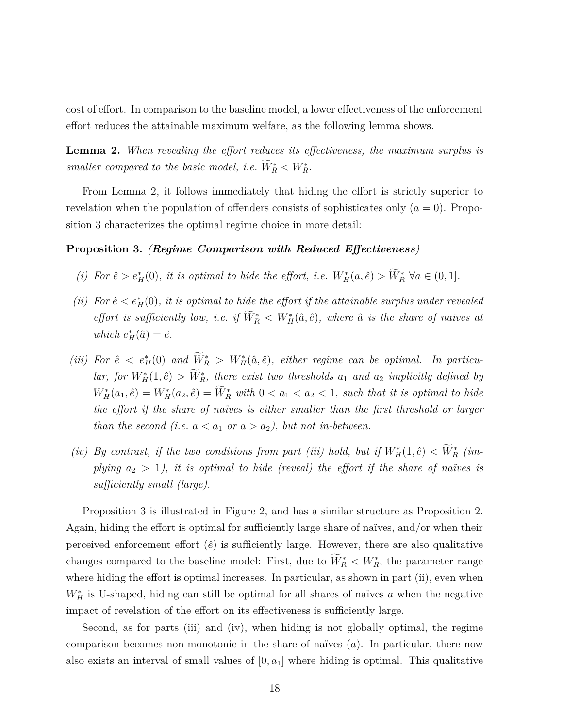cost of effort. In comparison to the baseline model, a lower effectiveness of the enforcement effort reduces the attainable maximum welfare, as the following lemma shows.

**Lemma 2.** *When revealing the effort reduces its effectiveness, the maximum surplus is smaller compared to the basic model, i.e.* $\widetilde{W}_R^* < W_R^*$.

From Lemma 2, it follows immediately that hiding the effort is strictly superior to revelation when the population of offenders consists of sophisticates only ($a = 0$). Proposition 3 characterizes the optimal regime choice in more detail:

**Proposition 3.** ***(Regime Comparison with Reduced Effectiveness)***

*(i) For* $\hat{e} > e_H^*(0)$*, it is optimal to hide the effort, i.e.* $W_H^*(a, \hat{e}) > \widetilde{W}_R^*$ $\forall a \in (0, 1]$.

*(ii) For* $\hat{e} < e_H^*(0)$*, it is optimal to hide the effort if the attainable surplus under revealed effort is sufficiently low, i.e. if* $\widetilde{W}_R^* < W_H^*(\hat{a}, \hat{e})$*, where* $\hat{a}$ *is the share of naïves at which* $e_H^*(\hat{a}) = \hat{e}$.

*(iii) For* $\hat{e} < e_H^*(0)$ *and* $\widetilde{W}_R^* > W_H^*(\hat{a}, \hat{e})$*, either regime can be optimal. In particular, for* $W_H^*(1, \hat{e}) > \widetilde{W}_R^*$*, there exist two thresholds* $a_1$ *and* $a_2$ *implicitly defined by* $W_H^*(a_1, \hat{e}) = W_H^*(a_2, \hat{e}) = \widetilde{W}_R^*$ *with* $0 < a_1 < a_2 < 1$*, such that it is optimal to hide the effort if the share of naïves is either smaller than the first threshold or larger than the second (i.e.* $a < a_1$ *or* $a > a_2$*), but not in-between.*

*(iv) By contrast, if the two conditions from part (iii) hold, but if* $W_H^*(1, \hat{e}) < \widetilde{W}_R^*$ *(implying* $a_2 > 1$*), it is optimal to hide (reveal) the effort if the share of naïves is sufficiently small (large).*

Proposition 3 is illustrated in Figure 2, and has a similar structure as Proposition 2. Again, hiding the effort is optimal for sufficiently large share of naïves, and/or when their perceived enforcement effort ($\hat{e}$) is sufficiently large. However, there are also qualitative changes compared to the baseline model: First, due to $\widetilde{W}_R^* < W_R^*$, the parameter range where hiding the effort is optimal increases. In particular, as shown in part (ii), even when $W_H^*$ is U-shaped, hiding can still be optimal for all shares of naïves $a$ when the negative impact of revelation of the effort on its effectiveness is sufficiently large.

Second, as for parts (iii) and (iv), when hiding is not globally optimal, the regime comparison becomes non-monotonic in the share of naïves ($a$). In particular, there now also exists an interval of small values of $[0, a_1]$ where hiding is optimal. This qualitative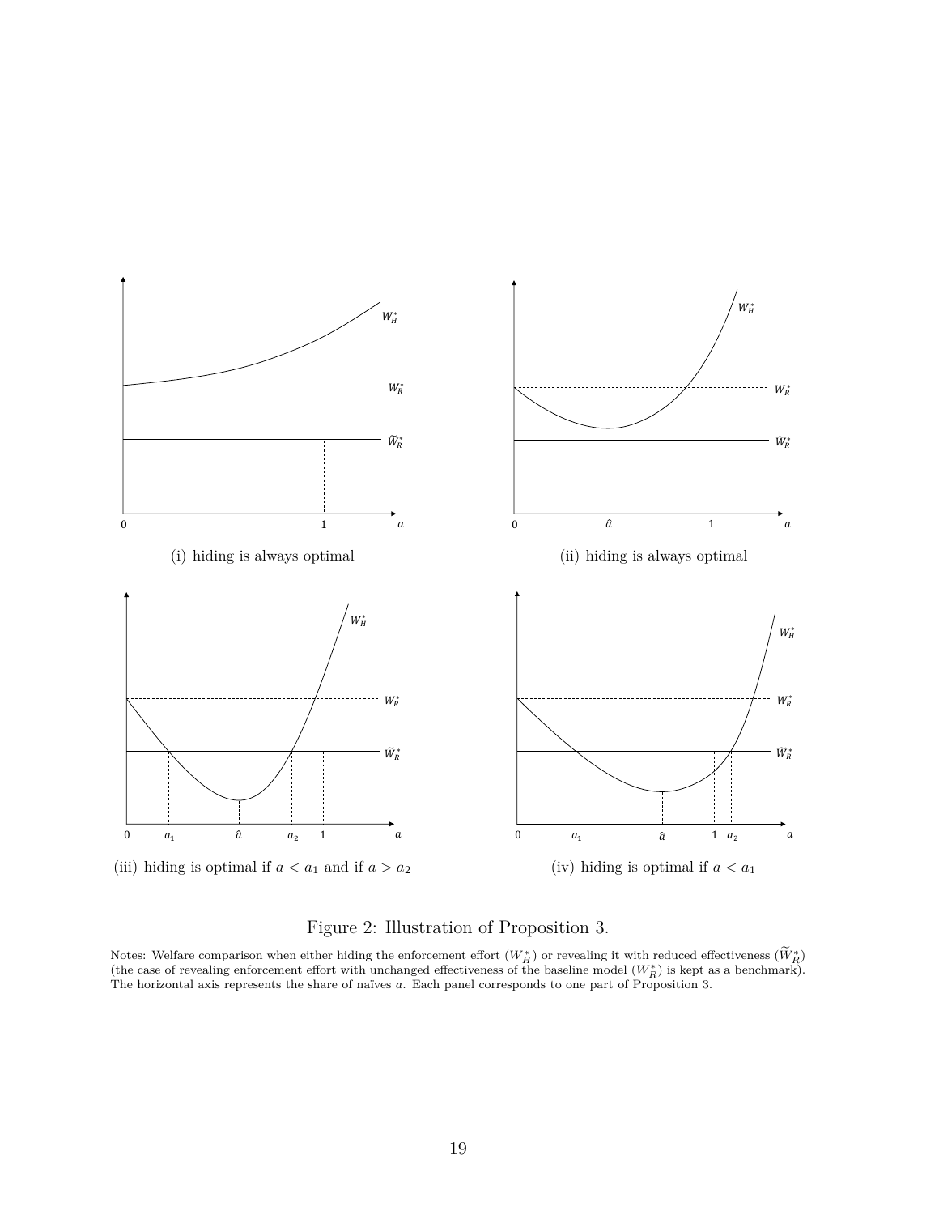(i) hiding is always optimal

(ii) hiding is always optimal

(iii) hiding is optimal if $a < a_1$ and if $a > a_2$

(iv) hiding is optimal if $a < a_1$

Figure 2: Illustration of Proposition 3.

Notes: Welfare comparison when either hiding the enforcement effort ($W_H^*$) or revealing it with reduced effectiveness ($\widetilde{W}_R^*$) (the case of revealing enforcement effort with unchanged effectiveness of the baseline model ($W_R^*$) is kept as a benchmark). The horizontal axis represents the share of naïves $a$. Each panel corresponds to one part of Proposition 3.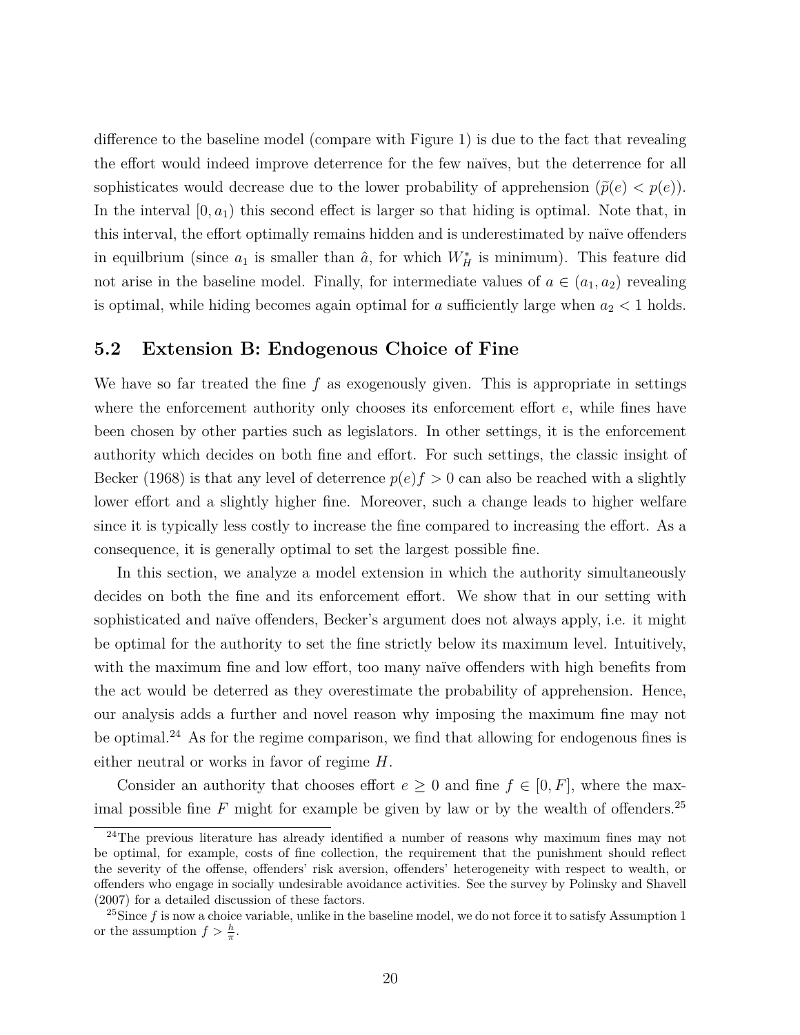difference to the baseline model (compare with Figure 1) is due to the fact that revealing the effort would indeed improve deterrence for the few naïves, but the deterrence for all sophisticates would decrease due to the lower probability of apprehension ($\widetilde{p}(e) < p(e)$). In the interval $[0, a_1)$ this second effect is larger so that hiding is optimal. Note that, in this interval, the effort optimally remains hidden and is underestimated by naïve offenders in equilibrium (since $a_1$ is smaller than $\hat{a}$, for which $W_H^*$ is minimum). This feature did not arise in the baseline model. Finally, for intermediate values of $a \in (a_1, a_2)$ revealing is optimal, while hiding becomes again optimal for $a$ sufficiently large when $a_2 < 1$ holds.

## 5.2 Extension B: Endogenous Choice of Fine

We have so far treated the fine $f$ as exogenously given. This is appropriate in settings where the enforcement authority only chooses its enforcement effort $e$, while fines have been chosen by other parties such as legislators. In other settings, it is the enforcement authority which decides on both fine and effort. For such settings, the classic insight of Becker (1968) is that any level of deterrence $p(e)f > 0$ can also be reached with a slightly lower effort and a slightly higher fine. Moreover, such a change leads to higher welfare since it is typically less costly to increase the fine compared to increasing the effort. As a consequence, it is generally optimal to set the largest possible fine.

In this section, we analyze a model extension in which the authority simultaneously decides on both the fine and its enforcement effort. We show that in our setting with sophisticated and naïve offenders, Becker's argument does not always apply, i.e. it might be optimal for the authority to set the fine strictly below its maximum level. Intuitively, with the maximum fine and low effort, too many naïve offenders with high benefits from the act would be deterred as they overestimate the probability of apprehension. Hence, our analysis adds a further and novel reason why imposing the maximum fine may not be optimal.[24] As for the regime comparison, we find that allowing for endogenous fines is either neutral or works in favor of regime $H$.

Consider an authority that chooses effort $e \geq 0$ and fine $f \in [0, F]$, where the maximal possible fine $F$ might for example be given by law or by the wealth of offenders.[25]

[24] The previous literature has already identified a number of reasons why maximum fines may not be optimal, for example, costs of fine collection, the requirement that the punishment should reflect the severity of the offense, offenders' risk aversion, offenders' heterogeneity with respect to wealth, or offenders who engage in socially undesirable avoidance activities. See the survey by Polinsky and Shavell (2007) for a detailed discussion of these factors.

[25] Since $f$ is now a choice variable, unlike in the baseline model, we do not force it to satisfy Assumption 1 or the assumption $f > \frac{h}{\pi}$.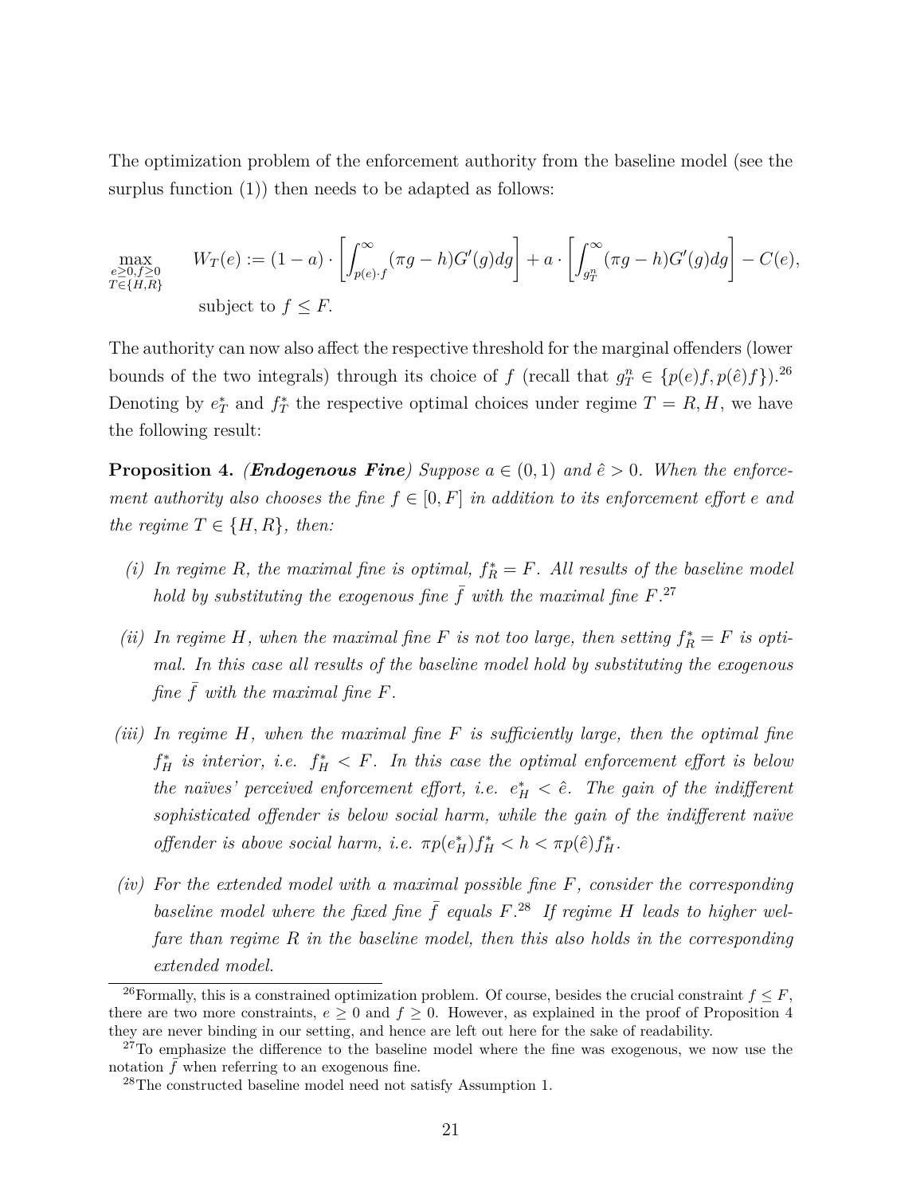The optimization problem of the enforcement authority from the baseline model (see the surplus function (1)) then needs to be adapted as follows:

$$\max_{\substack{e\geq 0, f\geq 0\\ T\in\{H,R\}}} \quad W_T(e) := (1-a)\cdot\left[\int_{p(e)\cdot f}^{\infty}(\pi g - h)G'(g)dg\right] + a\cdot\left[\int_{g_T^n}^{\infty}(\pi g - h)G'(g)dg\right] - C(e),$$

$$\text{subject to } f \leq F.$$

The authority can now also affect the respective threshold for the marginal offenders (lower bounds of the two integrals) through its choice of $f$ (recall that $g_T^n \in \{p(e)f, p(\hat{e})f\}$).[26] Denoting by $e_T^*$ and $f_T^*$ the respective optimal choices under regime $T = R, H$, we have the following result:

**Proposition 4.** ***(Endogenous Fine)*** *Suppose $a \in (0,1)$ and $\hat{e} > 0$. When the enforcement authority also chooses the fine $f \in [0, F]$ in addition to its enforcement effort $e$ and the regime $T \in \{H, R\}$, then:*

*(i) In regime $R$, the maximal fine is optimal, $f_R^* = F$. All results of the baseline model hold by substituting the exogenous fine $\bar{f}$ with the maximal fine $F$.*[27]

*(ii) In regime $H$, when the maximal fine $F$ is not too large, then setting $f_R^* = F$ is optimal. In this case all results of the baseline model hold by substituting the exogenous fine $\bar{f}$ with the maximal fine $F$.*

*(iii) In regime $H$, when the maximal fine $F$ is sufficiently large, then the optimal fine $f_H^*$ is interior, i.e. $f_H^* < F$. In this case the optimal enforcement effort is below the naïves' perceived enforcement effort, i.e. $e_H^* < \hat{e}$. The gain of the indifferent sophisticated offender is below social harm, while the gain of the indifferent naïve offender is above social harm, i.e. $\pi p(e_H^*)f_H^* < h < \pi p(\hat{e})f_H^*$.*

*(iv) For the extended model with a maximal possible fine $F$, consider the corresponding baseline model where the fixed fine $\bar{f}$ equals $F$.*[28] *If regime $H$ leads to higher welfare than regime $R$ in the baseline model, then this also holds in the corresponding extended model.*

---

[26] Formally, this is a constrained optimization problem. Of course, besides the crucial constraint $f \leq F$, there are two more constraints, $e \geq 0$ and $f \geq 0$. However, as explained in the proof of Proposition 4 they are never binding in our setting, and hence are left out here for the sake of readability.

[27] To emphasize the difference to the baseline model where the fine was exogenous, we now use the notation $\bar{f}$ when referring to an exogenous fine.

[28] The constructed baseline model need not satisfy Assumption 1.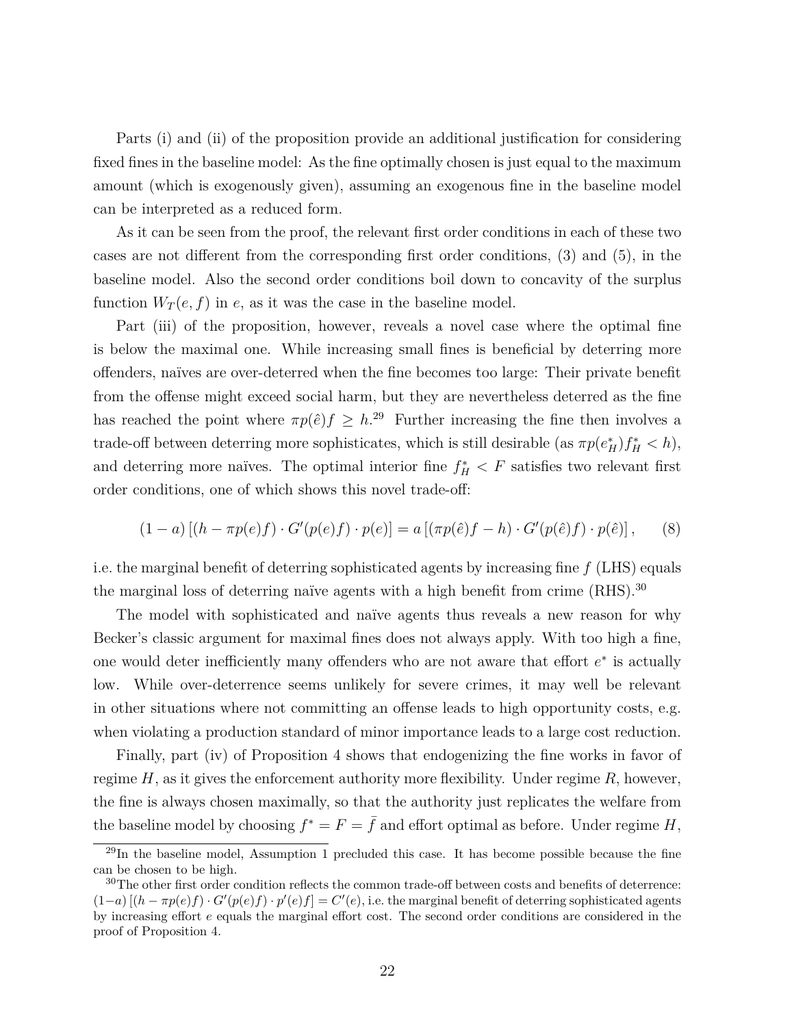Parts (i) and (ii) of the proposition provide an additional justification for considering fixed fines in the baseline model: As the fine optimally chosen is just equal to the maximum amount (which is exogenously given), assuming an exogenous fine in the baseline model can be interpreted as a reduced form.

As it can be seen from the proof, the relevant first order conditions in each of these two cases are not different from the corresponding first order conditions, (3) and (5), in the baseline model. Also the second order conditions boil down to concavity of the surplus function $W_T(e, f)$ in $e$, as it was the case in the baseline model.

Part (iii) of the proposition, however, reveals a novel case where the optimal fine is below the maximal one. While increasing small fines is beneficial by deterring more offenders, naïves are over-deterred when the fine becomes too large: Their private benefit from the offense might exceed social harm, but they are nevertheless deterred as the fine has reached the point where $\pi p(\hat{e})f \geq h$.[29] Further increasing the fine then involves a trade-off between deterring more sophisticates, which is still desirable (as $\pi p(e_H^*)f_H^* < h$), and deterring more naïves. The optimal interior fine $f_H^* < F$ satisfies two relevant first order conditions, one of which shows this novel trade-off:

$$(1-a)\left[(h - \pi p(e)f) \cdot G'(p(e)f) \cdot p(e)\right] = a\left[(\pi p(\hat{e})f - h) \cdot G'(p(\hat{e})f) \cdot p(\hat{e})\right], \qquad (8)$$

i.e. the marginal benefit of deterring sophisticated agents by increasing fine $f$ (LHS) equals the marginal loss of deterring naïve agents with a high benefit from crime (RHS).[30]

The model with sophisticated and naïve agents thus reveals a new reason for why Becker's classic argument for maximal fines does not always apply. With too high a fine, one would deter inefficiently many offenders who are not aware that effort $e^*$ is actually low. While over-deterrence seems unlikely for severe crimes, it may well be relevant in other situations where not committing an offense leads to high opportunity costs, e.g. when violating a production standard of minor importance leads to a large cost reduction.

Finally, part (iv) of Proposition 4 shows that endogenizing the fine works in favor of regime $H$, as it gives the enforcement authority more flexibility. Under regime $R$, however, the fine is always chosen maximally, so that the authority just replicates the welfare from the baseline model by choosing $f^* = F = \bar{f}$ and effort optimal as before. Under regime $H$,

[29] In the baseline model, Assumption 1 precluded this case. It has become possible because the fine can be chosen to be high.

[30] The other first order condition reflects the common trade-off between costs and benefits of deterrence: $(1-a)\left[(h - \pi p(e)f) \cdot G'(p(e)f) \cdot p'(e)f\right] = C'(e)$, i.e. the marginal benefit of deterring sophisticated agents by increasing effort $e$ equals the marginal effort cost. The second order conditions are considered in the proof of Proposition 4.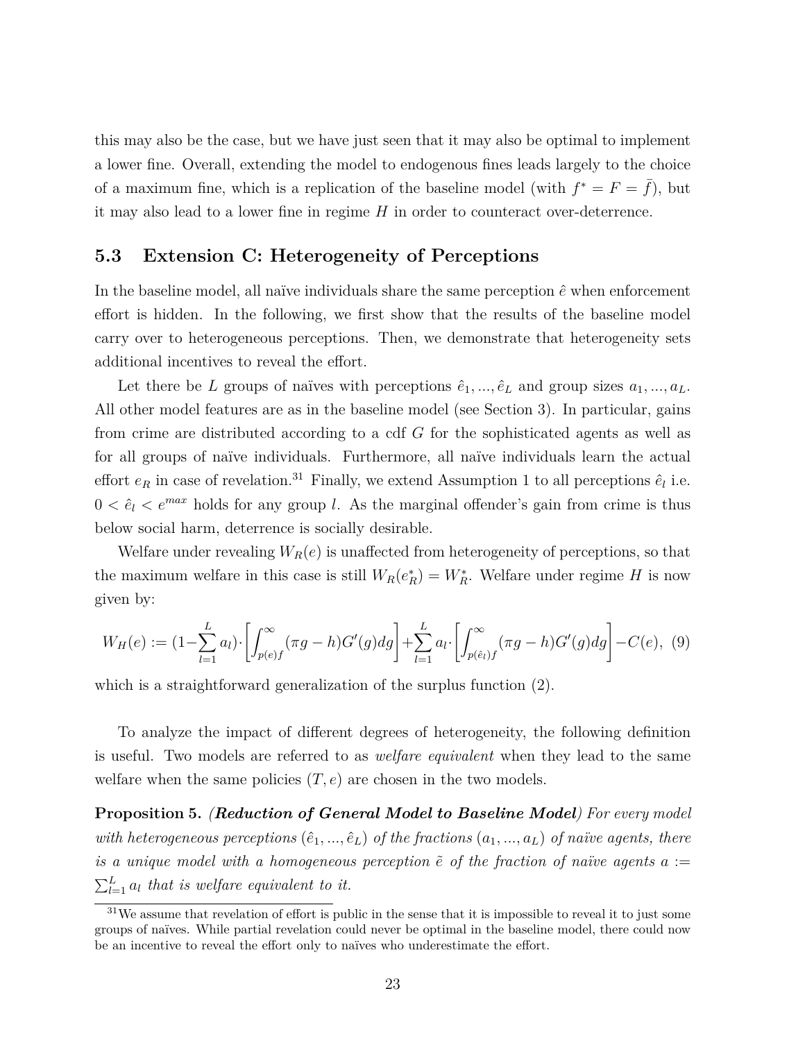this may also be the case, but we have just seen that it may also be optimal to implement a lower fine. Overall, extending the model to endogenous fines leads largely to the choice of a maximum fine, which is a replication of the baseline model (with $f^* = F = \bar{f}$), but it may also lead to a lower fine in regime $H$ in order to counteract over-deterrence.

## 5.3 Extension C: Heterogeneity of Perceptions

In the baseline model, all naïve individuals share the same perception $\hat{e}$ when enforcement effort is hidden. In the following, we first show that the results of the baseline model carry over to heterogeneous perceptions. Then, we demonstrate that heterogeneity sets additional incentives to reveal the effort.

Let there be $L$ groups of naïves with perceptions $\hat{e}_1, ..., \hat{e}_L$ and group sizes $a_1, ..., a_L$. All other model features are as in the baseline model (see Section 3). In particular, gains from crime are distributed according to a cdf $G$ for the sophisticated agents as well as for all groups of naïve individuals. Furthermore, all naïve individuals learn the actual effort $e_R$ in case of revelation.[31] Finally, we extend Assumption 1 to all perceptions $\hat{e}_l$ i.e. $0 < \hat{e}_l < e^{max}$ holds for any group $l$. As the marginal offender's gain from crime is thus below social harm, deterrence is socially desirable.

Welfare under revealing $W_R(e)$ is unaffected from heterogeneity of perceptions, so that the maximum welfare in this case is still $W_R(e_R^*) = W_R^*$. Welfare under regime $H$ is now given by:

$$W_H(e) := (1 - \sum_{l=1}^{L} a_l) \cdot \left[ \int_{p(e)f}^{\infty} (\pi g - h) G'(g) dg \right] + \sum_{l=1}^{L} a_l \cdot \left[ \int_{p(\hat{e}_l)f}^{\infty} (\pi g - h) G'(g) dg \right] - C(e), \quad (9)$$

which is a straightforward generalization of the surplus function (2).

To analyze the impact of different degrees of heterogeneity, the following definition is useful. Two models are referred to as *welfare equivalent* when they lead to the same welfare when the same policies $(T, e)$ are chosen in the two models.

**Proposition 5.** ***(Reduction of General Model to Baseline Model)*** *For every model with heterogeneous perceptions $(\hat{e}_1, ..., \hat{e}_L)$ of the fractions $(a_1, ..., a_L)$ of naïve agents, there is a unique model with a homogeneous perception $\tilde{e}$ of the fraction of naïve agents $a := \sum_{l=1}^{L} a_l$ that is welfare equivalent to it.*

[31] We assume that revelation of effort is public in the sense that it is impossible to reveal it to just some groups of naïves. While partial revelation could never be optimal in the baseline model, there could now be an incentive to reveal the effort only to naïves who underestimate the effort.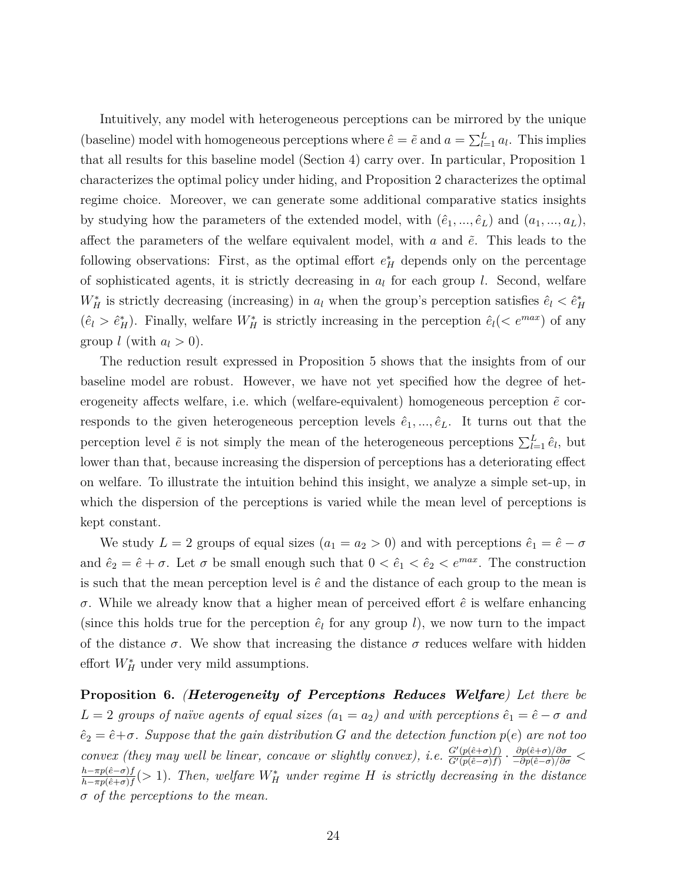Intuitively, any model with heterogeneous perceptions can be mirrored by the unique (baseline) model with homogeneous perceptions where $\hat{e} = \tilde{e}$ and $a = \sum_{l=1}^{L} a_l$. This implies that all results for this baseline model (Section 4) carry over. In particular, Proposition 1 characterizes the optimal policy under hiding, and Proposition 2 characterizes the optimal regime choice. Moreover, we can generate some additional comparative statics insights by studying how the parameters of the extended model, with $(\hat{e}_1, ..., \hat{e}_L)$ and $(a_1, ..., a_L)$, affect the parameters of the welfare equivalent model, with $a$ and $\tilde{e}$. This leads to the following observations: First, as the optimal effort $e_H^*$ depends only on the percentage of sophisticated agents, it is strictly decreasing in $a_l$ for each group $l$. Second, welfare $W_H^*$ is strictly decreasing (increasing) in $a_l$ when the group's perception satisfies $\hat{e}_l < \hat{e}_H^*$ ($\hat{e}_l > \hat{e}_H^*$). Finally, welfare $W_H^*$ is strictly increasing in the perception $\hat{e}_l (< e^{max})$ of any group $l$ (with $a_l > 0$).

The reduction result expressed in Proposition 5 shows that the insights from of our baseline model are robust. However, we have not yet specified how the degree of heterogeneity affects welfare, i.e. which (welfare-equivalent) homogeneous perception $\tilde{e}$ corresponds to the given heterogeneous perception levels $\hat{e}_1, ..., \hat{e}_L$. It turns out that the perception level $\tilde{e}$ is not simply the mean of the heterogeneous perceptions $\sum_{l=1}^{L} \hat{e}_l$, but lower than that, because increasing the dispersion of perceptions has a deteriorating effect on welfare. To illustrate the intuition behind this insight, we analyze a simple set-up, in which the dispersion of the perceptions is varied while the mean level of perceptions is kept constant.

We study $L = 2$ groups of equal sizes ($a_1 = a_2 > 0$) and with perceptions $\hat{e}_1 = \hat{e} - \sigma$ and $\hat{e}_2 = \hat{e} + \sigma$. Let $\sigma$ be small enough such that $0 < \hat{e}_1 < \hat{e}_2 < e^{max}$. The construction is such that the mean perception level is $\hat{e}$ and the distance of each group to the mean is $\sigma$. While we already know that a higher mean of perceived effort $\hat{e}$ is welfare enhancing (since this holds true for the perception $\hat{e}_l$ for any group $l$), we now turn to the impact of the distance $\sigma$. We show that increasing the distance $\sigma$ reduces welfare with hidden effort $W_H^*$ under very mild assumptions.

**Proposition 6.** ***(Heterogeneity of Perceptions Reduces Welfare)*** *Let there be $L = 2$ groups of naïve agents of equal sizes ($a_1 = a_2$) and with perceptions $\hat{e}_1 = \hat{e} - \sigma$ and $\hat{e}_2 = \hat{e} + \sigma$. Suppose that the gain distribution $G$ and the detection function $p(e)$ are not too convex (they may well be linear, concave or slightly convex), i.e. $\frac{G'(p(\hat{e}+\sigma)f)}{G'(p(\hat{e}-\sigma)f)} \cdot \frac{\partial p(\hat{e}+\sigma)/\partial\sigma}{-\partial p(\hat{e}-\sigma)/\partial\sigma} < \frac{h-\pi p(\hat{e}-\sigma)f}{h-\pi p(\hat{e}+\sigma)f} (> 1)$. Then, welfare $W_H^*$ under regime $H$ is strictly decreasing in the distance $\sigma$ of the perceptions to the mean.*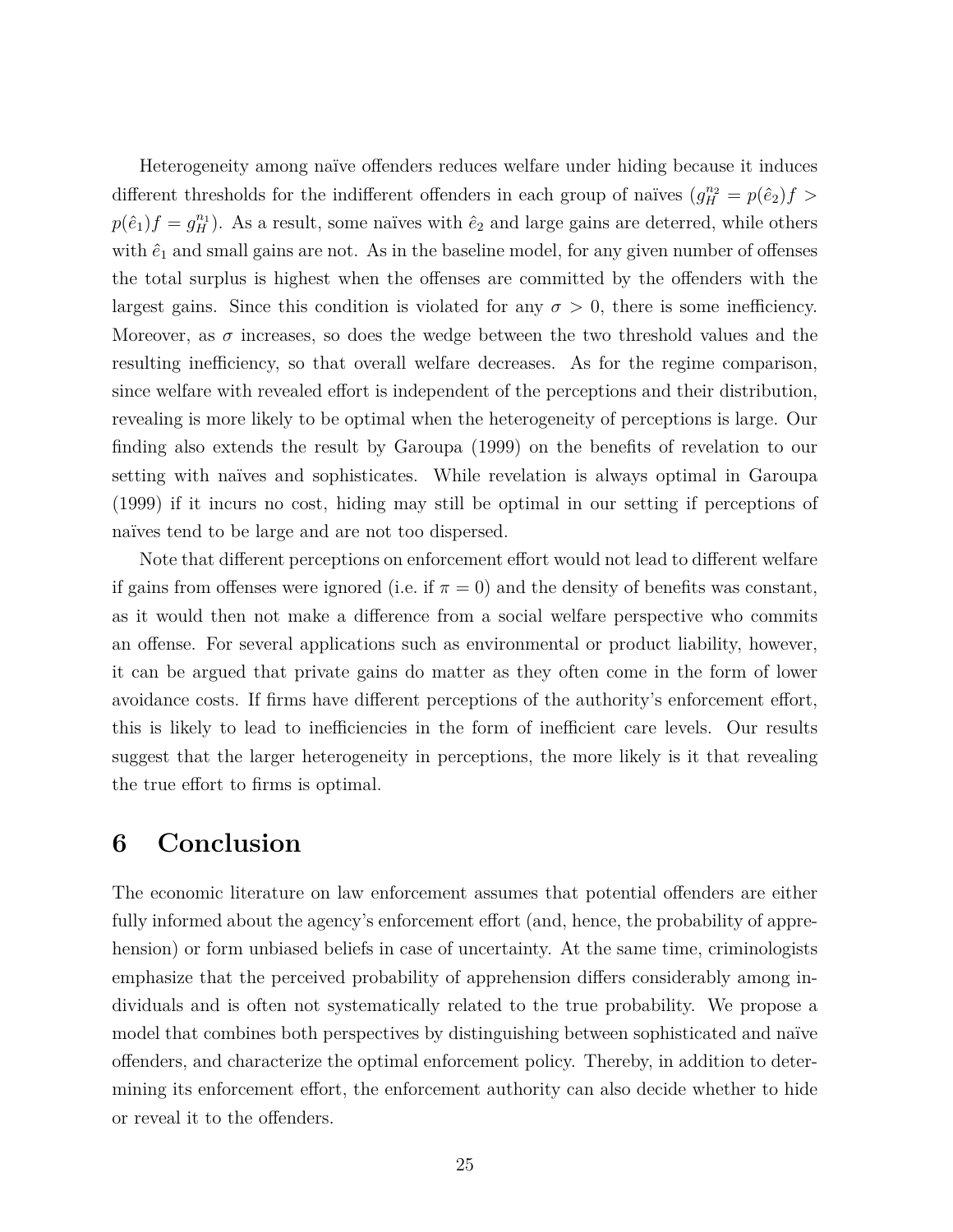Heterogeneity among naïve offenders reduces welfare under hiding because it induces different thresholds for the indifferent offenders in each group of naïves ($g_H^{n_2} = p(\hat{e}_2)f > p(\hat{e}_1)f = g_H^{n_1}$). As a result, some naïves with $\hat{e}_2$ and large gains are deterred, while others with $\hat{e}_1$ and small gains are not. As in the baseline model, for any given number of offenses the total surplus is highest when the offenses are committed by the offenders with the largest gains. Since this condition is violated for any $\sigma > 0$, there is some inefficiency. Moreover, as $\sigma$ increases, so does the wedge between the two threshold values and the resulting inefficiency, so that overall welfare decreases. As for the regime comparison, since welfare with revealed effort is independent of the perceptions and their distribution, revealing is more likely to be optimal when the heterogeneity of perceptions is large. Our finding also extends the result by Garoupa (1999) on the benefits of revelation to our setting with naïves and sophisticates. While revelation is always optimal in Garoupa (1999) if it incurs no cost, hiding may still be optimal in our setting if perceptions of naïves tend to be large and are not too dispersed.

Note that different perceptions on enforcement effort would not lead to different welfare if gains from offenses were ignored (i.e. if $\pi = 0$) and the density of benefits was constant, as it would then not make a difference from a social welfare perspective who commits an offense. For several applications such as environmental or product liability, however, it can be argued that private gains do matter as they often come in the form of lower avoidance costs. If firms have different perceptions of the authority's enforcement effort, this is likely to lead to inefficiencies in the form of inefficient care levels. Our results suggest that the larger heterogeneity in perceptions, the more likely is it that revealing the true effort to firms is optimal.

# 6 Conclusion

The economic literature on law enforcement assumes that potential offenders are either fully informed about the agency's enforcement effort (and, hence, the probability of apprehension) or form unbiased beliefs in case of uncertainty. At the same time, criminologists emphasize that the perceived probability of apprehension differs considerably among individuals and is often not systematically related to the true probability. We propose a model that combines both perspectives by distinguishing between sophisticated and naïve offenders, and characterize the optimal enforcement policy. Thereby, in addition to determining its enforcement effort, the enforcement authority can also decide whether to hide or reveal it to the offenders.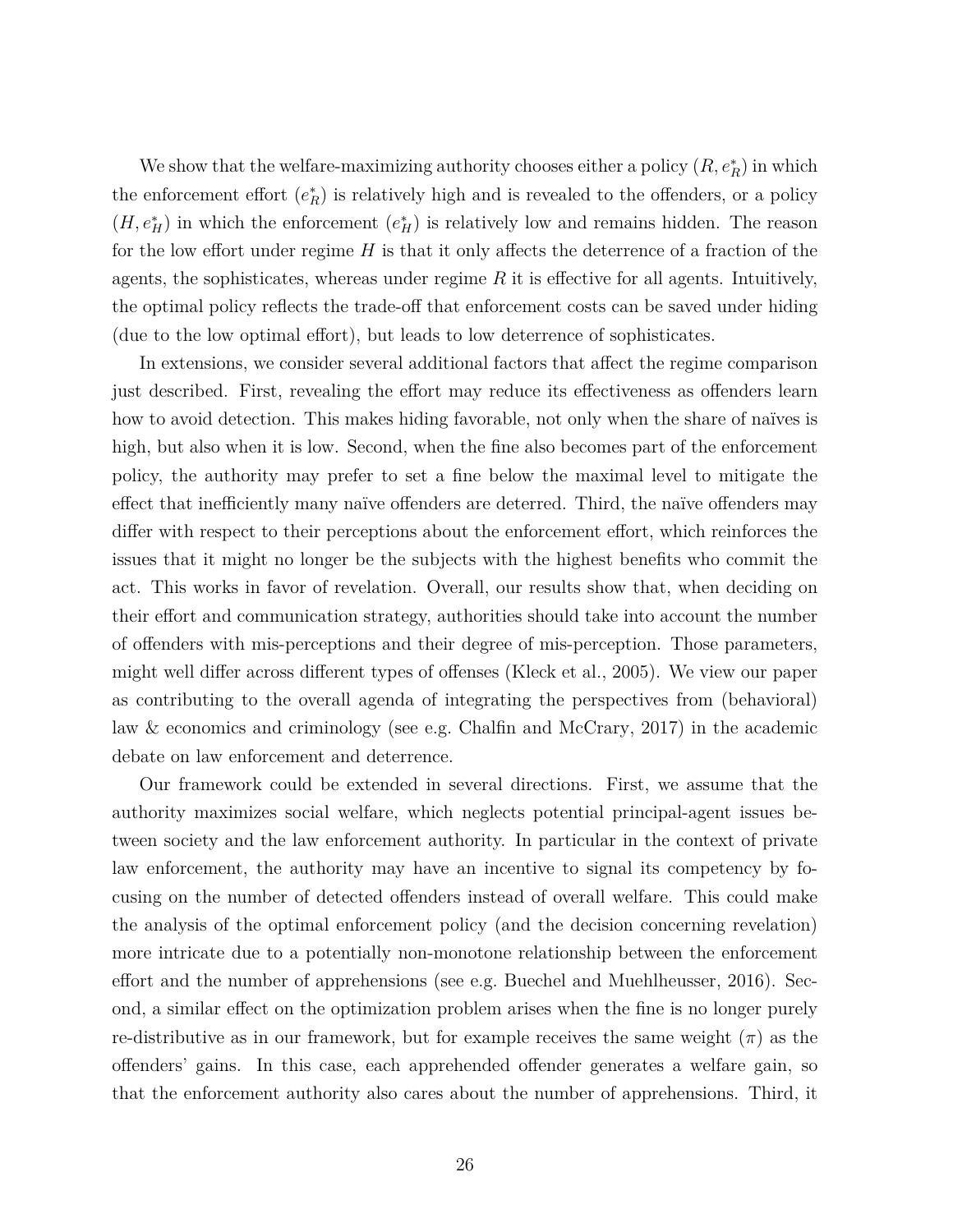We show that the welfare-maximizing authority chooses either a policy $(R, e_R^*)$ in which the enforcement effort $(e_R^*)$ is relatively high and is revealed to the offenders, or a policy $(H, e_H^*)$ in which the enforcement $(e_H^*)$ is relatively low and remains hidden. The reason for the low effort under regime $H$ is that it only affects the deterrence of a fraction of the agents, the sophisticates, whereas under regime $R$ it is effective for all agents. Intuitively, the optimal policy reflects the trade-off that enforcement costs can be saved under hiding (due to the low optimal effort), but leads to low deterrence of sophisticates.

In extensions, we consider several additional factors that affect the regime comparison just described. First, revealing the effort may reduce its effectiveness as offenders learn how to avoid detection. This makes hiding favorable, not only when the share of naïves is high, but also when it is low. Second, when the fine also becomes part of the enforcement policy, the authority may prefer to set a fine below the maximal level to mitigate the effect that inefficiently many naïve offenders are deterred. Third, the naïve offenders may differ with respect to their perceptions about the enforcement effort, which reinforces the issues that it might no longer be the subjects with the highest benefits who commit the act. This works in favor of revelation. Overall, our results show that, when deciding on their effort and communication strategy, authorities should take into account the number of offenders with mis-perceptions and their degree of mis-perception. Those parameters, might well differ across different types of offenses (Kleck et al., 2005). We view our paper as contributing to the overall agenda of integrating the perspectives from (behavioral) law & economics and criminology (see e.g. Chalfin and McCrary, 2017) in the academic debate on law enforcement and deterrence.

Our framework could be extended in several directions. First, we assume that the authority maximizes social welfare, which neglects potential principal-agent issues between society and the law enforcement authority. In particular in the context of private law enforcement, the authority may have an incentive to signal its competency by focusing on the number of detected offenders instead of overall welfare. This could make the analysis of the optimal enforcement policy (and the decision concerning revelation) more intricate due to a potentially non-monotone relationship between the enforcement effort and the number of apprehensions (see e.g. Buechel and Muehlheusser, 2016). Second, a similar effect on the optimization problem arises when the fine is no longer purely re-distributive as in our framework, but for example receives the same weight ($\pi$) as the offenders' gains. In this case, each apprehended offender generates a welfare gain, so that the enforcement authority also cares about the number of apprehensions. Third, it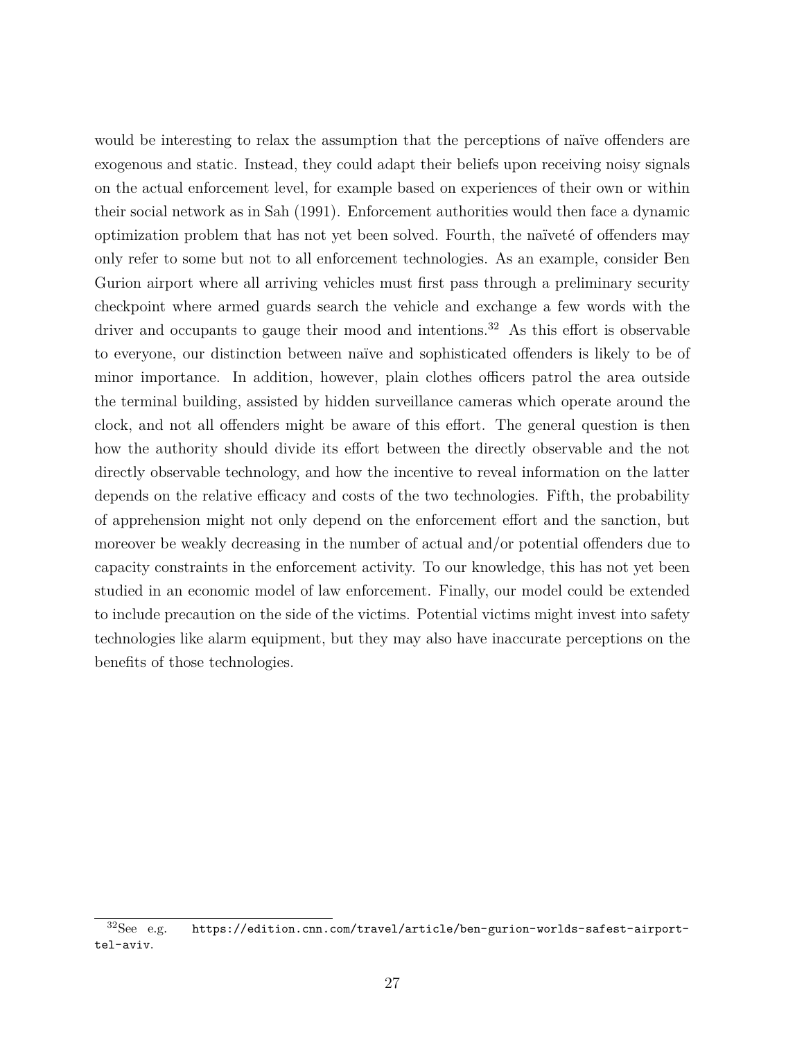would be interesting to relax the assumption that the perceptions of naïve offenders are exogenous and static. Instead, they could adapt their beliefs upon receiving noisy signals on the actual enforcement level, for example based on experiences of their own or within their social network as in Sah (1991). Enforcement authorities would then face a dynamic optimization problem that has not yet been solved. Fourth, the naïveté of offenders may only refer to some but not to all enforcement technologies. As an example, consider Ben Gurion airport where all arriving vehicles must first pass through a preliminary security checkpoint where armed guards search the vehicle and exchange a few words with the driver and occupants to gauge their mood and intentions.[32] As this effort is observable to everyone, our distinction between naïve and sophisticated offenders is likely to be of minor importance. In addition, however, plain clothes officers patrol the area outside the terminal building, assisted by hidden surveillance cameras which operate around the clock, and not all offenders might be aware of this effort. The general question is then how the authority should divide its effort between the directly observable and the not directly observable technology, and how the incentive to reveal information on the latter depends on the relative efficacy and costs of the two technologies. Fifth, the probability of apprehension might not only depend on the enforcement effort and the sanction, but moreover be weakly decreasing in the number of actual and/or potential offenders due to capacity constraints in the enforcement activity. To our knowledge, this has not yet been studied in an economic model of law enforcement. Finally, our model could be extended to include precaution on the side of the victims. Potential victims might invest into safety technologies like alarm equipment, but they may also have inaccurate perceptions on the benefits of those technologies.

[32] See e.g. `https://edition.cnn.com/travel/article/ben-gurion-worlds-safest-airport-tel-aviv`.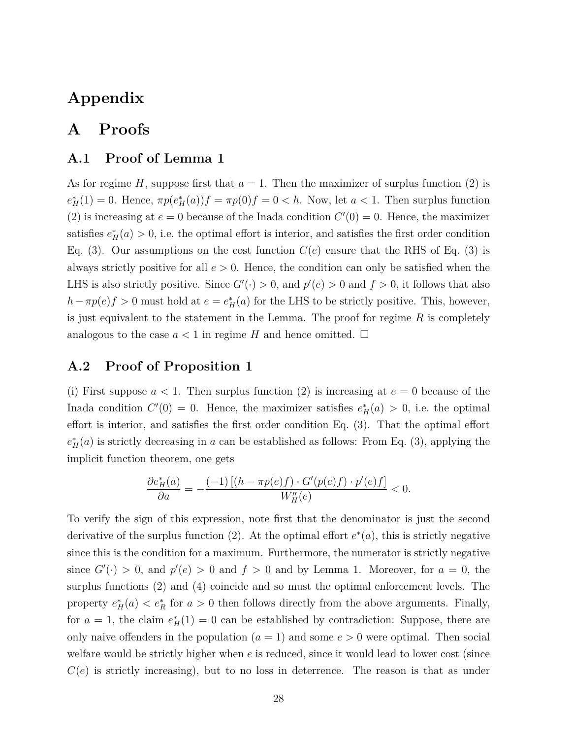# Appendix

# A Proofs

## A.1 Proof of Lemma 1

As for regime $H$, suppose first that $a = 1$. Then the maximizer of surplus function (2) is $e^*_H(1) = 0$. Hence, $\pi p(e^*_H(a))f = \pi p(0)f = 0 < h$. Now, let $a < 1$. Then surplus function (2) is increasing at $e = 0$ because of the Inada condition $C'(0) = 0$. Hence, the maximizer satisfies $e^*_H(a) > 0$, i.e. the optimal effort is interior, and satisfies the first order condition Eq. (3). Our assumptions on the cost function $C(e)$ ensure that the RHS of Eq. (3) is always strictly positive for all $e > 0$. Hence, the condition can only be satisfied when the LHS is also strictly positive. Since $G'(\cdot) > 0$, and $p'(e) > 0$ and $f > 0$, it follows that also $h - \pi p(e)f > 0$ must hold at $e = e^*_H(a)$ for the LHS to be strictly positive. This, however, is just equivalent to the statement in the Lemma. The proof for regime $R$ is completely analogous to the case $a < 1$ in regime $H$ and hence omitted. □

## A.2 Proof of Proposition 1

(i) First suppose $a < 1$. Then surplus function (2) is increasing at $e = 0$ because of the Inada condition $C'(0) = 0$. Hence, the maximizer satisfies $e^*_H(a) > 0$, i.e. the optimal effort is interior, and satisfies the first order condition Eq. (3). That the optimal effort $e^*_H(a)$ is strictly decreasing in $a$ can be established as follows: From Eq. (3), applying the implicit function theorem, one gets

$$\frac{\partial e^*_H(a)}{\partial a} = -\frac{(-1)\left[(h - \pi p(e)f) \cdot G'(p(e)f) \cdot p'(e)f\right]}{W''_H(e)} < 0.$$

To verify the sign of this expression, note first that the denominator is just the second derivative of the surplus function (2). At the optimal effort $e^*(a)$, this is strictly negative since this is the condition for a maximum. Furthermore, the numerator is strictly negative since $G'(\cdot) > 0$, and $p'(e) > 0$ and $f > 0$ and by Lemma 1. Moreover, for $a = 0$, the surplus functions (2) and (4) coincide and so must the optimal enforcement levels. The property $e^*_H(a) < e^*_R$ for $a > 0$ then follows directly from the above arguments. Finally, for $a = 1$, the claim $e^*_H(1) = 0$ can be established by contradiction: Suppose, there are only naive offenders in the population ($a = 1$) and some $e > 0$ were optimal. Then social welfare would be strictly higher when $e$ is reduced, since it would lead to lower cost (since $C(e)$ is strictly increasing), but to no loss in deterrence. The reason is that as under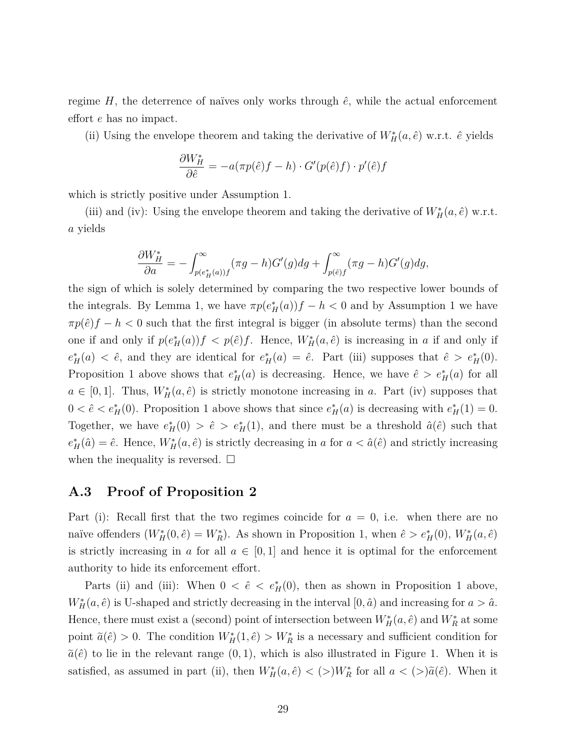regime $H$, the deterrence of naïves only works through $\hat{e}$, while the actual enforcement effort $e$ has no impact.

(ii) Using the envelope theorem and taking the derivative of $W_H^*(a, \hat{e})$ w.r.t. $\hat{e}$ yields

$$\frac{\partial W_H^*}{\partial \hat{e}} = -a(\pi p(\hat{e})f - h) \cdot G'(p(\hat{e})f) \cdot p'(\hat{e})f$$

which is strictly positive under Assumption 1.

(iii) and (iv): Using the envelope theorem and taking the derivative of $W_H^*(a, \hat{e})$ w.r.t. $a$ yields

$$\frac{\partial W_H^*}{\partial a} = -\int_{p(e_H^*(a))f}^{\infty} (\pi g - h)G'(g)dg + \int_{p(\hat{e})f}^{\infty} (\pi g - h)G'(g)dg,$$

the sign of which is solely determined by comparing the two respective lower bounds of the integrals. By Lemma 1, we have $\pi p(e_H^*(a))f - h < 0$ and by Assumption 1 we have $\pi p(\hat{e})f - h < 0$ such that the first integral is bigger (in absolute terms) than the second one if and only if $p(e_H^*(a))f < p(\hat{e})f$. Hence, $W_H^*(a, \hat{e})$ is increasing in $a$ if and only if $e_H^*(a) < \hat{e}$, and they are identical for $e_H^*(a) = \hat{e}$. Part (iii) supposes that $\hat{e} > e_H^*(0)$. Proposition 1 above shows that $e_H^*(a)$ is decreasing. Hence, we have $\hat{e} > e_H^*(a)$ for all $a \in [0, 1]$. Thus, $W_H^*(a, \hat{e})$ is strictly monotone increasing in $a$. Part (iv) supposes that $0 < \hat{e} < e_H^*(0)$. Proposition 1 above shows that since $e_H^*(a)$ is decreasing with $e_H^*(1) = 0$. Together, we have $e_H^*(0) > \hat{e} > e_H^*(1)$, and there must be a threshold $\hat{a}(\hat{e})$ such that $e_H^*(\hat{a}) = \hat{e}$. Hence, $W_H^*(a, \hat{e})$ is strictly decreasing in $a$ for $a < \hat{a}(\hat{e})$ and strictly increasing when the inequality is reversed. □

## A.3 Proof of Proposition 2

Part (i): Recall first that the two regimes coincide for $a = 0$, i.e. when there are no naïve offenders ($W_H^*(0, \hat{e}) = W_R^*$). As shown in Proposition 1, when $\hat{e} > e_H^*(0)$, $W_H^*(a, \hat{e})$ is strictly increasing in $a$ for all $a \in [0, 1]$ and hence it is optimal for the enforcement authority to hide its enforcement effort.

Parts (ii) and (iii): When $0 < \hat{e} < e_H^*(0)$, then as shown in Proposition 1 above, $W_H^*(a, \hat{e})$ is U-shaped and strictly decreasing in the interval $[0, \hat{a})$ and increasing for $a > \hat{a}$. Hence, there must exist a (second) point of intersection between $W_H^*(a, \hat{e})$ and $W_R^*$ at some point $\tilde{a}(\hat{e}) > 0$. The condition $W_H^*(1, \hat{e}) > W_R^*$ is a necessary and sufficient condition for $\tilde{a}(\hat{e})$ to lie in the relevant range $(0, 1)$, which is also illustrated in Figure 1. When it is satisfied, as assumed in part (ii), then $W_H^*(a, \hat{e}) < (>) W_R^*$ for all $a < (>) \tilde{a}(\hat{e})$. When it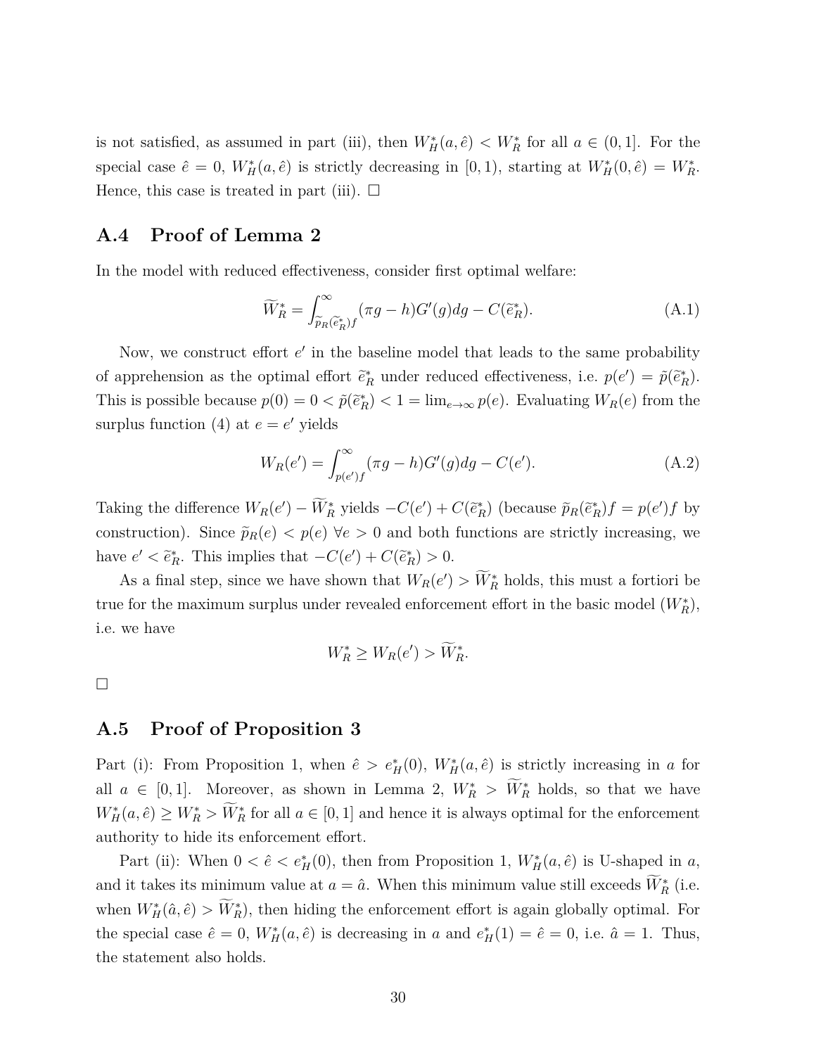is not satisfied, as assumed in part (iii), then $W_H^*(a, \hat{e}) < W_R^*$ for all $a \in (0, 1]$. For the special case $\hat{e} = 0$, $W_H^*(a, \hat{e})$ is strictly decreasing in $[0, 1)$, starting at $W_H^*(0, \hat{e}) = W_R^*$. Hence, this case is treated in part (iii). □

## A.4 Proof of Lemma 2

In the model with reduced effectiveness, consider first optimal welfare:

$$\widetilde{W}_R^* = \int_{\widetilde{p}_R(\widetilde{e}_R^*)f}^{\infty} (\pi g - h) G'(g) dg - C(\widetilde{e}_R^*). \tag{A.1}$$

Now, we construct effort $e'$ in the baseline model that leads to the same probability of apprehension as the optimal effort $\widetilde{e}_R^*$ under reduced effectiveness, i.e. $p(e') = \tilde{p}(\widetilde{e}_R^*)$. This is possible because $p(0) = 0 < \tilde{p}(\widetilde{e}_R^*) < 1 = \lim_{e \to \infty} p(e)$. Evaluating $W_R(e)$ from the surplus function (4) at $e = e'$ yields

$$W_R(e') = \int_{p(e')f}^{\infty} (\pi g - h) G'(g) dg - C(e'). \tag{A.2}$$

Taking the difference $W_R(e') - \widetilde{W}_R^*$ yields $-C(e') + C(\widetilde{e}_R^*)$ (because $\widetilde{p}_R(\widetilde{e}_R^*)f = p(e')f$ by construction). Since $\widetilde{p}_R(e) < p(e)$ $\forall e > 0$ and both functions are strictly increasing, we have $e' < \widetilde{e}_R^*$. This implies that $-C(e') + C(\widetilde{e}_R^*) > 0$.

As a final step, since we have shown that $W_R(e') > \widetilde{W}_R^*$ holds, this must a fortiori be true for the maximum surplus under revealed enforcement effort in the basic model ($W_R^*$), i.e. we have

$$W_R^* \geq W_R(e') > \widetilde{W}_R^*.$$

□

## A.5 Proof of Proposition 3

Part (i): From Proposition 1, when $\hat{e} > e_H^*(0)$, $W_H^*(a, \hat{e})$ is strictly increasing in $a$ for all $a \in [0, 1]$. Moreover, as shown in Lemma 2, $W_R^* > \widetilde{W}_R^*$ holds, so that we have $W_H^*(a, \hat{e}) \geq W_R^* > \widetilde{W}_R^*$ for all $a \in [0, 1]$ and hence it is always optimal for the enforcement authority to hide its enforcement effort.

Part (ii): When $0 < \hat{e} < e_H^*(0)$, then from Proposition 1, $W_H^*(a, \hat{e})$ is U-shaped in $a$, and it takes its minimum value at $a = \hat{a}$. When this minimum value still exceeds $\widetilde{W}_R^*$ (i.e. when $W_H^*(\hat{a}, \hat{e}) > \widetilde{W}_R^*$), then hiding the enforcement effort is again globally optimal. For the special case $\hat{e} = 0$, $W_H^*(a, \hat{e})$ is decreasing in $a$ and $e_H^*(1) = \hat{e} = 0$, i.e. $\hat{a} = 1$. Thus, the statement also holds.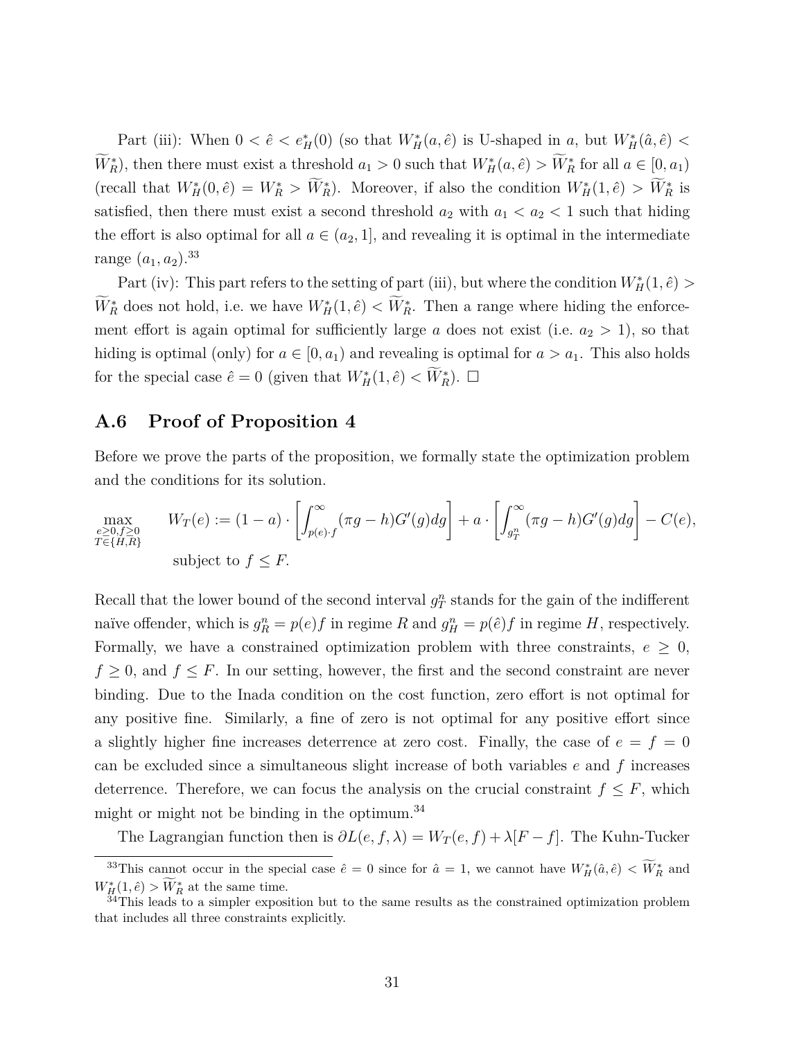Part (iii): When $0 < \hat{e} < e^*_H(0)$ (so that $W^*_H(a, \hat{e})$ is U-shaped in $a$, but $W^*_H(\hat{a}, \hat{e}) < \widetilde{W}^*_R$), then there must exist a threshold $a_1 > 0$ such that $W^*_H(a, \hat{e}) > \widetilde{W}^*_R$ for all $a \in [0, a_1)$ (recall that $W^*_H(0, \hat{e}) = W^*_R > \widetilde{W}^*_R$). Moreover, if also the condition $W^*_H(1, \hat{e}) > \widetilde{W}^*_R$ is satisfied, then there must exist a second threshold $a_2$ with $a_1 < a_2 < 1$ such that hiding the effort is also optimal for all $a \in (a_2, 1]$, and revealing it is optimal in the intermediate range $(a_1, a_2)$.[33]

Part (iv): This part refers to the setting of part (iii), but where the condition $W^*_H(1, \hat{e}) > \widetilde{W}^*_R$ does not hold, i.e. we have $W^*_H(1, \hat{e}) < \widetilde{W}^*_R$. Then a range where hiding the enforcement effort is again optimal for sufficiently large $a$ does not exist (i.e. $a_2 > 1$), so that hiding is optimal (only) for $a \in [0, a_1)$ and revealing is optimal for $a > a_1$. This also holds for the special case $\hat{e} = 0$ (given that $W^*_H(1, \hat{e}) < \widetilde{W}^*_R$). $\square$

## A.6 Proof of Proposition 4

Before we prove the parts of the proposition, we formally state the optimization problem and the conditions for its solution.

$$\max_{\substack{e \geq 0, f \geq 0 \\ T \in \{H,R\}}} \quad W_T(e) := (1-a) \cdot \left[ \int_{p(e) \cdot f}^{\infty} (\pi g - h) G'(g) dg \right] + a \cdot \left[ \int_{g^n_T}^{\infty} (\pi g - h) G'(g) dg \right] - C(e),$$
$$\text{subject to } f \leq F.$$

Recall that the lower bound of the second interval $g^n_T$ stands for the gain of the indifferent naïve offender, which is $g^n_R = p(e)f$ in regime $R$ and $g^n_H = p(\hat{e})f$ in regime $H$, respectively. Formally, we have a constrained optimization problem with three constraints, $e \geq 0$, $f \geq 0$, and $f \leq F$. In our setting, however, the first and the second constraint are never binding. Due to the Inada condition on the cost function, zero effort is not optimal for any positive fine. Similarly, a fine of zero is not optimal for any positive effort since a slightly higher fine increases deterrence at zero cost. Finally, the case of $e = f = 0$ can be excluded since a simultaneous slight increase of both variables $e$ and $f$ increases deterrence. Therefore, we can focus the analysis on the crucial constraint $f \leq F$, which might or might not be binding in the optimum.[34]

The Lagrangian function then is $\partial L(e, f, \lambda) = W_T(e, f) + \lambda[F - f]$. The Kuhn-Tucker

[33] This cannot occur in the special case $\hat{e} = 0$ since for $\hat{a} = 1$, we cannot have $W^*_H(\hat{a}, \hat{e}) < \widetilde{W}^*_R$ and $W^*_H(1, \hat{e}) > \widetilde{W}^*_R$ at the same time.

[34] This leads to a simpler exposition but to the same results as the constrained optimization problem that includes all three constraints explicitly.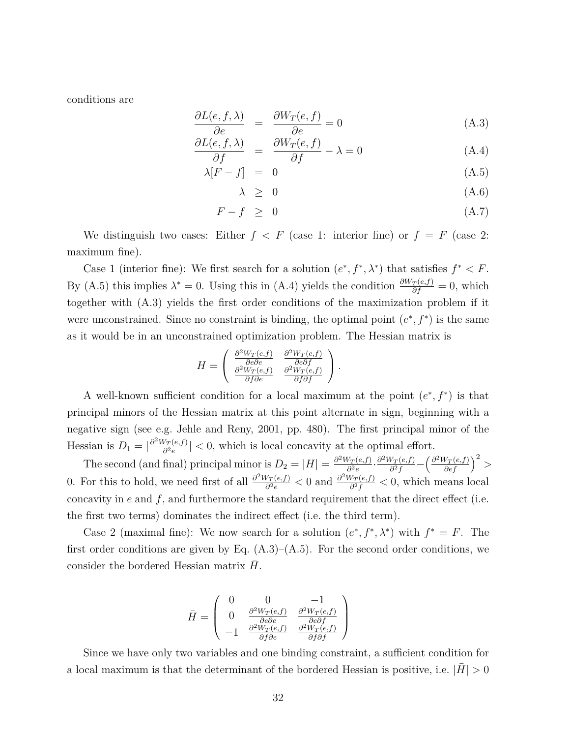conditions are

$$
\begin{aligned}
\frac{\partial L(e,f,\lambda)}{\partial e} &= \frac{\partial W_T(e,f)}{\partial e} = 0 && \text{(A.3)}\\
\frac{\partial L(e,f,\lambda)}{\partial f} &= \frac{\partial W_T(e,f)}{\partial f} - \lambda = 0 && \text{(A.4)}\\
\lambda[F-f] &= 0 && \text{(A.5)}\\
\lambda &\geq 0 && \text{(A.6)}\\
F-f &\geq 0 && \text{(A.7)}
\end{aligned}
$$

We distinguish two cases: Either $f < F$ (case 1: interior fine) or $f = F$ (case 2: maximum fine).

Case 1 (interior fine): We first search for a solution $(e^*, f^*, \lambda^*)$ that satisfies $f^* < F$. By (A.5) this implies $\lambda^* = 0$. Using this in (A.4) yields the condition $\frac{\partial W_T(e,f)}{\partial f} = 0$, which together with (A.3) yields the first order conditions of the maximization problem if it were unconstrained. Since no constraint is binding, the optimal point $(e^*, f^*)$ is the same as it would be in an unconstrained optimization problem. The Hessian matrix is

$$
H = \begin{pmatrix} \frac{\partial^2 W_T(e,f)}{\partial e \partial e} & \frac{\partial^2 W_T(e,f)}{\partial e \partial f} \\ \frac{\partial^2 W_T(e,f)}{\partial f \partial e} & \frac{\partial^2 W_T(e,f)}{\partial f \partial f} \end{pmatrix}.
$$

A well-known sufficient condition for a local maximum at the point $(e^*, f^*)$ is that principal minors of the Hessian matrix at this point alternate in sign, beginning with a negative sign (see e.g. Jehle and Reny, 2001, pp. 480). The first principal minor of the Hessian is $D_1 = |\frac{\partial^2 W_T(e,f)}{\partial^2 e}| < 0$, which is local concavity at the optimal effort.

The second (and final) principal minor is $D_2 = |H| = \frac{\partial^2 W_T(e,f)}{\partial^2 e} \cdot \frac{\partial^2 W_T(e,f)}{\partial^2 f} - \left(\frac{\partial^2 W_T(e,f)}{\partial e f}\right)^2 > 0$. For this to hold, we need first of all $\frac{\partial^2 W_T(e,f)}{\partial^2 e} < 0$ and $\frac{\partial^2 W_T(e,f)}{\partial^2 f} < 0$, which means local concavity in $e$ and $f$, and furthermore the standard requirement that the direct effect (i.e. the first two terms) dominates the indirect effect (i.e. the third term).

Case 2 (maximal fine): We now search for a solution $(e^*, f^*, \lambda^*)$ with $f^* = F$. The first order conditions are given by Eq. (A.3)–(A.5). For the second order conditions, we consider the bordered Hessian matrix $\bar{H}$.

$$
\bar{H} = \begin{pmatrix} 0 & 0 & -1 \\ 0 & \frac{\partial^2 W_T(e,f)}{\partial e \partial e} & \frac{\partial^2 W_T(e,f)}{\partial e \partial f} \\ -1 & \frac{\partial^2 W_T(e,f)}{\partial f \partial e} & \frac{\partial^2 W_T(e,f)}{\partial f \partial f} \end{pmatrix}
$$

Since we have only two variables and one binding constraint, a sufficient condition for a local maximum is that the determinant of the bordered Hessian is positive, i.e. $|\bar{H}| > 0$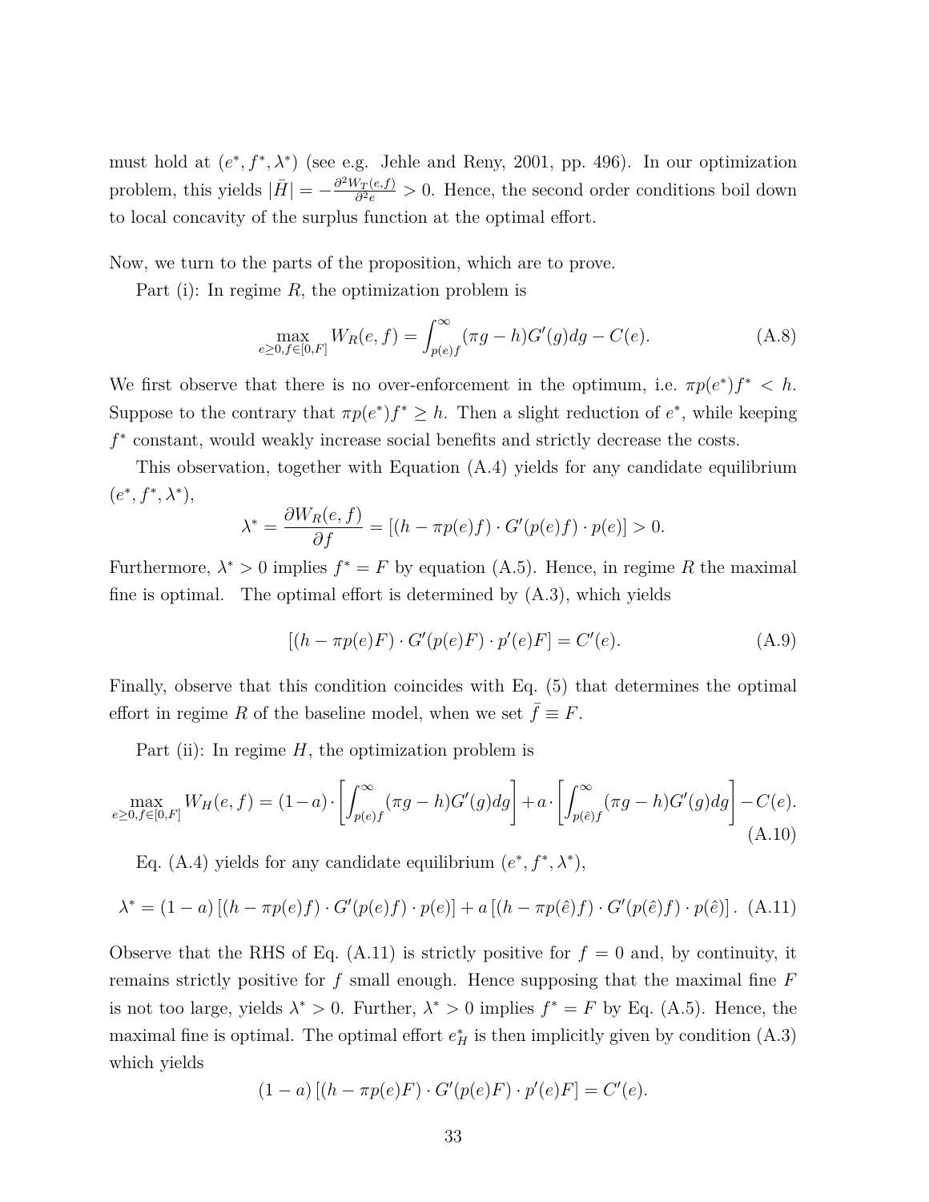must hold at $(e^*, f^*, \lambda^*)$ (see e.g. Jehle and Reny, 2001, pp. 496). In our optimization problem, this yields $|\bar{H}| = -\frac{\partial^2 W_T(e,f)}{\partial^2 e} > 0$. Hence, the second order conditions boil down to local concavity of the surplus function at the optimal effort.

Now, we turn to the parts of the proposition, which are to prove.

Part (i): In regime $R$, the optimization problem is

$$\max_{e \geq 0, f \in [0,F]} W_R(e,f) = \int_{p(e)f}^{\infty} (\pi g - h) G'(g) dg - C(e). \tag{A.8}$$

We first observe that there is no over-enforcement in the optimum, i.e. $\pi p(e^*) f^* < h$. Suppose to the contrary that $\pi p(e^*) f^* \geq h$. Then a slight reduction of $e^*$, while keeping $f^*$ constant, would weakly increase social benefits and strictly decrease the costs.

This observation, together with Equation (A.4) yields for any candidate equilibrium $(e^*, f^*, \lambda^*)$,

$$\lambda^* = \frac{\partial W_R(e,f)}{\partial f} = [(h - \pi p(e) f) \cdot G'(p(e)f) \cdot p(e)] > 0.$$

Furthermore, $\lambda^* > 0$ implies $f^* = F$ by equation (A.5). Hence, in regime $R$ the maximal fine is optimal. The optimal effort is determined by (A.3), which yields

$$[(h - \pi p(e) F) \cdot G'(p(e)F) \cdot p'(e) F] = C'(e). \tag{A.9}$$

Finally, observe that this condition coincides with Eq. (5) that determines the optimal effort in regime $R$ of the baseline model, when we set $\bar{f} \equiv F$.

Part (ii): In regime $H$, the optimization problem is

$$\max_{e \geq 0, f \in [0,F]} W_H(e,f) = (1-a) \cdot \left[ \int_{p(e)f}^{\infty} (\pi g - h) G'(g) dg \right] + a \cdot \left[ \int_{p(\hat{e})f}^{\infty} (\pi g - h) G'(g) dg \right] - C(e). \tag{A.10}$$

Eq. (A.4) yields for any candidate equilibrium $(e^*, f^*, \lambda^*)$,

$$\lambda^* = (1-a) \left[ (h - \pi p(e) f) \cdot G'(p(e)f) \cdot p(e) \right] + a \left[ (h - \pi p(\hat{e}) f) \cdot G'(p(\hat{e})f) \cdot p(\hat{e}) \right]. \tag{A.11}$$

Observe that the RHS of Eq. (A.11) is strictly positive for $f = 0$ and, by continuity, it remains strictly positive for $f$ small enough. Hence supposing that the maximal fine $F$ is not too large, yields $\lambda^* > 0$. Further, $\lambda^* > 0$ implies $f^* = F$ by Eq. (A.5). Hence, the maximal fine is optimal. The optimal effort $e_H^*$ is then implicitly given by condition (A.3) which yields

$$(1-a) \left[ (h - \pi p(e) F) \cdot G'(p(e)F) \cdot p'(e) F \right] = C'(e).$$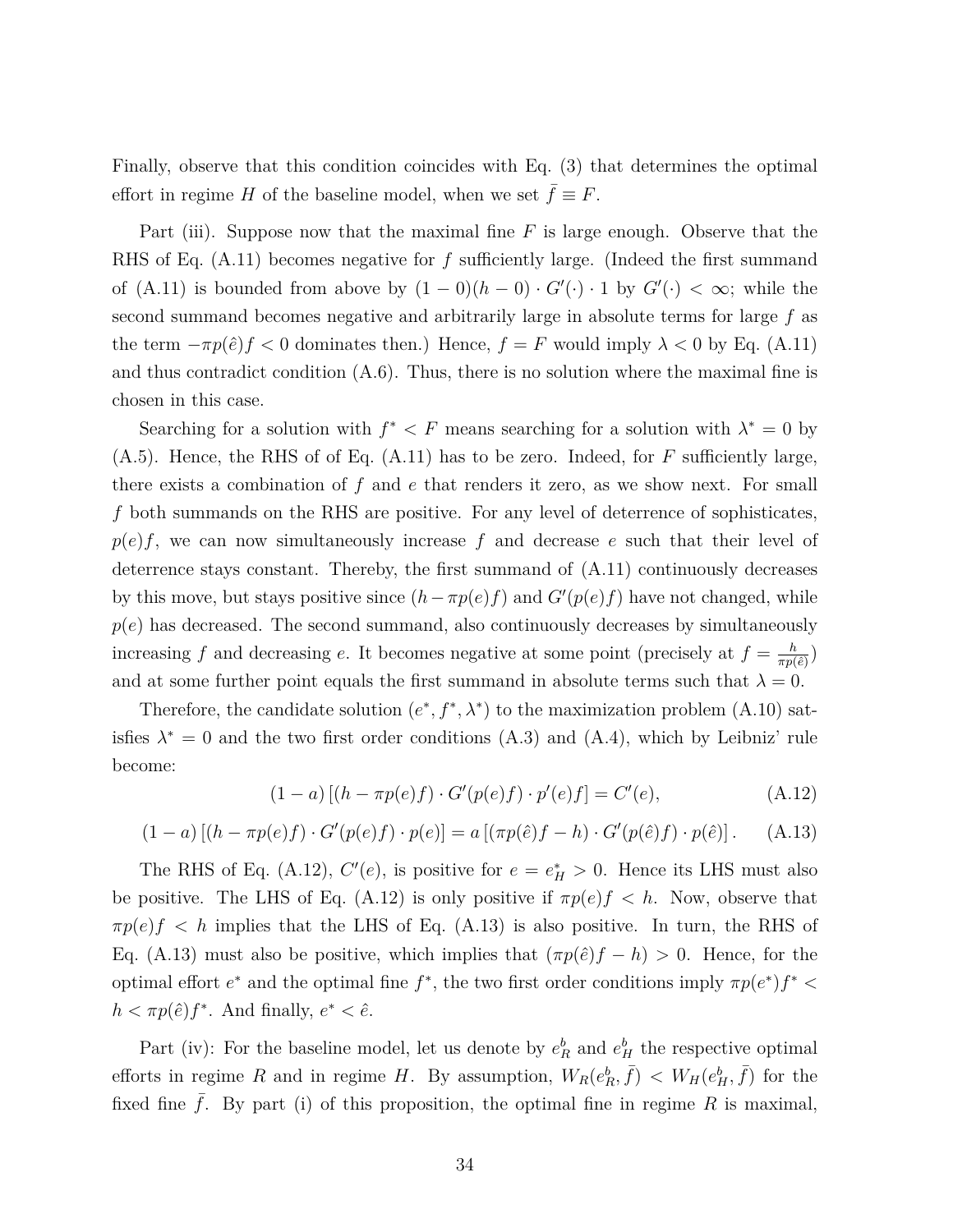Finally, observe that this condition coincides with Eq. (3) that determines the optimal effort in regime $H$ of the baseline model, when we set $\bar{f} \equiv F$.

Part (iii). Suppose now that the maximal fine $F$ is large enough. Observe that the RHS of Eq. (A.11) becomes negative for $f$ sufficiently large. (Indeed the first summand of (A.11) is bounded from above by $(1-0)(h-0) \cdot G'(\cdot) \cdot 1$ by $G'(\cdot) < \infty$; while the second summand becomes negative and arbitrarily large in absolute terms for large $f$ as the term $-\pi p(\hat{e})f < 0$ dominates then.) Hence, $f = F$ would imply $\lambda < 0$ by Eq. (A.11) and thus contradict condition (A.6). Thus, there is no solution where the maximal fine is chosen in this case.

Searching for a solution with $f^* < F$ means searching for a solution with $\lambda^* = 0$ by (A.5). Hence, the RHS of of Eq. (A.11) has to be zero. Indeed, for $F$ sufficiently large, there exists a combination of $f$ and $e$ that renders it zero, as we show next. For small $f$ both summands on the RHS are positive. For any level of deterrence of sophisticates, $p(e)f$, we can now simultaneously increase $f$ and decrease $e$ such that their level of deterrence stays constant. Thereby, the first summand of (A.11) continuously decreases by this move, but stays positive since $(h - \pi p(e)f)$ and $G'(p(e)f)$ have not changed, while $p(e)$ has decreased. The second summand, also continuously decreases by simultaneously increasing $f$ and decreasing $e$. It becomes negative at some point (precisely at $f = \frac{h}{\pi p(\hat{e})}$) and at some further point equals the first summand in absolute terms such that $\lambda = 0$.

Therefore, the candidate solution $(e^*, f^*, \lambda^*)$ to the maximization problem (A.10) satisfies $\lambda^* = 0$ and the two first order conditions (A.3) and (A.4), which by Leibniz' rule become:

$$(1-a)\left[(h - \pi p(e)f) \cdot G'(p(e)f) \cdot p'(e)f\right] = C'(e), \tag{A.12}$$

$$(1-a)\left[(h - \pi p(e)f) \cdot G'(p(e)f) \cdot p(e)\right] = a\left[(\pi p(\hat{e})f - h) \cdot G'(p(\hat{e})f) \cdot p(\hat{e})\right]. \tag{A.13}$$

The RHS of Eq. (A.12), $C'(e)$, is positive for $e = e_H^* > 0$. Hence its LHS must also be positive. The LHS of Eq. (A.12) is only positive if $\pi p(e)f < h$. Now, observe that $\pi p(e)f < h$ implies that the LHS of Eq. (A.13) is also positive. In turn, the RHS of Eq. (A.13) must also be positive, which implies that $(\pi p(\hat{e})f - h) > 0$. Hence, for the optimal effort $e^*$ and the optimal fine $f^*$, the two first order conditions imply $\pi p(e^*)f^* < h < \pi p(\hat{e})f^*$. And finally, $e^* < \hat{e}$.

Part (iv): For the baseline model, let us denote by $e_R^b$ and $e_H^b$ the respective optimal efforts in regime $R$ and in regime $H$. By assumption, $W_R(e_R^b, \bar{f}) < W_H(e_H^b, \bar{f})$ for the fixed fine $\bar{f}$. By part (i) of this proposition, the optimal fine in regime $R$ is maximal,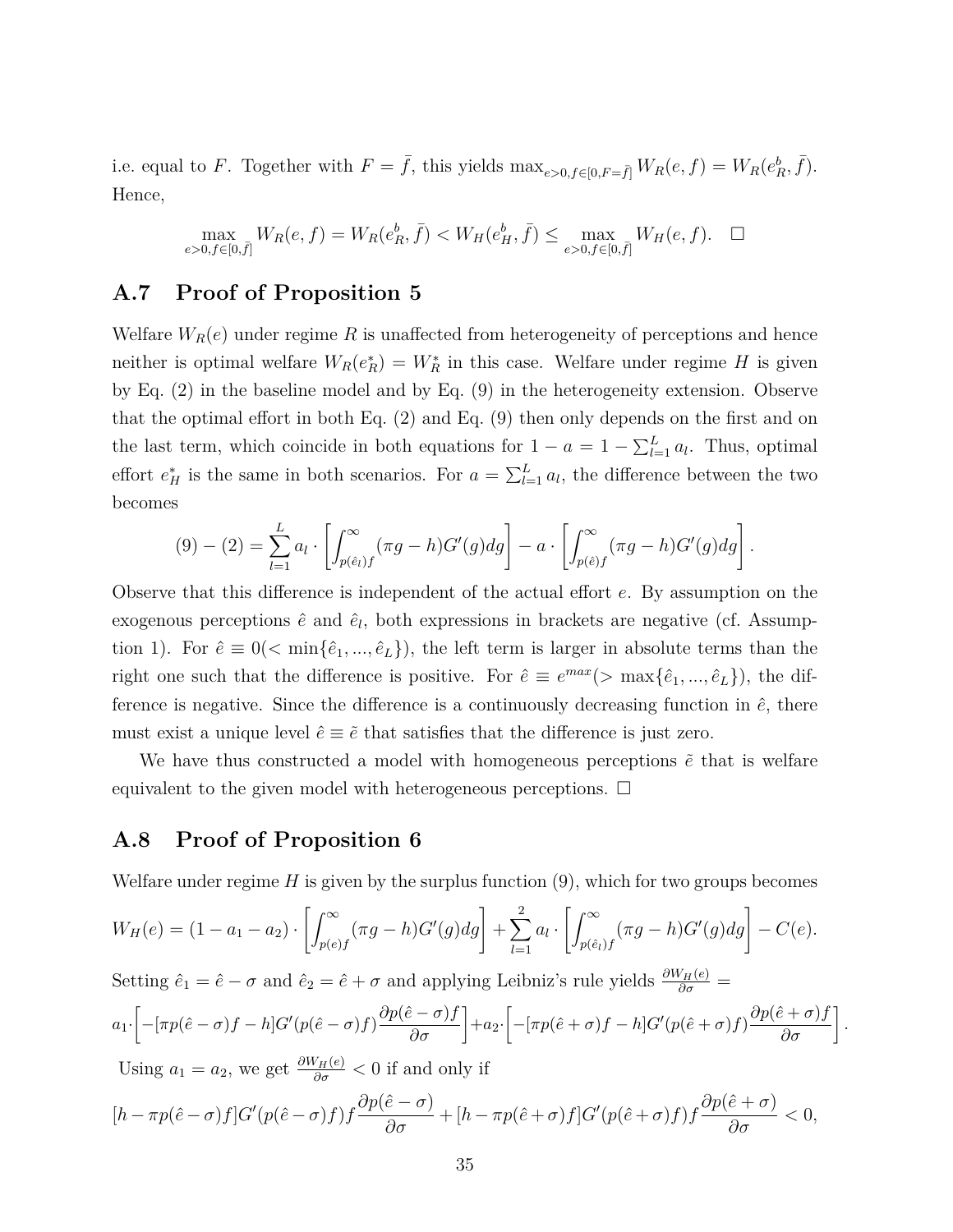i.e. equal to $F$. Together with $F = \bar{f}$, this yields $\max_{e>0, f\in[0,F=\bar{f}]} W_R(e,f) = W_R(e_R^b, \bar{f})$. Hence,

$$\max_{e>0, f\in[0,\bar{f}]} W_R(e,f) = W_R(e_R^b, \bar{f}) < W_H(e_H^b, \bar{f}) \leq \max_{e>0, f\in[0,\bar{f}]} W_H(e,f). \quad \square$$

## A.7 Proof of Proposition 5

Welfare $W_R(e)$ under regime $R$ is unaffected from heterogeneity of perceptions and hence neither is optimal welfare $W_R(e_R^*) = W_R^*$ in this case. Welfare under regime $H$ is given by Eq. (2) in the baseline model and by Eq. (9) in the heterogeneity extension. Observe that the optimal effort in both Eq. (2) and Eq. (9) then only depends on the first and on the last term, which coincide in both equations for $1 - a = 1 - \sum_{l=1}^{L} a_l$. Thus, optimal effort $e_H^*$ is the same in both scenarios. For $a = \sum_{l=1}^{L} a_l$, the difference between the two becomes

$$(9) - (2) = \sum_{l=1}^{L} a_l \cdot \left[\int_{p(\hat{e}_l)f}^{\infty} (\pi g - h) G'(g) dg\right] - a \cdot \left[\int_{p(\hat{e})f}^{\infty} (\pi g - h) G'(g) dg\right].$$

Observe that this difference is independent of the actual effort $e$. By assumption on the exogenous perceptions $\hat{e}$ and $\hat{e}_l$, both expressions in brackets are negative (cf. Assumption 1). For $\hat{e} \equiv 0 (< \min\{\hat{e}_1, ..., \hat{e}_L\})$, the left term is larger in absolute terms than the right one such that the difference is positive. For $\hat{e} \equiv e^{max} (> \max\{\hat{e}_1, ..., \hat{e}_L\})$, the difference is negative. Since the difference is a continuously decreasing function in $\hat{e}$, there must exist a unique level $\hat{e} \equiv \tilde{e}$ that satisfies that the difference is just zero.

We have thus constructed a model with homogeneous perceptions $\tilde{e}$ that is welfare equivalent to the given model with heterogeneous perceptions. $\square$

## A.8 Proof of Proposition 6

Welfare under regime $H$ is given by the surplus function (9), which for two groups becomes

$$W_H(e) = (1 - a_1 - a_2) \cdot \left[\int_{p(e)f}^{\infty} (\pi g - h) G'(g) dg\right] + \sum_{l=1}^{2} a_l \cdot \left[\int_{p(\hat{e}_l)f}^{\infty} (\pi g - h) G'(g) dg\right] - C(e).$$

Setting $\hat{e}_1 = \hat{e} - \sigma$ and $\hat{e}_2 = \hat{e} + \sigma$ and applying Leibniz's rule yields $\frac{\partial W_H(e)}{\partial \sigma} =$

$$a_1 \cdot \left[-[\pi p(\hat{e} - \sigma) f - h] G'(p(\hat{e} - \sigma) f) \frac{\partial p(\hat{e} - \sigma) f}{\partial \sigma}\right] + a_2 \cdot \left[-[\pi p(\hat{e} + \sigma) f - h] G'(p(\hat{e} + \sigma) f) \frac{\partial p(\hat{e} + \sigma) f}{\partial \sigma}\right].$$

Using $a_1 = a_2$, we get $\frac{\partial W_H(e)}{\partial \sigma} < 0$ if and only if

$$[h - \pi p(\hat{e} - \sigma) f] G'(p(\hat{e} - \sigma) f) f \frac{\partial p(\hat{e} - \sigma)}{\partial \sigma} + [h - \pi p(\hat{e} + \sigma) f] G'(p(\hat{e} + \sigma) f) f \frac{\partial p(\hat{e} + \sigma)}{\partial \sigma} < 0,$$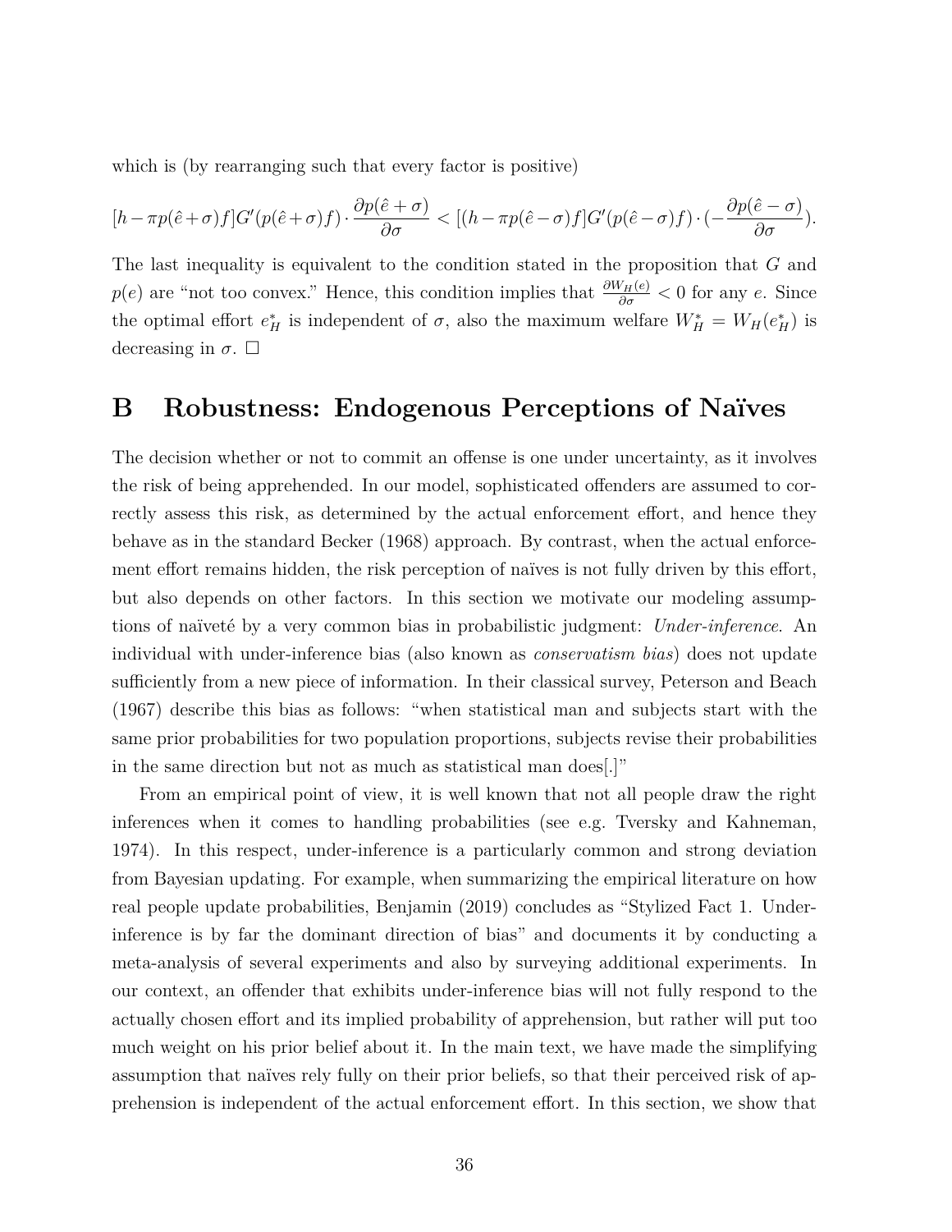which is (by rearranging such that every factor is positive)

$$[h - \pi p(\hat{e}+\sigma)f]G'(p(\hat{e}+\sigma)f) \cdot \frac{\partial p(\hat{e}+\sigma)}{\partial \sigma} < [(h - \pi p(\hat{e}-\sigma)f]G'(p(\hat{e}-\sigma)f) \cdot (-\frac{\partial p(\hat{e}-\sigma)}{\partial \sigma}).$$

The last inequality is equivalent to the condition stated in the proposition that $G$ and $p(e)$ are "not too convex." Hence, this condition implies that $\frac{\partial W_H(e)}{\partial \sigma} < 0$ for any $e$. Since the optimal effort $e_H^*$ is independent of $\sigma$, also the maximum welfare $W_H^* = W_H(e_H^*)$ is decreasing in $\sigma$. □

# B Robustness: Endogenous Perceptions of Naïves

The decision whether or not to commit an offense is one under uncertainty, as it involves the risk of being apprehended. In our model, sophisticated offenders are assumed to correctly assess this risk, as determined by the actual enforcement effort, and hence they behave as in the standard Becker (1968) approach. By contrast, when the actual enforcement effort remains hidden, the risk perception of naïves is not fully driven by this effort, but also depends on other factors. In this section we motivate our modeling assumptions of naïveté by a very common bias in probabilistic judgment: *Under-inference*. An individual with under-inference bias (also known as *conservatism bias*) does not update sufficiently from a new piece of information. In their classical survey, Peterson and Beach (1967) describe this bias as follows: "when statistical man and subjects start with the same prior probabilities for two population proportions, subjects revise their probabilities in the same direction but not as much as statistical man does[.]"

From an empirical point of view, it is well known that not all people draw the right inferences when it comes to handling probabilities (see e.g. Tversky and Kahneman, 1974). In this respect, under-inference is a particularly common and strong deviation from Bayesian updating. For example, when summarizing the empirical literature on how real people update probabilities, Benjamin (2019) concludes as "Stylized Fact 1. Under-inference is by far the dominant direction of bias" and documents it by conducting a meta-analysis of several experiments and also by surveying additional experiments. In our context, an offender that exhibits under-inference bias will not fully respond to the actually chosen effort and its implied probability of apprehension, but rather will put too much weight on his prior belief about it. In the main text, we have made the simplifying assumption that naïves rely fully on their prior beliefs, so that their perceived risk of apprehension is independent of the actual enforcement effort. In this section, we show that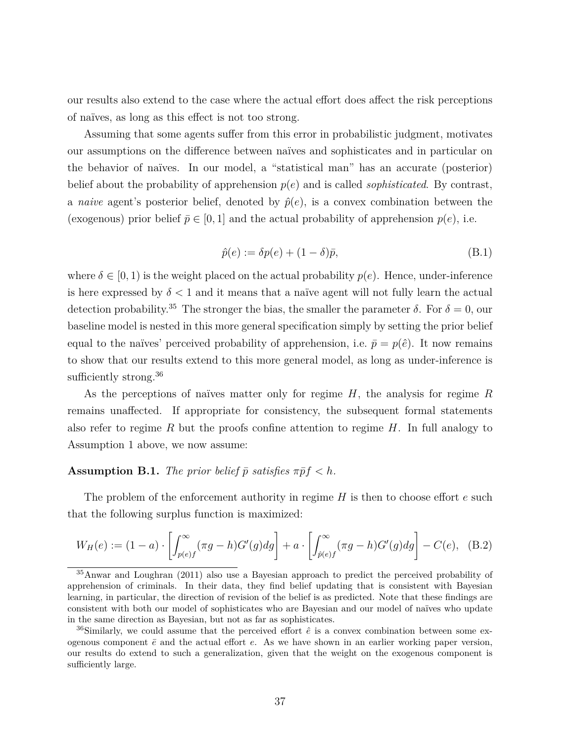our results also extend to the case where the actual effort does affect the risk perceptions of naïves, as long as this effect is not too strong.

Assuming that some agents suffer from this error in probabilistic judgment, motivates our assumptions on the difference between naïves and sophisticates and in particular on the behavior of naïves. In our model, a "statistical man" has an accurate (posterior) belief about the probability of apprehension $p(e)$ and is called *sophisticated*. By contrast, a *naive* agent's posterior belief, denoted by $\hat{p}(e)$, is a convex combination between the (exogenous) prior belief $\bar{p} \in [0, 1]$ and the actual probability of apprehension $p(e)$, i.e.

$$\hat{p}(e) := \delta p(e) + (1 - \delta)\bar{p}, \tag{B.1}$$

where $\delta \in [0, 1)$ is the weight placed on the actual probability $p(e)$. Hence, under-inference is here expressed by $\delta < 1$ and it means that a naïve agent will not fully learn the actual detection probability.[35] The stronger the bias, the smaller the parameter $\delta$. For $\delta = 0$, our baseline model is nested in this more general specification simply by setting the prior belief equal to the naïves' perceived probability of apprehension, i.e. $\bar{p} = p(\hat{e})$. It now remains to show that our results extend to this more general model, as long as under-inference is sufficiently strong.[36]

As the perceptions of naïves matter only for regime $H$, the analysis for regime $R$ remains unaffected. If appropriate for consistency, the subsequent formal statements also refer to regime $R$ but the proofs confine attention to regime $H$. In full analogy to Assumption 1 above, we now assume:

**Assumption B.1.** *The prior belief $\bar{p}$ satisfies $\pi\bar{p}f < h$.*

The problem of the enforcement authority in regime $H$ is then to choose effort $e$ such that the following surplus function is maximized:

$$W_H(e) := (1 - a) \cdot \left[ \int_{p(e)f}^{\infty} (\pi g - h) G'(g) dg \right] + a \cdot \left[ \int_{\hat{p}(e)f}^{\infty} (\pi g - h) G'(g) dg \right] - C(e), \tag{B.2}$$

[35] Anwar and Loughran (2011) also use a Bayesian approach to predict the perceived probability of apprehension of criminals. In their data, they find belief updating that is consistent with Bayesian learning, in particular, the direction of revision of the belief is as predicted. Note that these findings are consistent with both our model of sophisticates who are Bayesian and our model of naïves who update in the same direction as Bayesian, but not as far as sophisticates.

[36] Similarly, we could assume that the perceived effort $\hat{e}$ is a convex combination between some exogenous component $\bar{e}$ and the actual effort $e$. As we have shown in an earlier working paper version, our results do extend to such a generalization, given that the weight on the exogenous component is sufficiently large.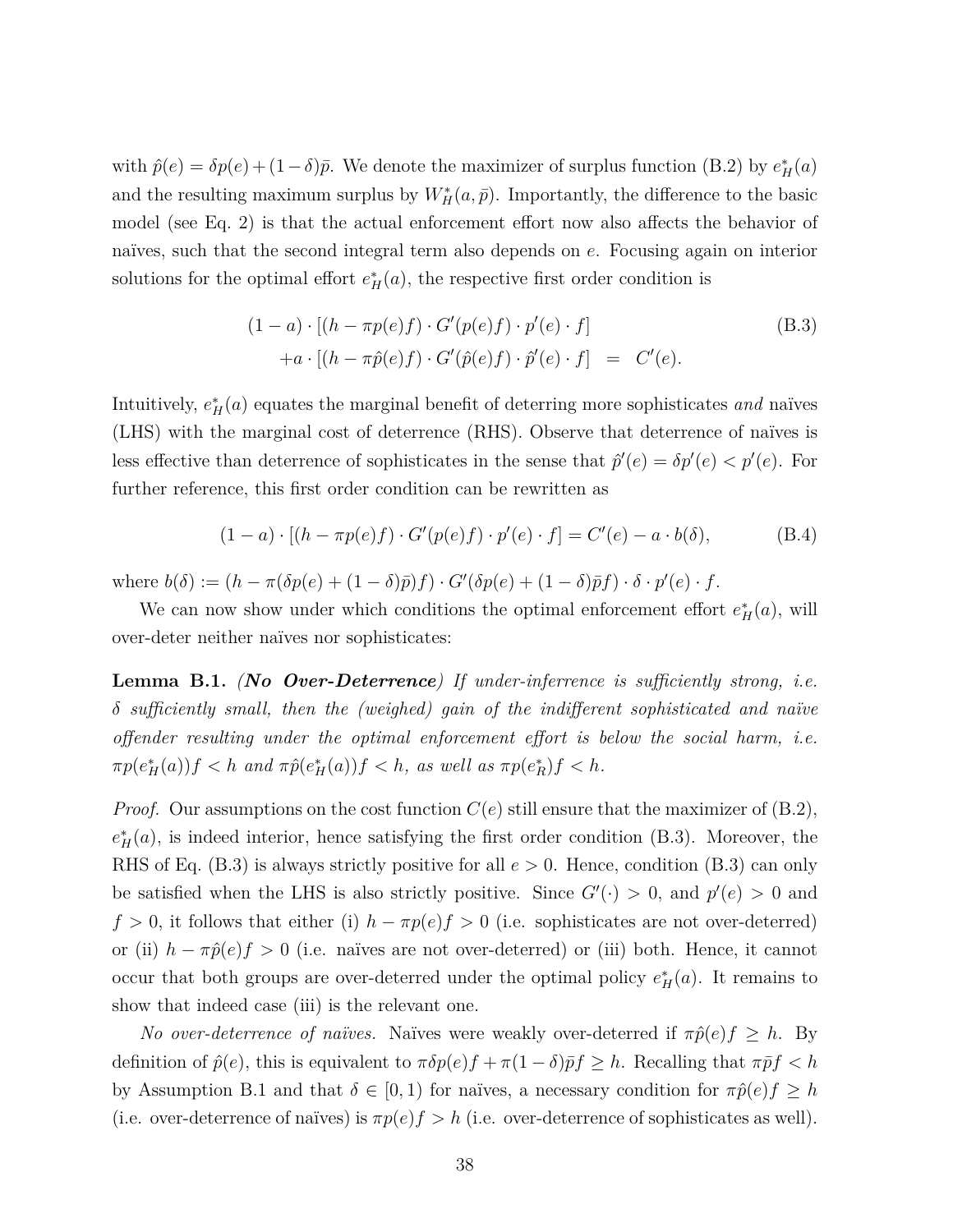with $\hat{p}(e) = \delta p(e) + (1-\delta)\bar{p}$. We denote the maximizer of surplus function (B.2) by $e^*_H(a)$ and the resulting maximum surplus by $W^*_H(a, \bar{p})$. Importantly, the difference to the basic model (see Eq. 2) is that the actual enforcement effort now also affects the behavior of naïves, such that the second integral term also depends on $e$. Focusing again on interior solutions for the optimal effort $e^*_H(a)$, the respective first order condition is

$$
\begin{aligned}
(1-a) \cdot [(h - \pi p(e) f) \cdot G'(p(e)f) \cdot p'(e) \cdot f] \\
+ a \cdot [(h - \pi \hat{p}(e) f) \cdot G'(\hat{p}(e)f) \cdot \hat{p}'(e) \cdot f] \quad = \quad C'(e).
\end{aligned}
\tag{B.3}
$$

Intuitively, $e^*_H(a)$ equates the marginal benefit of deterring more sophisticates *and* naïves (LHS) with the marginal cost of deterrence (RHS). Observe that deterrence of naïves is less effective than deterrence of sophisticates in the sense that $\hat{p}'(e) = \delta p'(e) < p'(e)$. For further reference, this first order condition can be rewritten as

$$
(1-a) \cdot [(h - \pi p(e) f) \cdot G'(p(e)f) \cdot p'(e) \cdot f] = C'(e) - a \cdot b(\delta), \tag{B.4}
$$

where $b(\delta) := (h - \pi(\delta p(e) + (1-\delta)\bar{p})f) \cdot G'(\delta p(e) + (1-\delta)\bar{p}f) \cdot \delta \cdot p'(e) \cdot f$.

We can now show under which conditions the optimal enforcement effort $e^*_H(a)$, will over-deter neither naïves nor sophisticates:

**Lemma B.1.** ***(No Over-Deterrence)*** *If under-inferrence is sufficiently strong, i.e. $\delta$ sufficiently small, then the (weighed) gain of the indifferent sophisticated and naïve offender resulting under the optimal enforcement effort is below the social harm, i.e. $\pi p(e^*_H(a))f < h$ and $\pi \hat{p}(e^*_H(a))f < h$, as well as $\pi p(e^*_R)f < h$.*

*Proof.* Our assumptions on the cost function $C(e)$ still ensure that the maximizer of (B.2), $e^*_H(a)$, is indeed interior, hence satisfying the first order condition (B.3). Moreover, the RHS of Eq. (B.3) is always strictly positive for all $e > 0$. Hence, condition (B.3) can only be satisfied when the LHS is also strictly positive. Since $G'(\cdot) > 0$, and $p'(e) > 0$ and $f > 0$, it follows that either (i) $h - \pi p(e) f > 0$ (i.e. sophisticates are not over-deterred) or (ii) $h - \pi \hat{p}(e) f > 0$ (i.e. naïves are not over-deterred) or (iii) both. Hence, it cannot occur that both groups are over-deterred under the optimal policy $e^*_H(a)$. It remains to show that indeed case (iii) is the relevant one.

*No over-deterrence of naïves.* Naïves were weakly over-deterred if $\pi \hat{p}(e) f \geq h$. By definition of $\hat{p}(e)$, this is equivalent to $\pi \delta p(e) f + \pi(1-\delta)\bar{p} f \geq h$. Recalling that $\pi \bar{p} f < h$ by Assumption B.1 and that $\delta \in [0, 1)$ for naïves, a necessary condition for $\pi \hat{p}(e) f \geq h$ (i.e. over-deterrence of naïves) is $\pi p(e) f > h$ (i.e. over-deterrence of sophisticates as well).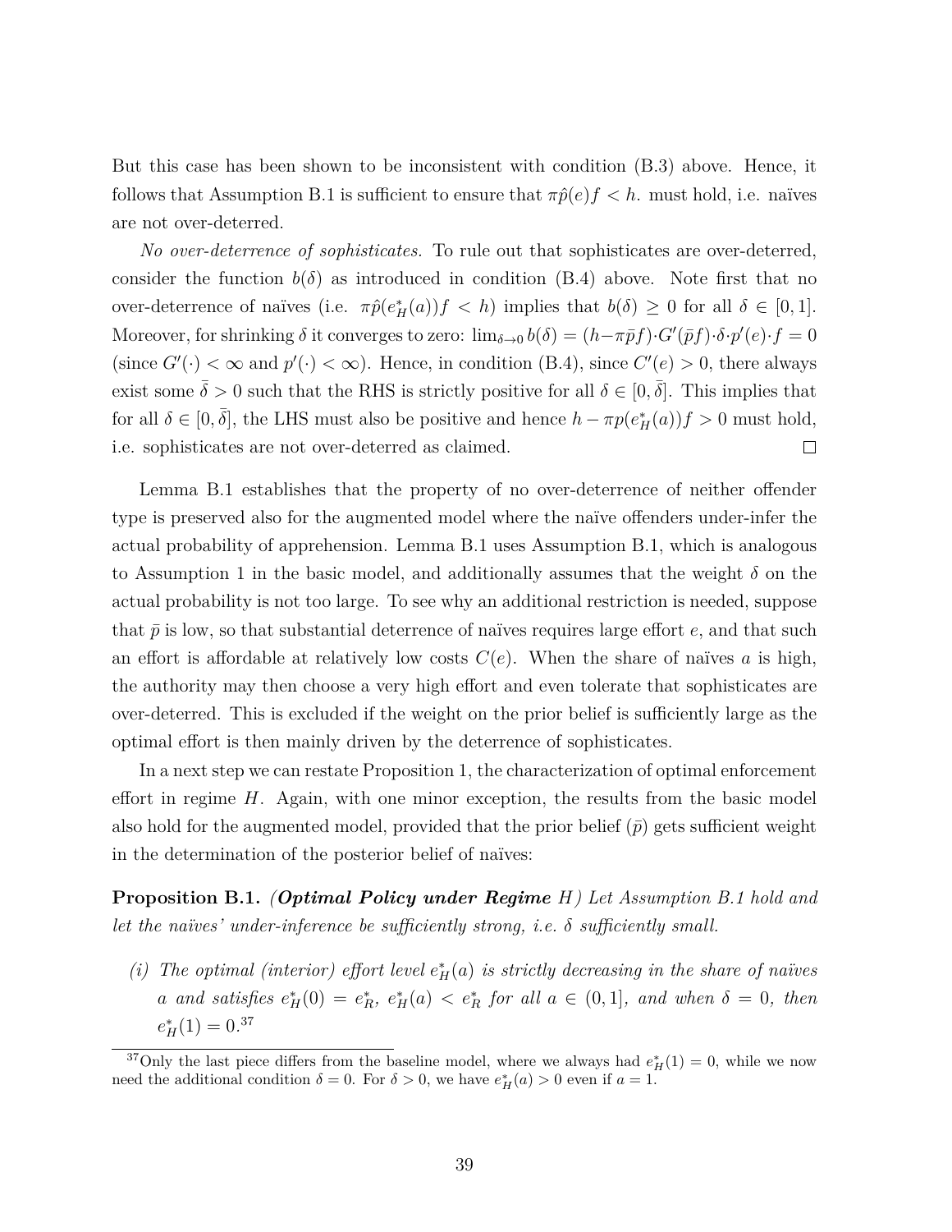But this case has been shown to be inconsistent with condition (B.3) above. Hence, it follows that Assumption B.1 is sufficient to ensure that $\pi\hat{p}(e)f < h$. must hold, i.e. naïves are not over-deterred.

*No over-deterrence of sophisticates.* To rule out that sophisticates are over-deterred, consider the function $b(\delta)$ as introduced in condition (B.4) above. Note first that no over-deterrence of naïves (i.e. $\pi\hat{p}(e^*_H(a))f < h$) implies that $b(\delta) \geq 0$ for all $\delta \in [0,1]$. Moreover, for shrinking $\delta$ it converges to zero: $\lim_{\delta\to 0} b(\delta) = (h - \pi\bar{p}f)\cdot G'(\bar{p}f)\cdot\delta\cdot p'(e)\cdot f = 0$ (since $G'(\cdot) < \infty$ and $p'(\cdot) < \infty$). Hence, in condition (B.4), since $C'(e) > 0$, there always exist some $\bar{\delta} > 0$ such that the RHS is strictly positive for all $\delta \in [0,\bar{\delta}]$. This implies that for all $\delta \in [0,\bar{\delta}]$, the LHS must also be positive and hence $h - \pi p(e^*_H(a))f > 0$ must hold, i.e. sophisticates are not over-deterred as claimed. □

Lemma B.1 establishes that the property of no over-deterrence of neither offender type is preserved also for the augmented model where the naïve offenders under-infer the actual probability of apprehension. Lemma B.1 uses Assumption B.1, which is analogous to Assumption 1 in the basic model, and additionally assumes that the weight $\delta$ on the actual probability is not too large. To see why an additional restriction is needed, suppose that $\bar{p}$ is low, so that substantial deterrence of naïves requires large effort $e$, and that such an effort is affordable at relatively low costs $C(e)$. When the share of naïves $a$ is high, the authority may then choose a very high effort and even tolerate that sophisticates are over-deterred. This is excluded if the weight on the prior belief is sufficiently large as the optimal effort is then mainly driven by the deterrence of sophisticates.

In a next step we can restate Proposition 1, the characterization of optimal enforcement effort in regime $H$. Again, with one minor exception, the results from the basic model also hold for the augmented model, provided that the prior belief ($\bar{p}$) gets sufficient weight in the determination of the posterior belief of naïves:

**Proposition B.1.** ***(Optimal Policy under Regime*** $H$***)*** *Let Assumption B.1 hold and let the naïves' under-inference be sufficiently strong, i.e.* $\delta$ *sufficiently small.*

*(i) The optimal (interior) effort level* $e^*_H(a)$ *is strictly decreasing in the share of naïves* $a$ *and satisfies* $e^*_H(0) = e^*_R$, $e^*_H(a) < e^*_R$ *for all* $a \in (0,1]$, *and when* $\delta = 0$, *then* $e^*_H(1) = 0$.[37]

[37] Only the last piece differs from the baseline model, where we always had $e^*_H(1) = 0$, while we now need the additional condition $\delta = 0$. For $\delta > 0$, we have $e^*_H(a) > 0$ even if $a = 1$.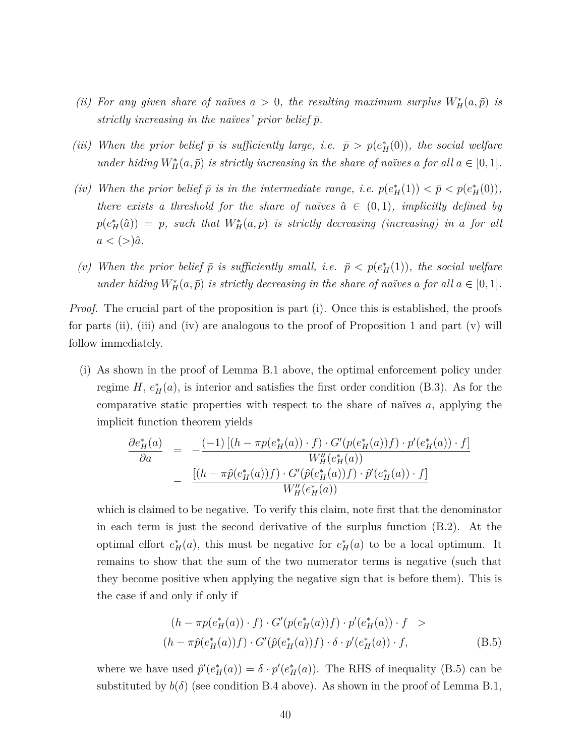(ii) *For any given share of naïves $a > 0$, the resulting maximum surplus $W_H^*(a, \bar{p})$ is strictly increasing in the naïves' prior belief $\bar{p}$.*

(iii) *When the prior belief $\bar{p}$ is sufficiently large, i.e. $\bar{p} > p(e_H^*(0))$, the social welfare under hiding $W_H^*(a, \bar{p})$ is strictly increasing in the share of naïves $a$ for all $a \in [0, 1]$.*

(iv) *When the prior belief $\bar{p}$ is in the intermediate range, i.e. $p(e_H^*(1)) < \bar{p} < p(e_H^*(0))$, there exists a threshold for the share of naïves $\hat{a} \in (0, 1)$, implicitly defined by $p(e_H^*(\hat{a})) = \bar{p}$, such that $W_H^*(a, \bar{p})$ is strictly decreasing (increasing) in $a$ for all $a < (>)\hat{a}$.*

(v) *When the prior belief $\bar{p}$ is sufficiently small, i.e. $\bar{p} < p(e_H^*(1))$, the social welfare under hiding $W_H^*(a, \bar{p})$ is strictly decreasing in the share of naïves $a$ for all $a \in [0, 1]$.*

*Proof.* The crucial part of the proposition is part (i). Once this is established, the proofs for parts (ii), (iii) and (iv) are analogous to the proof of Proposition 1 and part (v) will follow immediately.

(i) As shown in the proof of Lemma B.1 above, the optimal enforcement policy under regime $H$, $e_H^*(a)$, is interior and satisfies the first order condition (B.3). As for the comparative static properties with respect to the share of naïves $a$, applying the implicit function theorem yields

$$
\begin{aligned}
\frac{\partial e_H^*(a)}{\partial a} &= -\frac{(-1)\left[(h - \pi p(e_H^*(a)) \cdot f) \cdot G'(p(e_H^*(a))f) \cdot p'(e_H^*(a)) \cdot f\right]}{W_H''(e_H^*(a))} \\
&\quad - \frac{\left[(h - \pi \hat{p}(e_H^*(a))f) \cdot G'(\hat{p}(e_H^*(a))f) \cdot \hat{p}'(e_H^*(a)) \cdot f\right]}{W_H''(e_H^*(a))}
\end{aligned}
$$

which is claimed to be negative. To verify this claim, note first that the denominator in each term is just the second derivative of the surplus function (B.2). At the optimal effort $e_H^*(a)$, this must be negative for $e_H^*(a)$ to be a local optimum. It remains to show that the sum of the two numerator terms is negative (such that they become positive when applying the negative sign that is before them). This is the case if and only if only if

$$
\begin{aligned}
(h - \pi p(e_H^*(a)) \cdot f) \cdot G'(p(e_H^*(a))f) \cdot p'(e_H^*(a)) \cdot f &> \\
(h - \pi \hat{p}(e_H^*(a))f) \cdot G'(\hat{p}(e_H^*(a))f) \cdot \delta \cdot p'(e_H^*(a)) \cdot f, & \qquad \text{(B.5)}
\end{aligned}
$$

where we have used $\hat{p}'(e_H^*(a)) = \delta \cdot p'(e_H^*(a))$. The RHS of inequality (B.5) can be substituted by $b(\delta)$ (see condition B.4 above). As shown in the proof of Lemma B.1,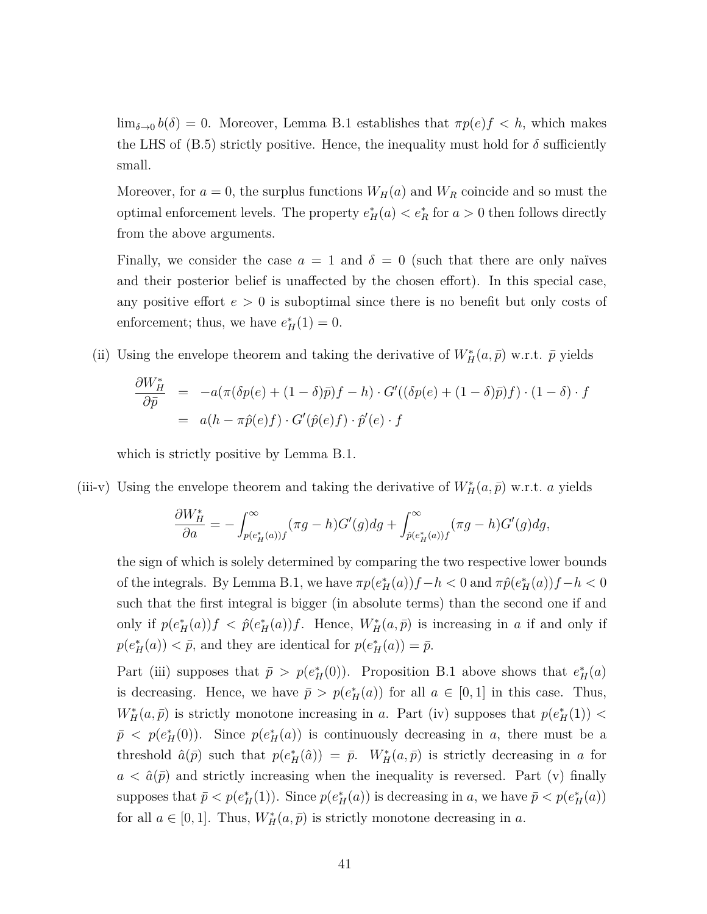$\lim_{\delta \to 0} b(\delta) = 0$. Moreover, Lemma B.1 establishes that $\pi p(e) f < h$, which makes the LHS of (B.5) strictly positive. Hence, the inequality must hold for $\delta$ sufficiently small.

Moreover, for $a = 0$, the surplus functions $W_H(a)$ and $W_R$ coincide and so must the optimal enforcement levels. The property $e^*_H(a) < e^*_R$ for $a > 0$ then follows directly from the above arguments.

Finally, we consider the case $a = 1$ and $\delta = 0$ (such that there are only naïves and their posterior belief is unaffected by the chosen effort). In this special case, any positive effort $e > 0$ is suboptimal since there is no benefit but only costs of enforcement; thus, we have $e^*_H(1) = 0$.

(ii) Using the envelope theorem and taking the derivative of $W^*_H(a, \bar{p})$ w.r.t. $\bar{p}$ yields

$$\begin{aligned}\frac{\partial W^*_H}{\partial \bar{p}} &= -a(\pi(\delta p(e) + (1-\delta)\bar{p})f - h) \cdot G'((\delta p(e) + (1-\delta)\bar{p})f) \cdot (1-\delta) \cdot f \\ &= a(h - \pi \hat{p}(e) f) \cdot G'(\hat{p}(e) f) \cdot \hat{p}'(e) \cdot f\end{aligned}$$

which is strictly positive by Lemma B.1.

(iii-v) Using the envelope theorem and taking the derivative of $W^*_H(a, \bar{p})$ w.r.t. $a$ yields

$$\frac{\partial W^*_H}{\partial a} = -\int_{p(e^*_H(a))f}^{\infty} (\pi g - h) G'(g) dg + \int_{\hat{p}(e^*_H(a))f}^{\infty} (\pi g - h) G'(g) dg,$$

the sign of which is solely determined by comparing the two respective lower bounds of the integrals. By Lemma B.1, we have $\pi p(e^*_H(a)) f - h < 0$ and $\pi \hat{p}(e^*_H(a)) f - h < 0$ such that the first integral is bigger (in absolute terms) than the second one if and only if $p(e^*_H(a)) f < \hat{p}(e^*_H(a)) f$. Hence, $W^*_H(a, \bar{p})$ is increasing in $a$ if and only if $p(e^*_H(a)) < \bar{p}$, and they are identical for $p(e^*_H(a)) = \bar{p}$.

Part (iii) supposes that $\bar{p} > p(e^*_H(0))$. Proposition B.1 above shows that $e^*_H(a)$ is decreasing. Hence, we have $\bar{p} > p(e^*_H(a))$ for all $a \in [0,1]$ in this case. Thus, $W^*_H(a, \bar{p})$ is strictly monotone increasing in $a$. Part (iv) supposes that $p(e^*_H(1)) < \bar{p} < p(e^*_H(0))$. Since $p(e^*_H(a))$ is continuously decreasing in $a$, there must be a threshold $\hat{a}(\bar{p})$ such that $p(e^*_H(\hat{a})) = \bar{p}$. $W^*_H(a, \bar{p})$ is strictly decreasing in $a$ for $a < \hat{a}(\bar{p})$ and strictly increasing when the inequality is reversed. Part (v) finally supposes that $\bar{p} < p(e^*_H(1))$. Since $p(e^*_H(a))$ is decreasing in $a$, we have $\bar{p} < p(e^*_H(a))$ for all $a \in [0,1]$. Thus, $W^*_H(a, \bar{p})$ is strictly monotone decreasing in $a$.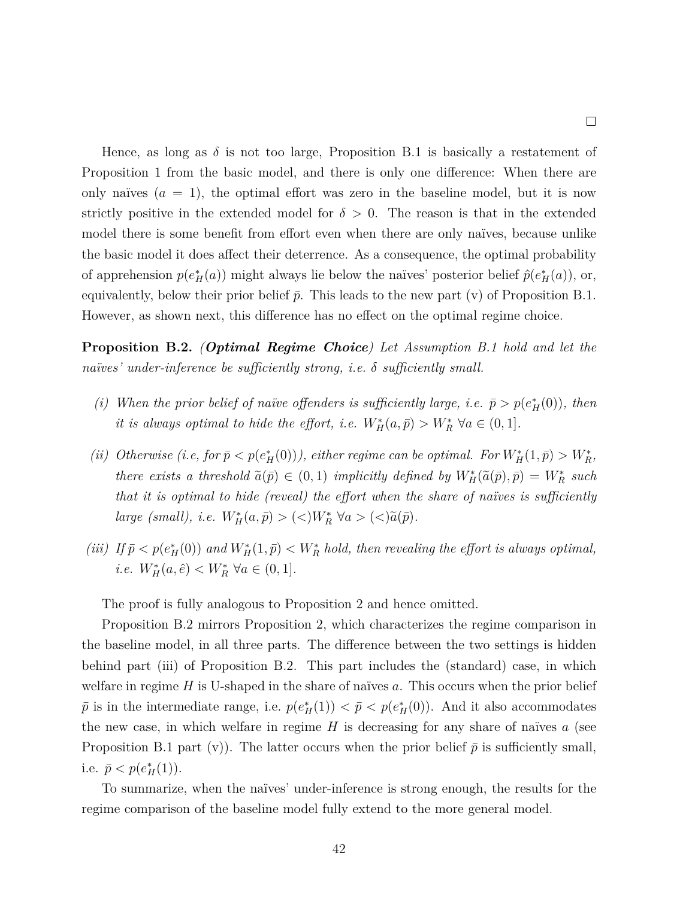□

Hence, as long as $\delta$ is not too large, Proposition B.1 is basically a restatement of Proposition 1 from the basic model, and there is only one difference: When there are only naïves ($a = 1$), the optimal effort was zero in the baseline model, but it is now strictly positive in the extended model for $\delta > 0$. The reason is that in the extended model there is some benefit from effort even when there are only naïves, because unlike the basic model it does affect their deterrence. As a consequence, the optimal probability of apprehension $p(e_H^*(a))$ might always lie below the naïves' posterior belief $\hat{p}(e_H^*(a))$, or, equivalently, below their prior belief $\bar{p}$. This leads to the new part (v) of Proposition B.1. However, as shown next, this difference has no effect on the optimal regime choice.

**Proposition B.2.** ***(Optimal Regime Choice)*** *Let Assumption B.1 hold and let the naïves' under-inference be sufficiently strong, i.e. $\delta$ sufficiently small.*

*(i) When the prior belief of naïve offenders is sufficiently large, i.e. $\bar{p} > p(e_H^*(0))$, then it is always optimal to hide the effort, i.e. $W_H^*(a, \bar{p}) > W_R^*$ $\forall a \in (0, 1]$.*

*(ii) Otherwise (i.e, for $\bar{p} < p(e_H^*(0))$), either regime can be optimal. For $W_H^*(1, \bar{p}) > W_R^*$, there exists a threshold $\tilde{a}(\bar{p}) \in (0, 1)$ implicitly defined by $W_H^*(\tilde{a}(\bar{p}), \bar{p}) = W_R^*$ such that it is optimal to hide (reveal) the effort when the share of naïves is sufficiently large (small), i.e. $W_H^*(a, \bar{p}) > (<) W_R^*$ $\forall a > (<) \tilde{a}(\bar{p})$.*

*(iii) If $\bar{p} < p(e_H^*(0))$ and $W_H^*(1, \bar{p}) < W_R^*$ hold, then revealing the effort is always optimal, i.e. $W_H^*(a, \hat{e}) < W_R^*$ $\forall a \in (0, 1]$.*

The proof is fully analogous to Proposition 2 and hence omitted.

Proposition B.2 mirrors Proposition 2, which characterizes the regime comparison in the baseline model, in all three parts. The difference between the two settings is hidden behind part (iii) of Proposition B.2. This part includes the (standard) case, in which welfare in regime $H$ is U-shaped in the share of naïves $a$. This occurs when the prior belief $\bar{p}$ is in the intermediate range, i.e. $p(e_H^*(1)) < \bar{p} < p(e_H^*(0))$. And it also accommodates the new case, in which welfare in regime $H$ is decreasing for any share of naïves $a$ (see Proposition B.1 part (v)). The latter occurs when the prior belief $\bar{p}$ is sufficiently small, i.e. $\bar{p} < p(e_H^*(1))$.

To summarize, when the naïves' under-inference is strong enough, the results for the regime comparison of the baseline model fully extend to the more general model.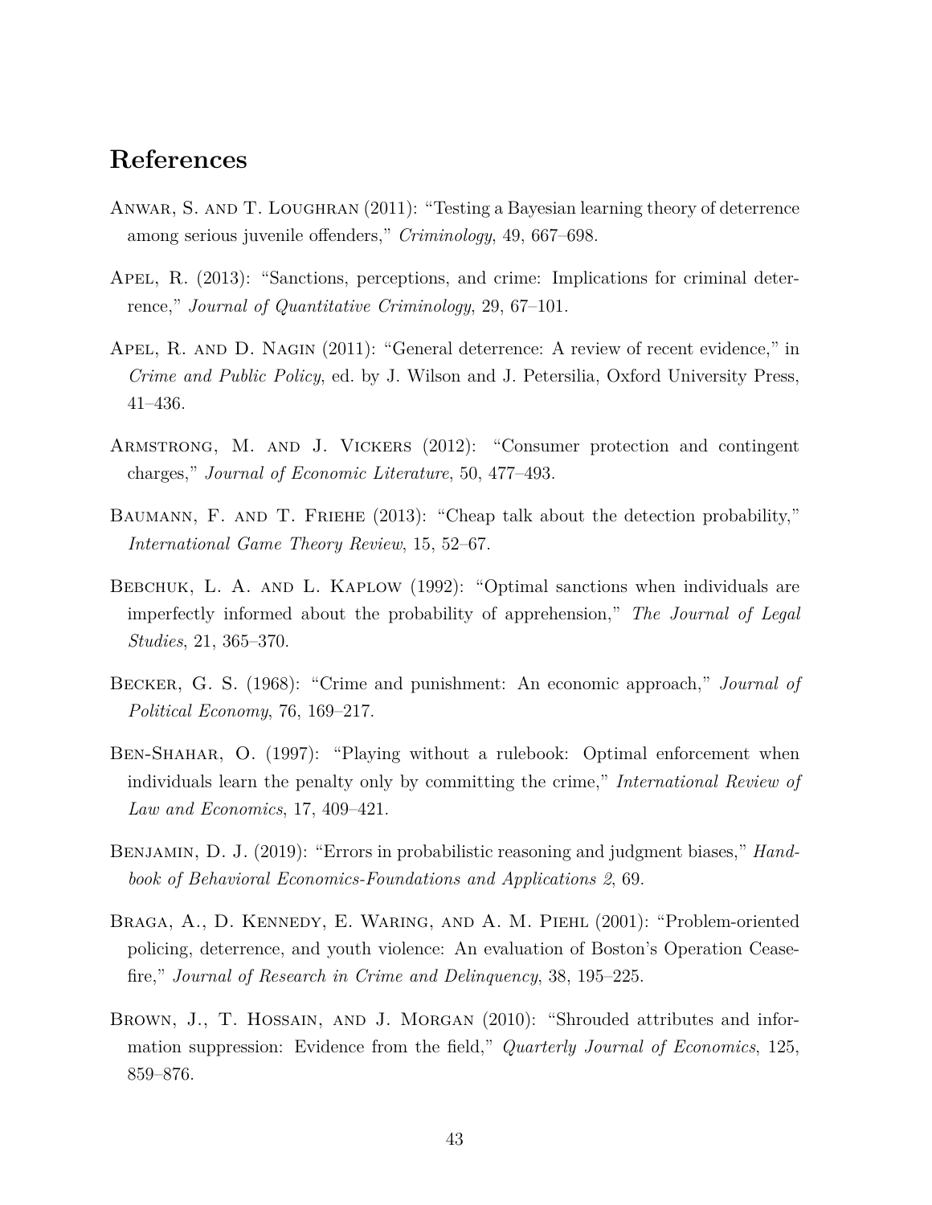# References

Anwar, S. and T. Loughran (2011): "Testing a Bayesian learning theory of deterrence among serious juvenile offenders," *Criminology*, 49, 667–698.

Apel, R. (2013): "Sanctions, perceptions, and crime: Implications for criminal deterrence," *Journal of Quantitative Criminology*, 29, 67–101.

Apel, R. and D. Nagin (2011): "General deterrence: A review of recent evidence," in *Crime and Public Policy*, ed. by J. Wilson and J. Petersilia, Oxford University Press, 41–436.

Armstrong, M. and J. Vickers (2012): "Consumer protection and contingent charges," *Journal of Economic Literature*, 50, 477–493.

Baumann, F. and T. Friehe (2013): "Cheap talk about the detection probability," *International Game Theory Review*, 15, 52–67.

Bebchuk, L. A. and L. Kaplow (1992): "Optimal sanctions when individuals are imperfectly informed about the probability of apprehension," *The Journal of Legal Studies*, 21, 365–370.

Becker, G. S. (1968): "Crime and punishment: An economic approach," *Journal of Political Economy*, 76, 169–217.

Ben-Shahar, O. (1997): "Playing without a rulebook: Optimal enforcement when individuals learn the penalty only by committing the crime," *International Review of Law and Economics*, 17, 409–421.

Benjamin, D. J. (2019): "Errors in probabilistic reasoning and judgment biases," *Handbook of Behavioral Economics-Foundations and Applications 2*, 69.

Braga, A., D. Kennedy, E. Waring, and A. M. Piehl (2001): "Problem-oriented policing, deterrence, and youth violence: An evaluation of Boston's Operation Ceasefire," *Journal of Research in Crime and Delinquency*, 38, 195–225.

Brown, J., T. Hossain, and J. Morgan (2010): "Shrouded attributes and information suppression: Evidence from the field," *Quarterly Journal of Economics*, 125, 859–876.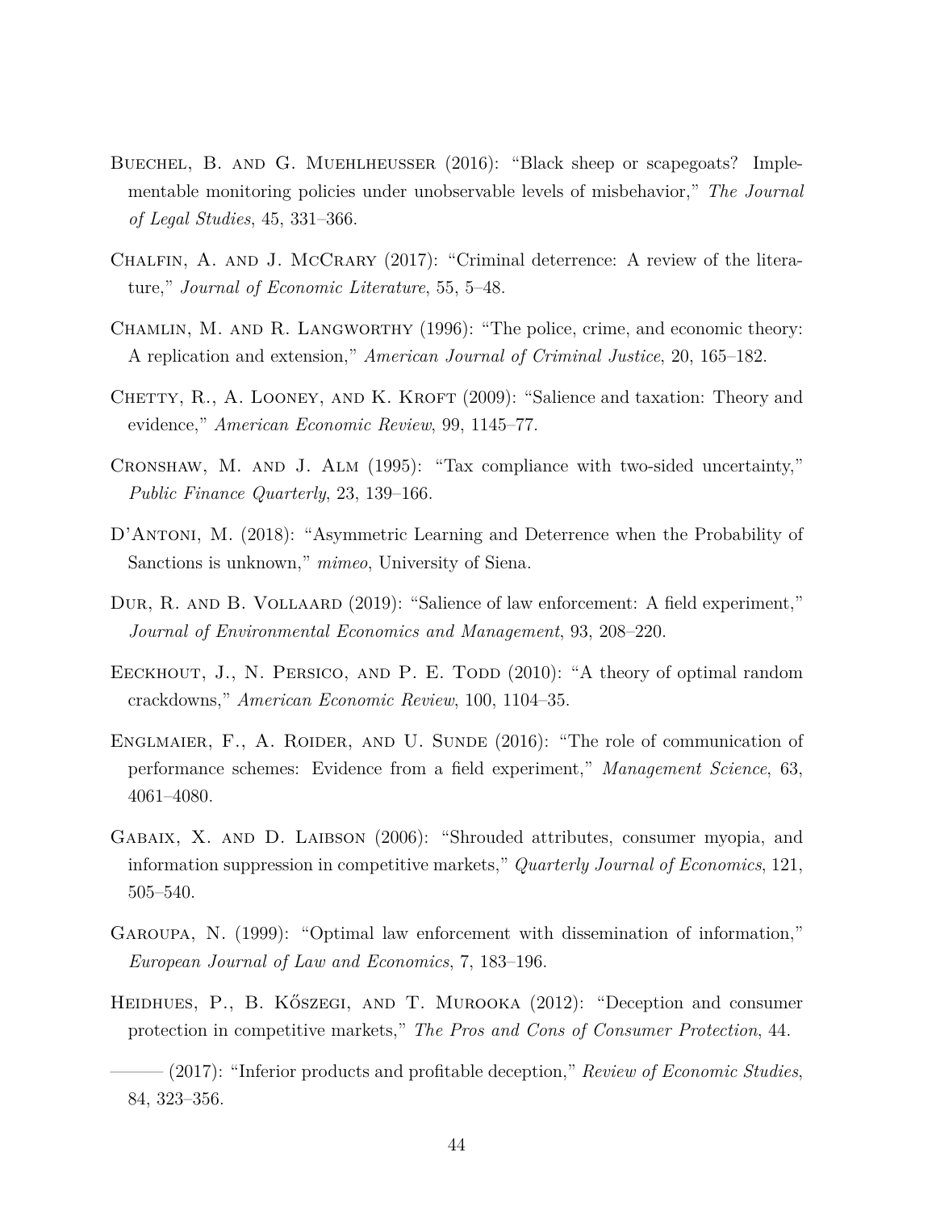Buechel, B. and G. Muehlheusser (2016): "Black sheep or scapegoats? Implementable monitoring policies under unobservable levels of misbehavior," *The Journal of Legal Studies*, 45, 331–366.

Chalfin, A. and J. McCrary (2017): "Criminal deterrence: A review of the literature," *Journal of Economic Literature*, 55, 5–48.

Chamlin, M. and R. Langworthy (1996): "The police, crime, and economic theory: A replication and extension," *American Journal of Criminal Justice*, 20, 165–182.

Chetty, R., A. Looney, and K. Kroft (2009): "Salience and taxation: Theory and evidence," *American Economic Review*, 99, 1145–77.

Cronshaw, M. and J. Alm (1995): "Tax compliance with two-sided uncertainty," *Public Finance Quarterly*, 23, 139–166.

D'Antoni, M. (2018): "Asymmetric Learning and Deterrence when the Probability of Sanctions is unknown," *mimeo*, University of Siena.

Dur, R. and B. Vollaard (2019): "Salience of law enforcement: A field experiment," *Journal of Environmental Economics and Management*, 93, 208–220.

Eeckhout, J., N. Persico, and P. E. Todd (2010): "A theory of optimal random crackdowns," *American Economic Review*, 100, 1104–35.

Englmaier, F., A. Roider, and U. Sunde (2016): "The role of communication of performance schemes: Evidence from a field experiment," *Management Science*, 63, 4061–4080.

Gabaix, X. and D. Laibson (2006): "Shrouded attributes, consumer myopia, and information suppression in competitive markets," *Quarterly Journal of Economics*, 121, 505–540.

Garoupa, N. (1999): "Optimal law enforcement with dissemination of information," *European Journal of Law and Economics*, 7, 183–196.

Heidhues, P., B. Kőszegi, and T. Murooka (2012): "Deception and consumer protection in competitive markets," *The Pros and Cons of Consumer Protection*, 44.

——— (2017): "Inferior products and profitable deception," *Review of Economic Studies*, 84, 323–356.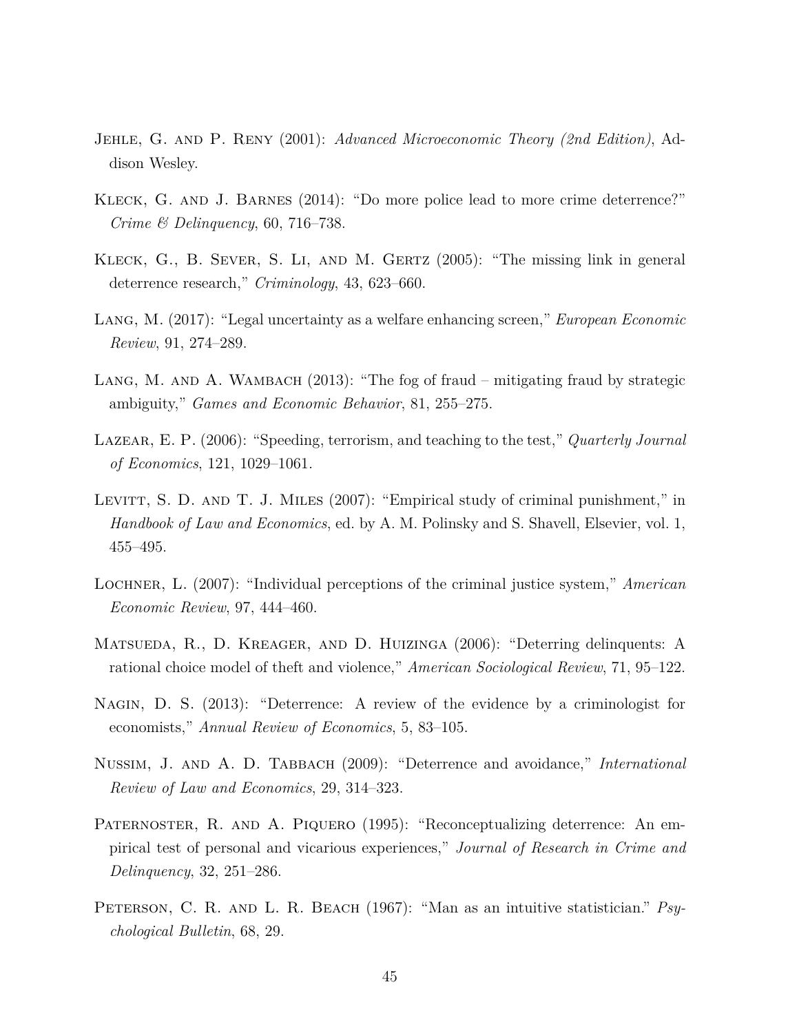Jehle, G. and P. Reny (2001): *Advanced Microeconomic Theory (2nd Edition)*, Addison Wesley.

Kleck, G. and J. Barnes (2014): "Do more police lead to more crime deterrence?" *Crime & Delinquency*, 60, 716–738.

Kleck, G., B. Sever, S. Li, and M. Gertz (2005): "The missing link in general deterrence research," *Criminology*, 43, 623–660.

Lang, M. (2017): "Legal uncertainty as a welfare enhancing screen," *European Economic Review*, 91, 274–289.

Lang, M. and A. Wambach (2013): "The fog of fraud – mitigating fraud by strategic ambiguity," *Games and Economic Behavior*, 81, 255–275.

Lazear, E. P. (2006): "Speeding, terrorism, and teaching to the test," *Quarterly Journal of Economics*, 121, 1029–1061.

Levitt, S. D. and T. J. Miles (2007): "Empirical study of criminal punishment," in *Handbook of Law and Economics*, ed. by A. M. Polinsky and S. Shavell, Elsevier, vol. 1, 455–495.

Lochner, L. (2007): "Individual perceptions of the criminal justice system," *American Economic Review*, 97, 444–460.

Matsueda, R., D. Kreager, and D. Huizinga (2006): "Deterring delinquents: A rational choice model of theft and violence," *American Sociological Review*, 71, 95–122.

Nagin, D. S. (2013): "Deterrence: A review of the evidence by a criminologist for economists," *Annual Review of Economics*, 5, 83–105.

Nussim, J. and A. D. Tabbach (2009): "Deterrence and avoidance," *International Review of Law and Economics*, 29, 314–323.

Paternoster, R. and A. Piquero (1995): "Reconceptualizing deterrence: An empirical test of personal and vicarious experiences," *Journal of Research in Crime and Delinquency*, 32, 251–286.

Peterson, C. R. and L. R. Beach (1967): "Man as an intuitive statistician." *Psychological Bulletin*, 68, 29.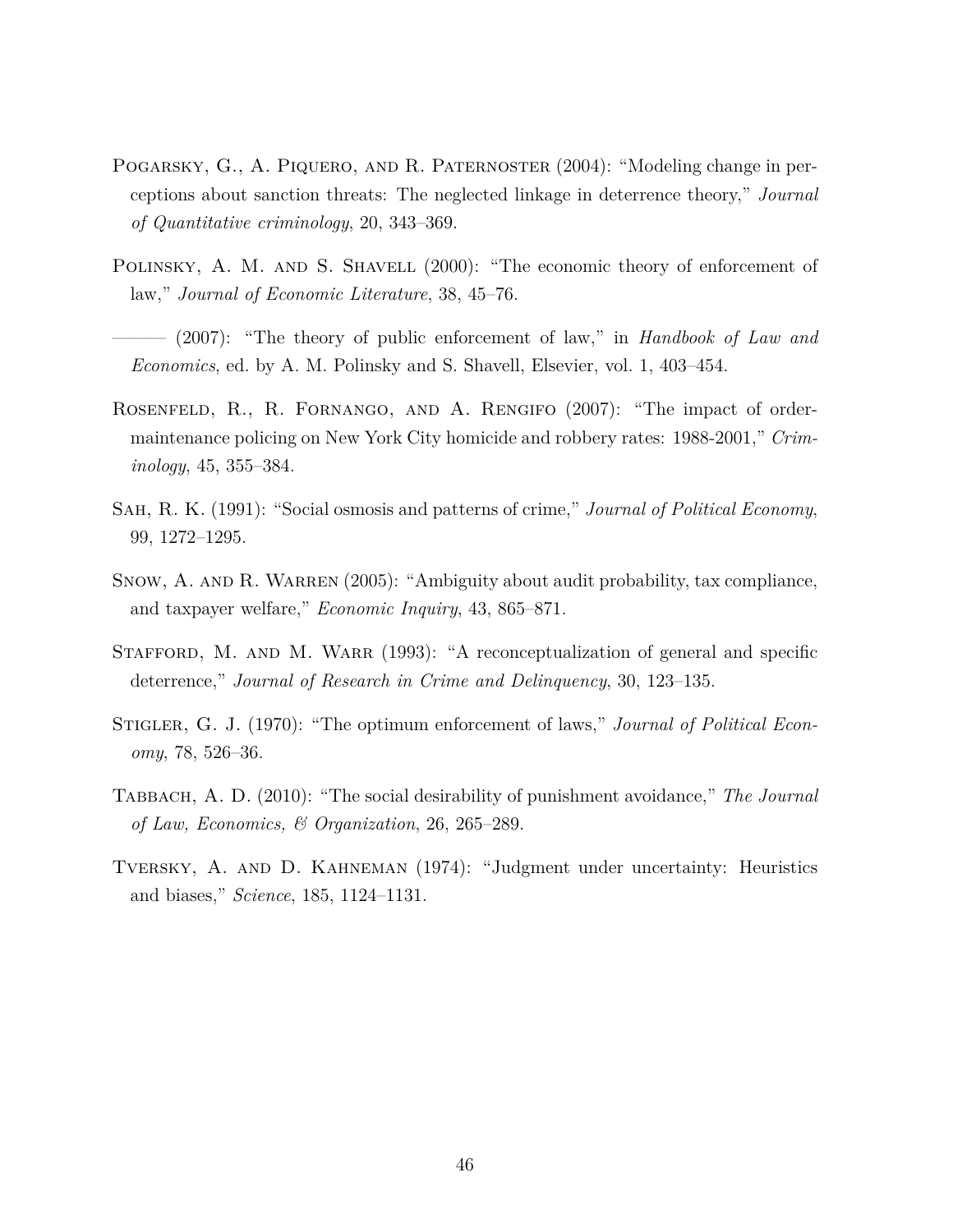Pogarsky, G., A. Piquero, and R. Paternoster (2004): "Modeling change in perceptions about sanction threats: The neglected linkage in deterrence theory," *Journal of Quantitative criminology*, 20, 343–369.

Polinsky, A. M. and S. Shavell (2000): "The economic theory of enforcement of law," *Journal of Economic Literature*, 38, 45–76.

——— (2007): "The theory of public enforcement of law," in *Handbook of Law and Economics*, ed. by A. M. Polinsky and S. Shavell, Elsevier, vol. 1, 403–454.

Rosenfeld, R., R. Fornango, and A. Rengifo (2007): "The impact of order-maintenance policing on New York City homicide and robbery rates: 1988-2001," *Criminology*, 45, 355–384.

Sah, R. K. (1991): "Social osmosis and patterns of crime," *Journal of Political Economy*, 99, 1272–1295.

Snow, A. and R. Warren (2005): "Ambiguity about audit probability, tax compliance, and taxpayer welfare," *Economic Inquiry*, 43, 865–871.

Stafford, M. and M. Warr (1993): "A reconceptualization of general and specific deterrence," *Journal of Research in Crime and Delinquency*, 30, 123–135.

Stigler, G. J. (1970): "The optimum enforcement of laws," *Journal of Political Economy*, 78, 526–36.

Tabbach, A. D. (2010): "The social desirability of punishment avoidance," *The Journal of Law, Economics, & Organization*, 26, 265–289.

Tversky, A. and D. Kahneman (1974): "Judgment under uncertainty: Heuristics and biases," *Science*, 185, 1124–1131.